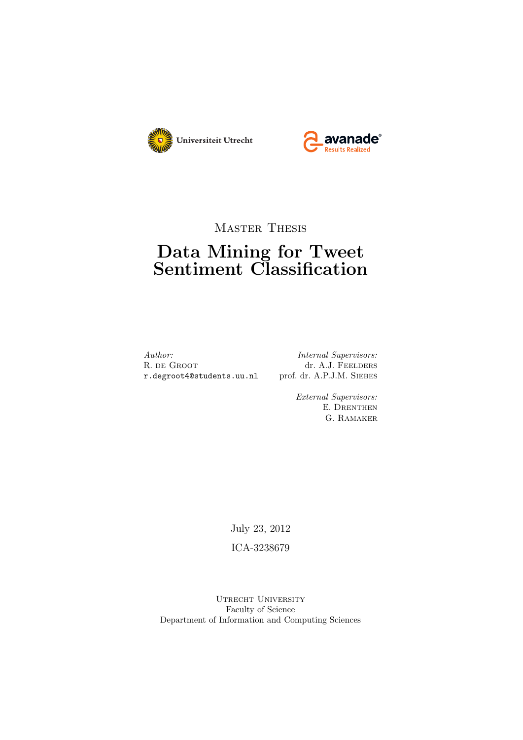Universiteit Utrecht

avanade
Results Realized

Master Thesis

# Data Mining for Tweet Sentiment Classification

*Author:*
R. de Groot
r.degroot4@students.uu.nl

*Internal Supervisors:*
dr. A.J. Feelders
prof. dr. A.P.J.M. Siebes

*External Supervisors:*
E. Drenthen
G. Ramaker

July 23, 2012

ICA-3238679

Utrecht University
Faculty of Science
Department of Information and Computing Sciences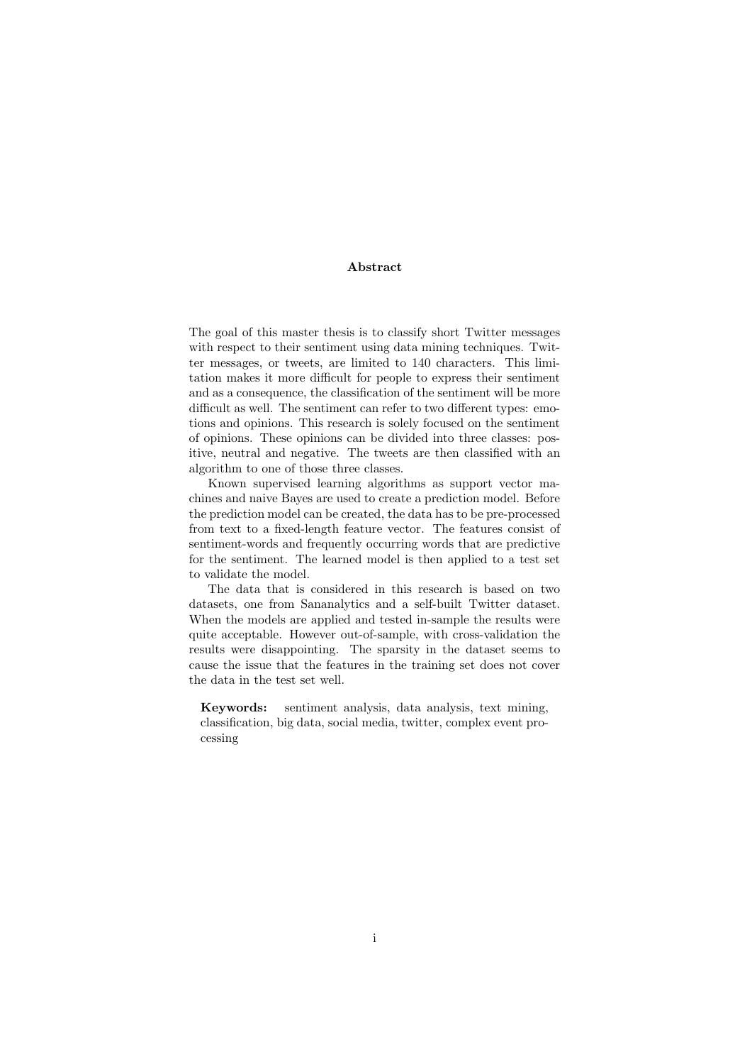# Abstract

The goal of this master thesis is to classify short Twitter messages with respect to their sentiment using data mining techniques. Twitter messages, or tweets, are limited to 140 characters. This limitation makes it more difficult for people to express their sentiment and as a consequence, the classification of the sentiment will be more difficult as well. The sentiment can refer to two different types: emotions and opinions. This research is solely focused on the sentiment of opinions. These opinions can be divided into three classes: positive, neutral and negative. The tweets are then classified with an algorithm to one of those three classes.

Known supervised learning algorithms as support vector machines and naive Bayes are used to create a prediction model. Before the prediction model can be created, the data has to be pre-processed from text to a fixed-length feature vector. The features consist of sentiment-words and frequently occurring words that are predictive for the sentiment. The learned model is then applied to a test set to validate the model.

The data that is considered in this research is based on two datasets, one from Sananalytics and a self-built Twitter dataset. When the models are applied and tested in-sample the results were quite acceptable. However out-of-sample, with cross-validation the results were disappointing. The sparsity in the dataset seems to cause the issue that the features in the training set does not cover the data in the test set well.

**Keywords:** sentiment analysis, data analysis, text mining, classification, big data, social media, twitter, complex event processing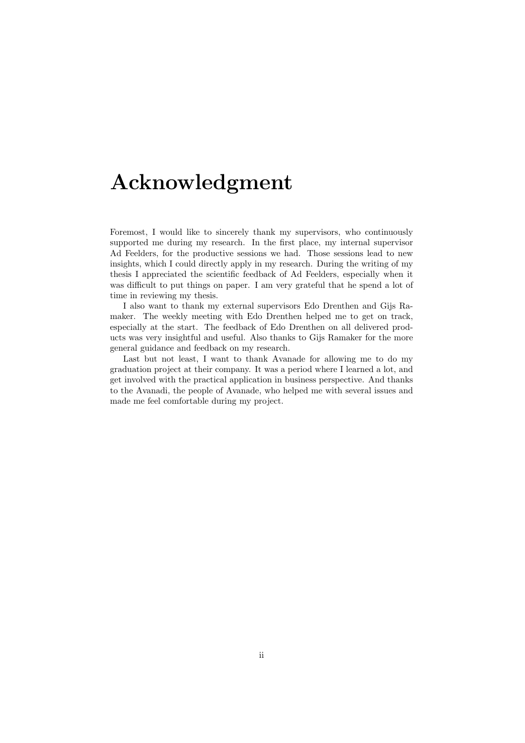# Acknowledgment

Foremost, I would like to sincerely thank my supervisors, who continuously supported me during my research. In the first place, my internal supervisor Ad Feelders, for the productive sessions we had. Those sessions lead to new insights, which I could directly apply in my research. During the writing of my thesis I appreciated the scientific feedback of Ad Feelders, especially when it was difficult to put things on paper. I am very grateful that he spend a lot of time in reviewing my thesis.

I also want to thank my external supervisors Edo Drenthen and Gijs Ramaker. The weekly meeting with Edo Drenthen helped me to get on track, especially at the start. The feedback of Edo Drenthen on all delivered products was very insightful and useful. Also thanks to Gijs Ramaker for the more general guidance and feedback on my research.

Last but not least, I want to thank Avanade for allowing me to do my graduation project at their company. It was a period where I learned a lot, and get involved with the practical application in business perspective. And thanks to the Avanadi, the people of Avanade, who helped me with several issues and made me feel comfortable during my project.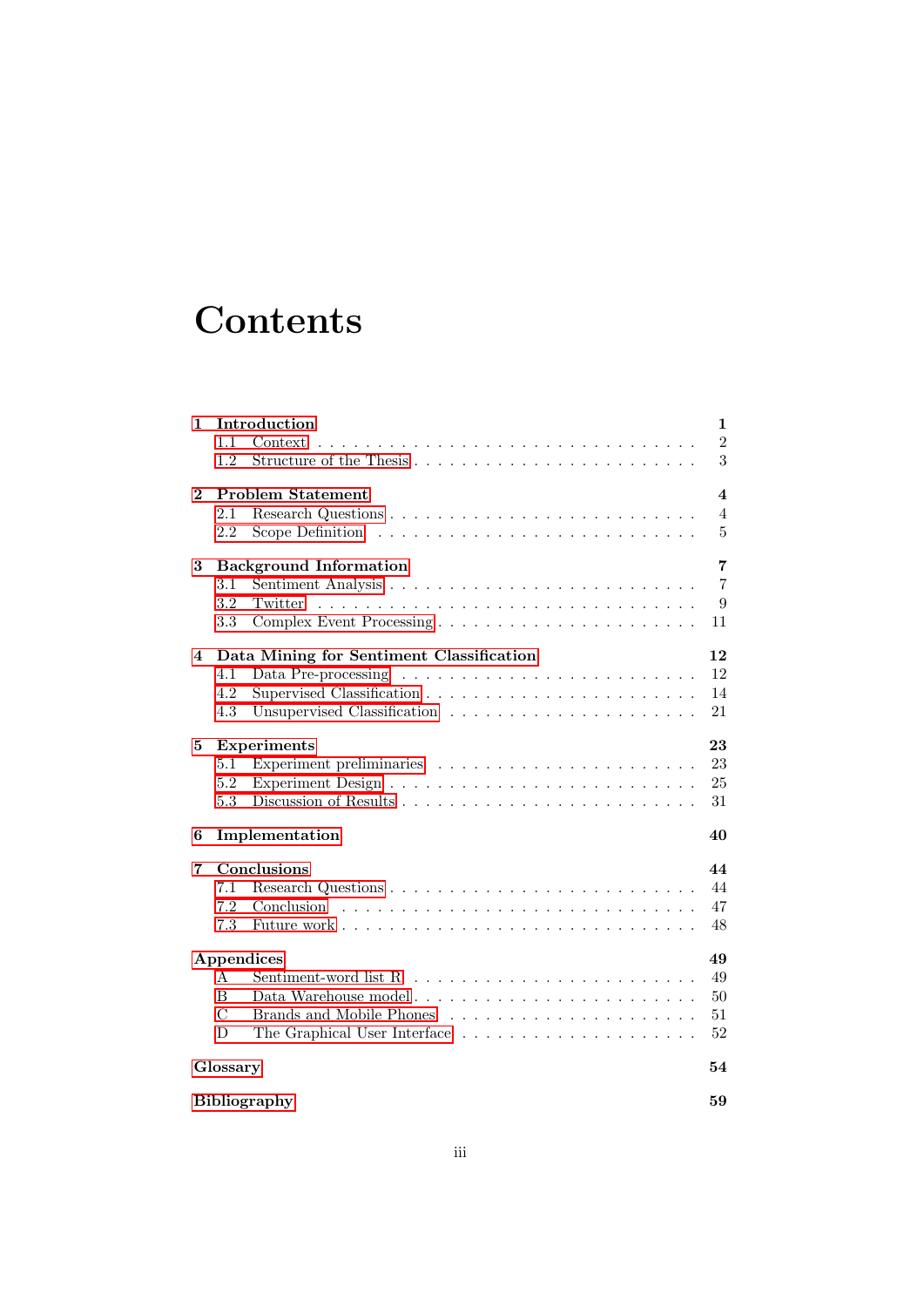# Contents

| | | |
|---|---|---|
| **1** | **Introduction** | **1** |
| 1.1 | Context | 2 |
| 1.2 | Structure of the Thesis | 3 |
| **2** | **Problem Statement** | **4** |
| 2.1 | Research Questions | 4 |
| 2.2 | Scope Definition | 5 |
| **3** | **Background Information** | **7** |
| 3.1 | Sentiment Analysis | 7 |
| 3.2 | Twitter | 9 |
| 3.3 | Complex Event Processing | 11 |
| **4** | **Data Mining for Sentiment Classification** | **12** |
| 4.1 | Data Pre-processing | 12 |
| 4.2 | Supervised Classification | 14 |
| 4.3 | Unsupervised Classification | 21 |
| **5** | **Experiments** | **23** |
| 5.1 | Experiment preliminaries | 23 |
| 5.2 | Experiment Design | 25 |
| 5.3 | Discussion of Results | 31 |
| **6** | **Implementation** | **40** |
| **7** | **Conclusions** | **44** |
| 7.1 | Research Questions | 44 |
| 7.2 | Conclusion | 47 |
| 7.3 | Future work | 48 |
| | **Appendices** | **49** |
| A | Sentiment-word list R | 49 |
| B | Data Warehouse model | 50 |
| C | Brands and Mobile Phones | 51 |
| D | The Graphical User Interface | 52 |
| | **Glossary** | **54** |
| | **Bibliography** | **59** |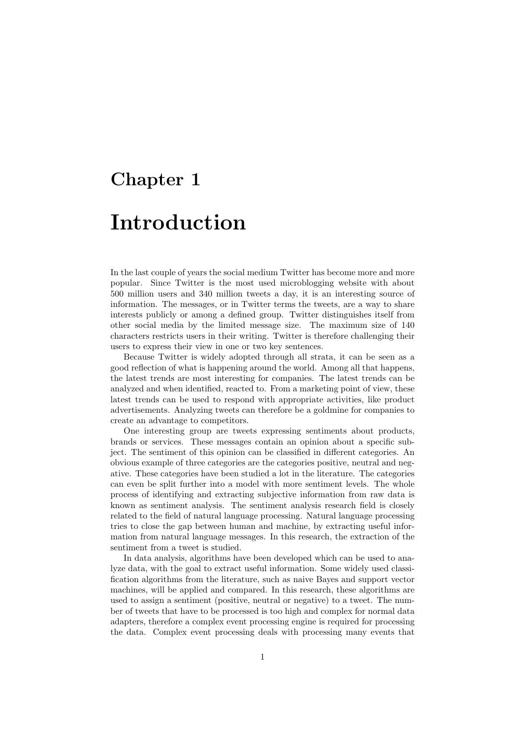# Chapter 1

# Introduction

In the last couple of years the social medium Twitter has become more and more popular. Since Twitter is the most used microblogging website with about 500 million users and 340 million tweets a day, it is an interesting source of information. The messages, or in Twitter terms the tweets, are a way to share interests publicly or among a defined group. Twitter distinguishes itself from other social media by the limited message size. The maximum size of 140 characters restricts users in their writing. Twitter is therefore challenging their users to express their view in one or two key sentences.

Because Twitter is widely adopted through all strata, it can be seen as a good reflection of what is happening around the world. Among all that happens, the latest trends are most interesting for companies. The latest trends can be analyzed and when identified, reacted to. From a marketing point of view, these latest trends can be used to respond with appropriate activities, like product advertisements. Analyzing tweets can therefore be a goldmine for companies to create an advantage to competitors.

One interesting group are tweets expressing sentiments about products, brands or services. These messages contain an opinion about a specific subject. The sentiment of this opinion can be classified in different categories. An obvious example of three categories are the categories positive, neutral and negative. These categories have been studied a lot in the literature. The categories can even be split further into a model with more sentiment levels. The whole process of identifying and extracting subjective information from raw data is known as sentiment analysis. The sentiment analysis research field is closely related to the field of natural language processing. Natural language processing tries to close the gap between human and machine, by extracting useful information from natural language messages. In this research, the extraction of the sentiment from a tweet is studied.

In data analysis, algorithms have been developed which can be used to analyze data, with the goal to extract useful information. Some widely used classification algorithms from the literature, such as naive Bayes and support vector machines, will be applied and compared. In this research, these algorithms are used to assign a sentiment (positive, neutral or negative) to a tweet. The number of tweets that have to be processed is too high and complex for normal data adapters, therefore a complex event processing engine is required for processing the data. Complex event processing deals with processing many events that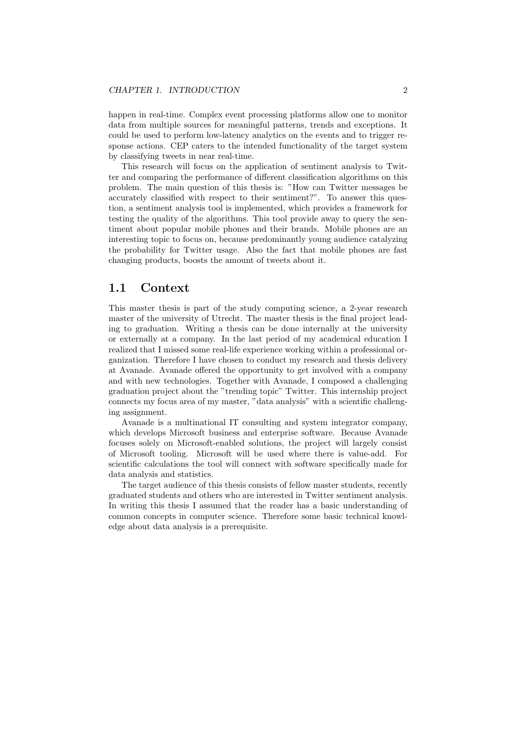happen in real-time. Complex event processing platforms allow one to monitor data from multiple sources for meaningful patterns, trends and exceptions. It could be used to perform low-latency analytics on the events and to trigger response actions. CEP caters to the intended functionality of the target system by classifying tweets in near real-time.

This research will focus on the application of sentiment analysis to Twitter and comparing the performance of different classification algorithms on this problem. The main question of this thesis is: "How can Twitter messages be accurately classified with respect to their sentiment?". To answer this question, a sentiment analysis tool is implemented, which provides a framework for testing the quality of the algorithms. This tool provide away to query the sentiment about popular mobile phones and their brands. Mobile phones are an interesting topic to focus on, because predominantly young audience catalyzing the probability for Twitter usage. Also the fact that mobile phones are fast changing products, boosts the amount of tweets about it.

## 1.1 Context

This master thesis is part of the study computing science, a 2-year research master of the university of Utrecht. The master thesis is the final project leading to graduation. Writing a thesis can be done internally at the university or externally at a company. In the last period of my academical education I realized that I missed some real-life experience working within a professional organization. Therefore I have chosen to conduct my research and thesis delivery at Avanade. Avanade offered the opportunity to get involved with a company and with new technologies. Together with Avanade, I composed a challenging graduation project about the "trending topic" Twitter. This internship project connects my focus area of my master, "data analysis" with a scientific challenging assignment.

Avanade is a multinational IT consulting and system integrator company, which develops Microsoft business and enterprise software. Because Avanade focuses solely on Microsoft-enabled solutions, the project will largely consist of Microsoft tooling. Microsoft will be used where there is value-add. For scientific calculations the tool will connect with software specifically made for data analysis and statistics.

The target audience of this thesis consists of fellow master students, recently graduated students and others who are interested in Twitter sentiment analysis. In writing this thesis I assumed that the reader has a basic understanding of common concepts in computer science. Therefore some basic technical knowledge about data analysis is a prerequisite.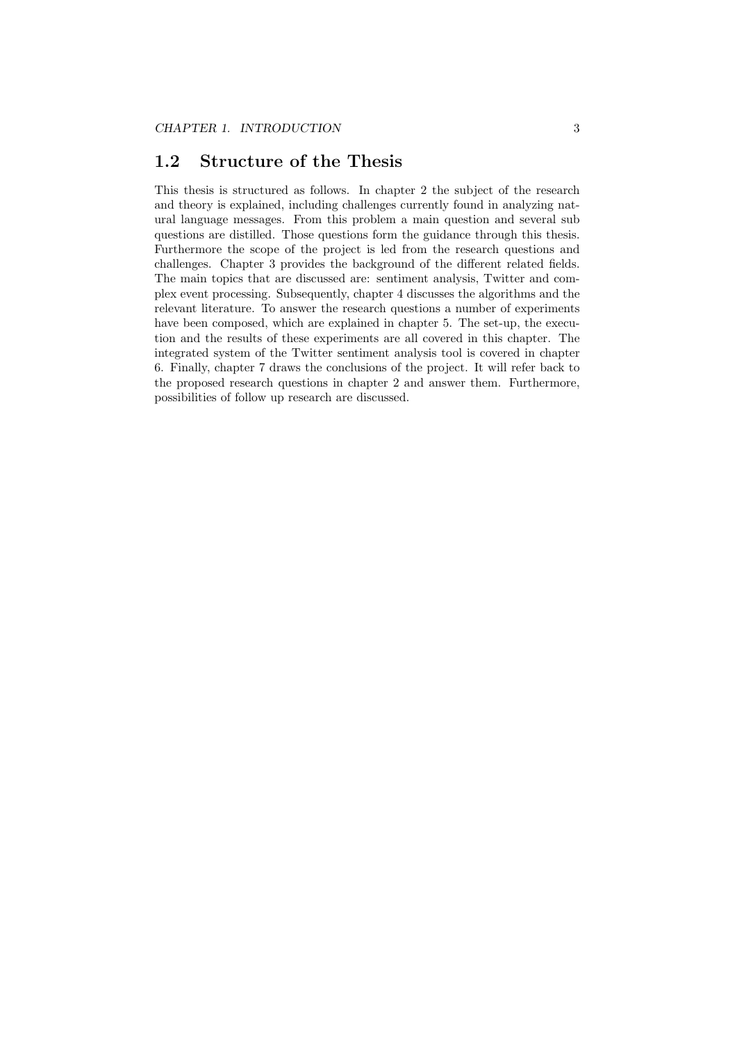## 1.2 Structure of the Thesis

This thesis is structured as follows. In chapter 2 the subject of the research and theory is explained, including challenges currently found in analyzing natural language messages. From this problem a main question and several sub questions are distilled. Those questions form the guidance through this thesis. Furthermore the scope of the project is led from the research questions and challenges. Chapter 3 provides the background of the different related fields. The main topics that are discussed are: sentiment analysis, Twitter and complex event processing. Subsequently, chapter 4 discusses the algorithms and the relevant literature. To answer the research questions a number of experiments have been composed, which are explained in chapter 5. The set-up, the execution and the results of these experiments are all covered in this chapter. The integrated system of the Twitter sentiment analysis tool is covered in chapter 6. Finally, chapter 7 draws the conclusions of the project. It will refer back to the proposed research questions in chapter 2 and answer them. Furthermore, possibilities of follow up research are discussed.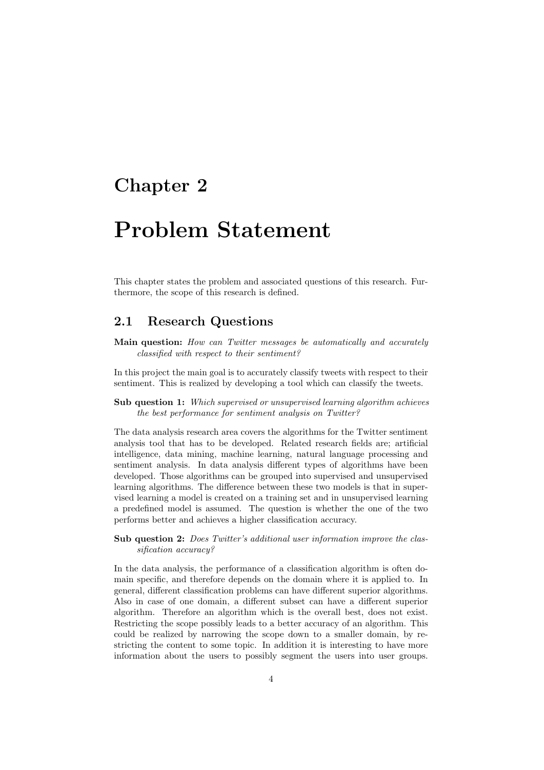# Chapter 2

# Problem Statement

This chapter states the problem and associated questions of this research. Furthermore, the scope of this research is defined.

## 2.1 Research Questions

**Main question:** *How can Twitter messages be automatically and accurately classified with respect to their sentiment?*

In this project the main goal is to accurately classify tweets with respect to their sentiment. This is realized by developing a tool which can classify the tweets.

**Sub question 1:** *Which supervised or unsupervised learning algorithm achieves the best performance for sentiment analysis on Twitter?*

The data analysis research area covers the algorithms for the Twitter sentiment analysis tool that has to be developed. Related research fields are; artificial intelligence, data mining, machine learning, natural language processing and sentiment analysis. In data analysis different types of algorithms have been developed. Those algorithms can be grouped into supervised and unsupervised learning algorithms. The difference between these two models is that in supervised learning a model is created on a training set and in unsupervised learning a predefined model is assumed. The question is whether the one of the two performs better and achieves a higher classification accuracy.

**Sub question 2:** *Does Twitter's additional user information improve the classification accuracy?*

In the data analysis, the performance of a classification algorithm is often domain specific, and therefore depends on the domain where it is applied to. In general, different classification problems can have different superior algorithms. Also in case of one domain, a different subset can have a different superior algorithm. Therefore an algorithm which is the overall best, does not exist. Restricting the scope possibly leads to a better accuracy of an algorithm. This could be realized by narrowing the scope down to a smaller domain, by restricting the content to some topic. In addition it is interesting to have more information about the users to possibly segment the users into user groups.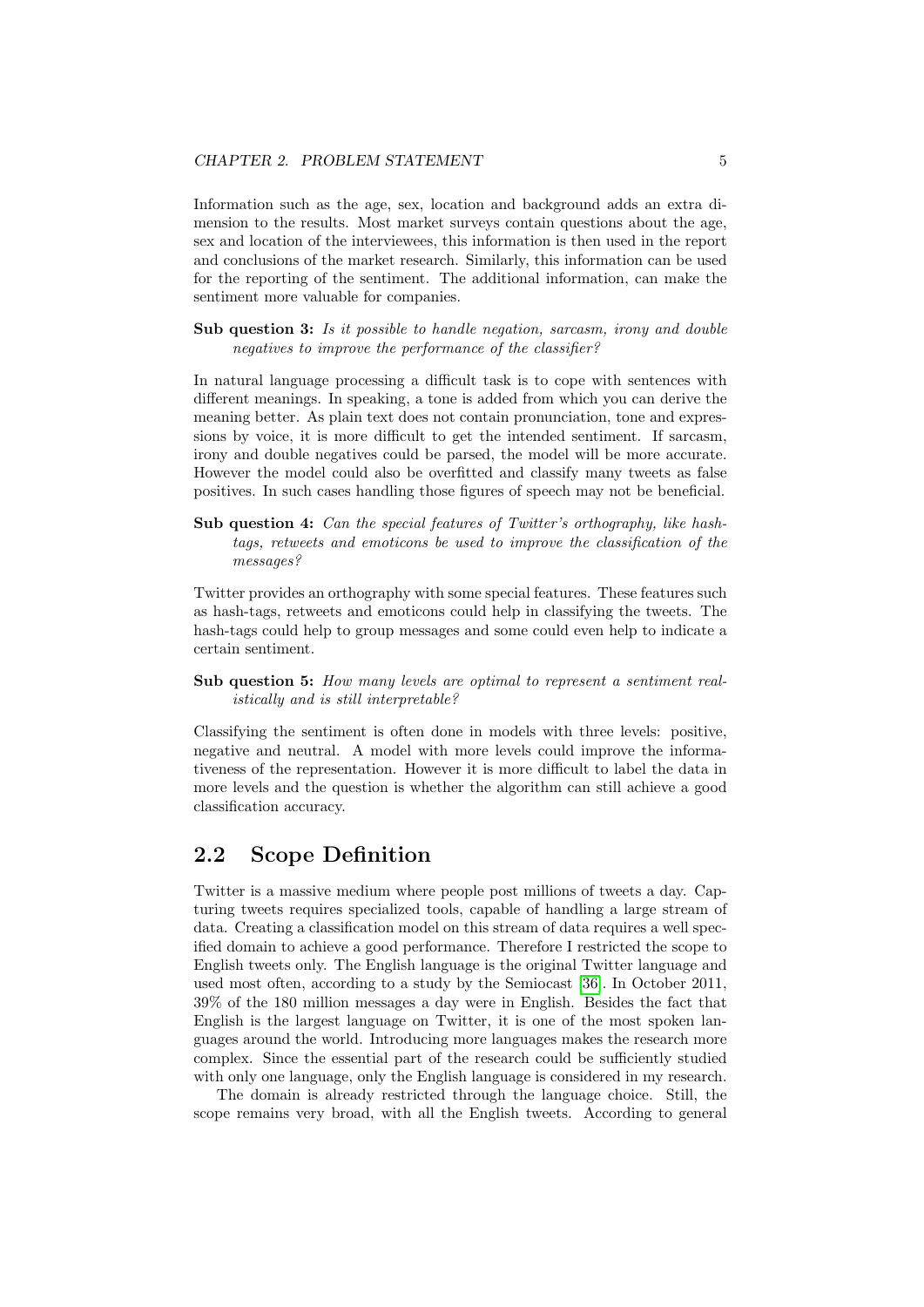Information such as the age, sex, location and background adds an extra dimension to the results. Most market surveys contain questions about the age, sex and location of the interviewees, this information is then used in the report and conclusions of the market research. Similarly, this information can be used for the reporting of the sentiment. The additional information, can make the sentiment more valuable for companies.

**Sub question 3:** *Is it possible to handle negation, sarcasm, irony and double negatives to improve the performance of the classifier?*

In natural language processing a difficult task is to cope with sentences with different meanings. In speaking, a tone is added from which you can derive the meaning better. As plain text does not contain pronunciation, tone and expressions by voice, it is more difficult to get the intended sentiment. If sarcasm, irony and double negatives could be parsed, the model will be more accurate. However the model could also be overfitted and classify many tweets as false positives. In such cases handling those figures of speech may not be beneficial.

**Sub question 4:** *Can the special features of Twitter's orthography, like hash-tags, retweets and emoticons be used to improve the classification of the messages?*

Twitter provides an orthography with some special features. These features such as hash-tags, retweets and emoticons could help in classifying the tweets. The hash-tags could help to group messages and some could even help to indicate a certain sentiment.

**Sub question 5:** *How many levels are optimal to represent a sentiment realistically and is still interpretable?*

Classifying the sentiment is often done in models with three levels: positive, negative and neutral. A model with more levels could improve the informativeness of the representation. However it is more difficult to label the data in more levels and the question is whether the algorithm can still achieve a good classification accuracy.

## 2.2 Scope Definition

Twitter is a massive medium where people post millions of tweets a day. Capturing tweets requires specialized tools, capable of handling a large stream of data. Creating a classification model on this stream of data requires a well specified domain to achieve a good performance. Therefore I restricted the scope to English tweets only. The English language is the original Twitter language and used most often, according to a study by the Semiocast [36]. In October 2011, 39% of the 180 million messages a day were in English. Besides the fact that English is the largest language on Twitter, it is one of the most spoken languages around the world. Introducing more languages makes the research more complex. Since the essential part of the research could be sufficiently studied with only one language, only the English language is considered in my research.

The domain is already restricted through the language choice. Still, the scope remains very broad, with all the English tweets. According to general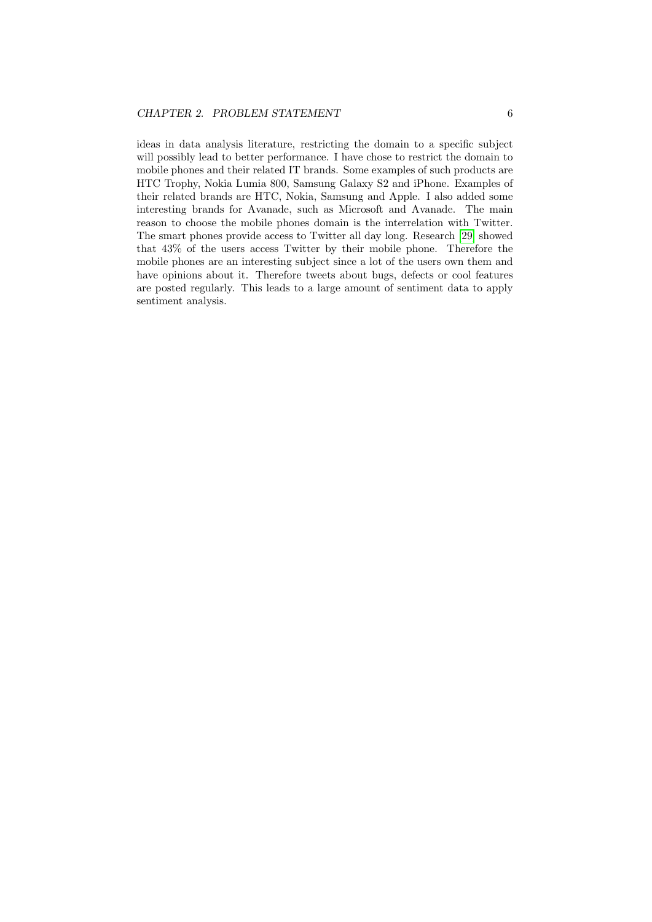ideas in data analysis literature, restricting the domain to a specific subject will possibly lead to better performance. I have chose to restrict the domain to mobile phones and their related IT brands. Some examples of such products are HTC Trophy, Nokia Lumia 800, Samsung Galaxy S2 and iPhone. Examples of their related brands are HTC, Nokia, Samsung and Apple. I also added some interesting brands for Avanade, such as Microsoft and Avanade. The main reason to choose the mobile phones domain is the interrelation with Twitter. The smart phones provide access to Twitter all day long. Research [29] showed that 43% of the users access Twitter by their mobile phone. Therefore the mobile phones are an interesting subject since a lot of the users own them and have opinions about it. Therefore tweets about bugs, defects or cool features are posted regularly. This leads to a large amount of sentiment data to apply sentiment analysis.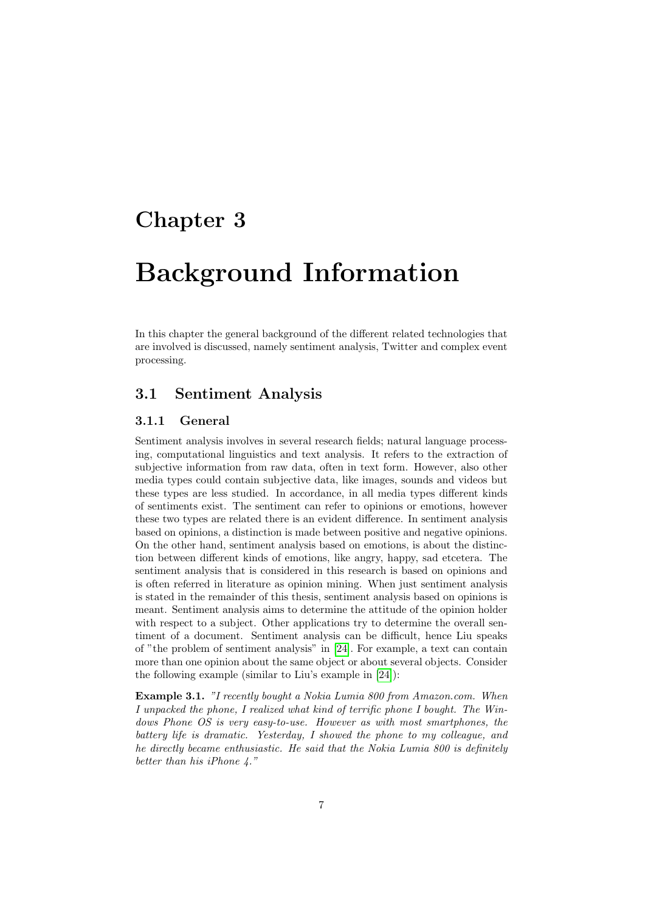# Chapter 3

# Background Information

In this chapter the general background of the different related technologies that are involved is discussed, namely sentiment analysis, Twitter and complex event processing.

## 3.1 Sentiment Analysis

### 3.1.1 General

Sentiment analysis involves in several research fields; natural language processing, computational linguistics and text analysis. It refers to the extraction of subjective information from raw data, often in text form. However, also other media types could contain subjective data, like images, sounds and videos but these types are less studied. In accordance, in all media types different kinds of sentiments exist. The sentiment can refer to opinions or emotions, however these two types are related there is an evident difference. In sentiment analysis based on opinions, a distinction is made between positive and negative opinions. On the other hand, sentiment analysis based on emotions, is about the distinction between different kinds of emotions, like angry, happy, sad etcetera. The sentiment analysis that is considered in this research is based on opinions and is often referred in literature as opinion mining. When just sentiment analysis is stated in the remainder of this thesis, sentiment analysis based on opinions is meant. Sentiment analysis aims to determine the attitude of the opinion holder with respect to a subject. Other applications try to determine the overall sentiment of a document. Sentiment analysis can be difficult, hence Liu speaks of "the problem of sentiment analysis" in [24]. For example, a text can contain more than one opinion about the same object or about several objects. Consider the following example (similar to Liu's example in [24]):

**Example 3.1.** *"I recently bought a Nokia Lumia 800 from Amazon.com. When I unpacked the phone, I realized what kind of terrific phone I bought. The Windows Phone OS is very easy-to-use. However as with most smartphones, the battery life is dramatic. Yesterday, I showed the phone to my colleague, and he directly became enthusiastic. He said that the Nokia Lumia 800 is definitely better than his iPhone 4."*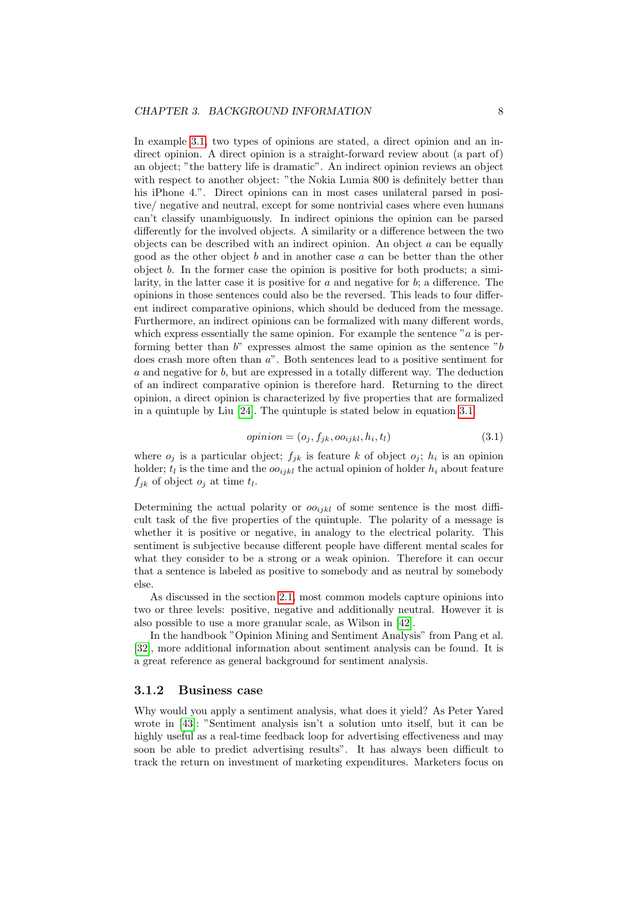In example 3.1, two types of opinions are stated, a direct opinion and an indirect opinion. A direct opinion is a straight-forward review about (a part of) an object; "the battery life is dramatic". An indirect opinion reviews an object with respect to another object: "the Nokia Lumia 800 is definitely better than his iPhone 4.". Direct opinions can in most cases unilateral parsed in positive/ negative and neutral, except for some nontrivial cases where even humans can't classify unambiguously. In indirect opinions the opinion can be parsed differently for the involved objects. A similarity or a difference between the two objects can be described with an indirect opinion. An object $a$ can be equally good as the other object $b$ and in another case $a$ can be better than the other object $b$. In the former case the opinion is positive for both products; a similarity, in the latter case it is positive for $a$ and negative for $b$; a difference. The opinions in those sentences could also be the reversed. This leads to four different indirect comparative opinions, which should be deduced from the message. Furthermore, an indirect opinions can be formalized with many different words, which express essentially the same opinion. For example the sentence "$a$ is performing better than $b$" expresses almost the same opinion as the sentence "$b$ does crash more often than $a$". Both sentences lead to a positive sentiment for $a$ and negative for $b$, but are expressed in a totally different way. The deduction of an indirect comparative opinion is therefore hard. Returning to the direct opinion, a direct opinion is characterized by five properties that are formalized in a quintuple by Liu [24]. The quintuple is stated below in equation 3.1.

$$opinion = (o_j, f_{jk}, oo_{ijkl}, h_i, t_l) \tag{3.1}$$

where $o_j$ is a particular object; $f_{jk}$ is feature $k$ of object $o_j$; $h_i$ is an opinion holder; $t_l$ is the time and the $oo_{ijkl}$ the actual opinion of holder $h_i$ about feature $f_{jk}$ of object $o_j$ at time $t_l$.

Determining the actual polarity or $oo_{ijkl}$ of some sentence is the most difficult task of the five properties of the quintuple. The polarity of a message is whether it is positive or negative, in analogy to the electrical polarity. This sentiment is subjective because different people have different mental scales for what they consider to be a strong or a weak opinion. Therefore it can occur that a sentence is labeled as positive to somebody and as neutral by somebody else.

As discussed in the section 2.1, most common models capture opinions into two or three levels: positive, negative and additionally neutral. However it is also possible to use a more granular scale, as Wilson in [42].

In the handbook "Opinion Mining and Sentiment Analysis" from Pang et al. [32], more additional information about sentiment analysis can be found. It is a great reference as general background for sentiment analysis.

### 3.1.2 Business case

Why would you apply a sentiment analysis, what does it yield? As Peter Yared wrote in [43]: "Sentiment analysis isn't a solution unto itself, but it can be highly useful as a real-time feedback loop for advertising effectiveness and may soon be able to predict advertising results". It has always been difficult to track the return on investment of marketing expenditures. Marketers focus on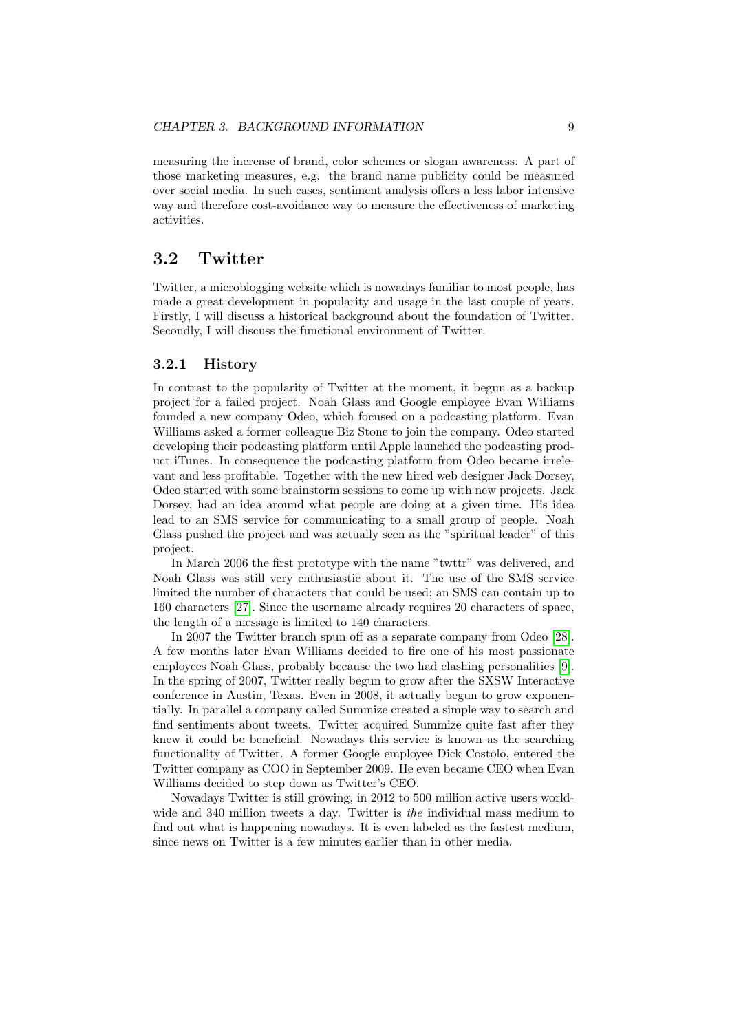measuring the increase of brand, color schemes or slogan awareness. A part of those marketing measures, e.g. the brand name publicity could be measured over social media. In such cases, sentiment analysis offers a less labor intensive way and therefore cost-avoidance way to measure the effectiveness of marketing activities.

## 3.2 Twitter

Twitter, a microblogging website which is nowadays familiar to most people, has made a great development in popularity and usage in the last couple of years. Firstly, I will discuss a historical background about the foundation of Twitter. Secondly, I will discuss the functional environment of Twitter.

### 3.2.1 History

In contrast to the popularity of Twitter at the moment, it begun as a backup project for a failed project. Noah Glass and Google employee Evan Williams founded a new company Odeo, which focused on a podcasting platform. Evan Williams asked a former colleague Biz Stone to join the company. Odeo started developing their podcasting platform until Apple launched the podcasting product iTunes. In consequence the podcasting platform from Odeo became irrelevant and less profitable. Together with the new hired web designer Jack Dorsey, Odeo started with some brainstorm sessions to come up with new projects. Jack Dorsey, had an idea around what people are doing at a given time. His idea lead to an SMS service for communicating to a small group of people. Noah Glass pushed the project and was actually seen as the "spiritual leader" of this project.

In March 2006 the first prototype with the name "twttr" was delivered, and Noah Glass was still very enthusiastic about it. The use of the SMS service limited the number of characters that could be used; an SMS can contain up to 160 characters [27]. Since the username already requires 20 characters of space, the length of a message is limited to 140 characters.

In 2007 the Twitter branch spun off as a separate company from Odeo [28]. A few months later Evan Williams decided to fire one of his most passionate employees Noah Glass, probably because the two had clashing personalities [9]. In the spring of 2007, Twitter really begun to grow after the SXSW Interactive conference in Austin, Texas. Even in 2008, it actually begun to grow exponentially. In parallel a company called Summize created a simple way to search and find sentiments about tweets. Twitter acquired Summize quite fast after they knew it could be beneficial. Nowadays this service is known as the searching functionality of Twitter. A former Google employee Dick Costolo, entered the Twitter company as COO in September 2009. He even became CEO when Evan Williams decided to step down as Twitter's CEO.

Nowadays Twitter is still growing, in 2012 to 500 million active users worldwide and 340 million tweets a day. Twitter is *the* individual mass medium to find out what is happening nowadays. It is even labeled as the fastest medium, since news on Twitter is a few minutes earlier than in other media.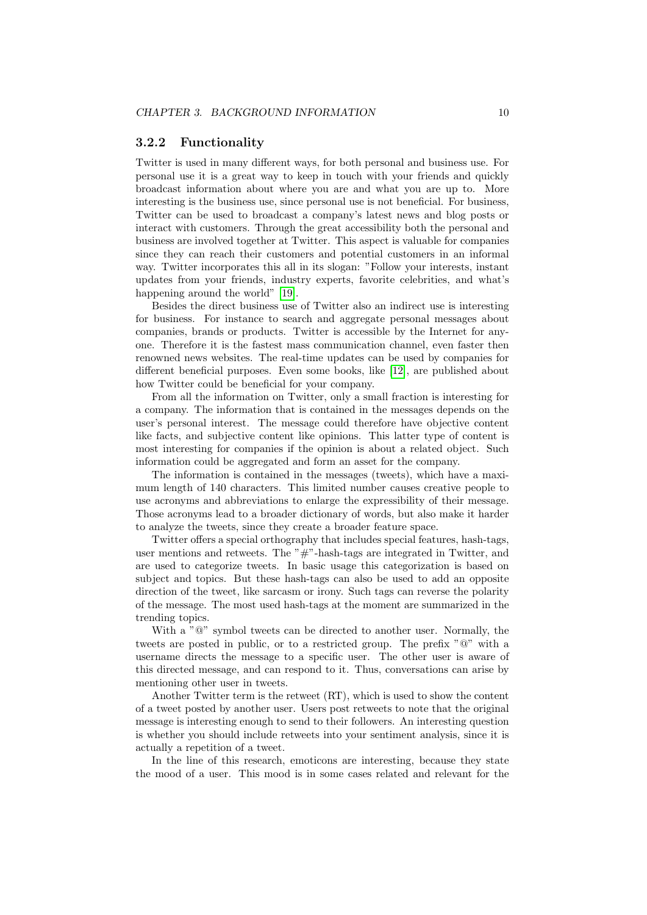### 3.2.2 Functionality

Twitter is used in many different ways, for both personal and business use. For personal use it is a great way to keep in touch with your friends and quickly broadcast information about where you are and what you are up to. More interesting is the business use, since personal use is not beneficial. For business, Twitter can be used to broadcast a company's latest news and blog posts or interact with customers. Through the great accessibility both the personal and business are involved together at Twitter. This aspect is valuable for companies since they can reach their customers and potential customers in an informal way. Twitter incorporates this all in its slogan: "Follow your interests, instant updates from your friends, industry experts, favorite celebrities, and what's happening around the world" [19].

Besides the direct business use of Twitter also an indirect use is interesting for business. For instance to search and aggregate personal messages about companies, brands or products. Twitter is accessible by the Internet for anyone. Therefore it is the fastest mass communication channel, even faster then renowned news websites. The real-time updates can be used by companies for different beneficial purposes. Even some books, like [12], are published about how Twitter could be beneficial for your company.

From all the information on Twitter, only a small fraction is interesting for a company. The information that is contained in the messages depends on the user's personal interest. The message could therefore have objective content like facts, and subjective content like opinions. This latter type of content is most interesting for companies if the opinion is about a related object. Such information could be aggregated and form an asset for the company.

The information is contained in the messages (tweets), which have a maximum length of 140 characters. This limited number causes creative people to use acronyms and abbreviations to enlarge the expressibility of their message. Those acronyms lead to a broader dictionary of words, but also make it harder to analyze the tweets, since they create a broader feature space.

Twitter offers a special orthography that includes special features, hash-tags, user mentions and retweets. The "#"-hash-tags are integrated in Twitter, and are used to categorize tweets. In basic usage this categorization is based on subject and topics. But these hash-tags can also be used to add an opposite direction of the tweet, like sarcasm or irony. Such tags can reverse the polarity of the message. The most used hash-tags at the moment are summarized in the trending topics.

With a "@" symbol tweets can be directed to another user. Normally, the tweets are posted in public, or to a restricted group. The prefix "@" with a username directs the message to a specific user. The other user is aware of this directed message, and can respond to it. Thus, conversations can arise by mentioning other user in tweets.

Another Twitter term is the retweet (RT), which is used to show the content of a tweet posted by another user. Users post retweets to note that the original message is interesting enough to send to their followers. An interesting question is whether you should include retweets into your sentiment analysis, since it is actually a repetition of a tweet.

In the line of this research, emoticons are interesting, because they state the mood of a user. This mood is in some cases related and relevant for the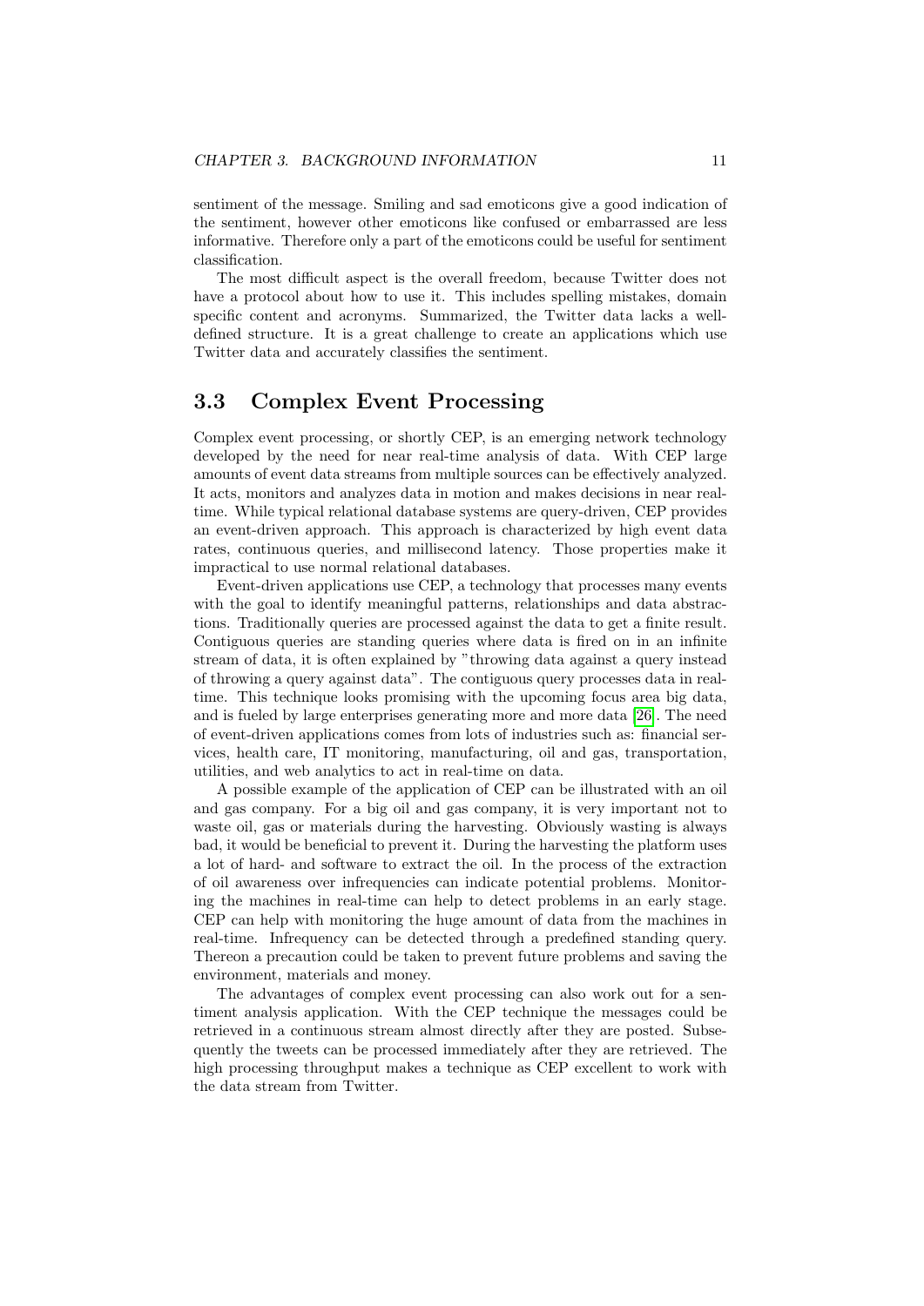sentiment of the message. Smiling and sad emoticons give a good indication of the sentiment, however other emoticons like confused or embarrassed are less informative. Therefore only a part of the emoticons could be useful for sentiment classification.

The most difficult aspect is the overall freedom, because Twitter does not have a protocol about how to use it. This includes spelling mistakes, domain specific content and acronyms. Summarized, the Twitter data lacks a well-defined structure. It is a great challenge to create an applications which use Twitter data and accurately classifies the sentiment.

## 3.3 Complex Event Processing

Complex event processing, or shortly CEP, is an emerging network technology developed by the need for near real-time analysis of data. With CEP large amounts of event data streams from multiple sources can be effectively analyzed. It acts, monitors and analyzes data in motion and makes decisions in near real-time. While typical relational database systems are query-driven, CEP provides an event-driven approach. This approach is characterized by high event data rates, continuous queries, and millisecond latency. Those properties make it impractical to use normal relational databases.

Event-driven applications use CEP, a technology that processes many events with the goal to identify meaningful patterns, relationships and data abstractions. Traditionally queries are processed against the data to get a finite result. Contiguous queries are standing queries where data is fired on in an infinite stream of data, it is often explained by "throwing data against a query instead of throwing a query against data". The contiguous query processes data in real-time. This technique looks promising with the upcoming focus area big data, and is fueled by large enterprises generating more and more data [26]. The need of event-driven applications comes from lots of industries such as: financial services, health care, IT monitoring, manufacturing, oil and gas, transportation, utilities, and web analytics to act in real-time on data.

A possible example of the application of CEP can be illustrated with an oil and gas company. For a big oil and gas company, it is very important not to waste oil, gas or materials during the harvesting. Obviously wasting is always bad, it would be beneficial to prevent it. During the harvesting the platform uses a lot of hard- and software to extract the oil. In the process of the extraction of oil awareness over infrequencies can indicate potential problems. Monitoring the machines in real-time can help to detect problems in an early stage. CEP can help with monitoring the huge amount of data from the machines in real-time. Infrequency can be detected through a predefined standing query. Thereon a precaution could be taken to prevent future problems and saving the environment, materials and money.

The advantages of complex event processing can also work out for a sentiment analysis application. With the CEP technique the messages could be retrieved in a continuous stream almost directly after they are posted. Subsequently the tweets can be processed immediately after they are retrieved. The high processing throughput makes a technique as CEP excellent to work with the data stream from Twitter.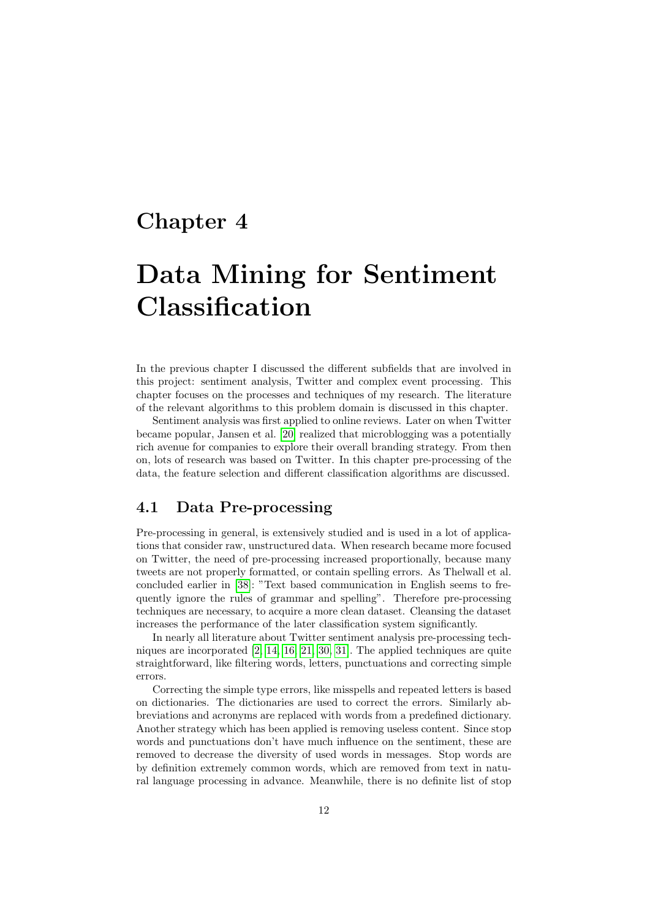# Chapter 4

# Data Mining for Sentiment Classification

In the previous chapter I discussed the different subfields that are involved in this project: sentiment analysis, Twitter and complex event processing. This chapter focuses on the processes and techniques of my research. The literature of the relevant algorithms to this problem domain is discussed in this chapter.

Sentiment analysis was first applied to online reviews. Later on when Twitter became popular, Jansen et al. [20] realized that microblogging was a potentially rich avenue for companies to explore their overall branding strategy. From then on, lots of research was based on Twitter. In this chapter pre-processing of the data, the feature selection and different classification algorithms are discussed.

## 4.1 Data Pre-processing

Pre-processing in general, is extensively studied and is used in a lot of applications that consider raw, unstructured data. When research became more focused on Twitter, the need of pre-processing increased proportionally, because many tweets are not properly formatted, or contain spelling errors. As Thelwall et al. concluded earlier in [38]: "Text based communication in English seems to frequently ignore the rules of grammar and spelling". Therefore pre-processing techniques are necessary, to acquire a more clean dataset. Cleansing the dataset increases the performance of the later classification system significantly.

In nearly all literature about Twitter sentiment analysis pre-processing techniques are incorporated [2, 14, 16, 21, 30, 31]. The applied techniques are quite straightforward, like filtering words, letters, punctuations and correcting simple errors.

Correcting the simple type errors, like misspells and repeated letters is based on dictionaries. The dictionaries are used to correct the errors. Similarly abbreviations and acronyms are replaced with words from a predefined dictionary. Another strategy which has been applied is removing useless content. Since stop words and punctuations don't have much influence on the sentiment, these are removed to decrease the diversity of used words in messages. Stop words are by definition extremely common words, which are removed from text in natural language processing in advance. Meanwhile, there is no definite list of stop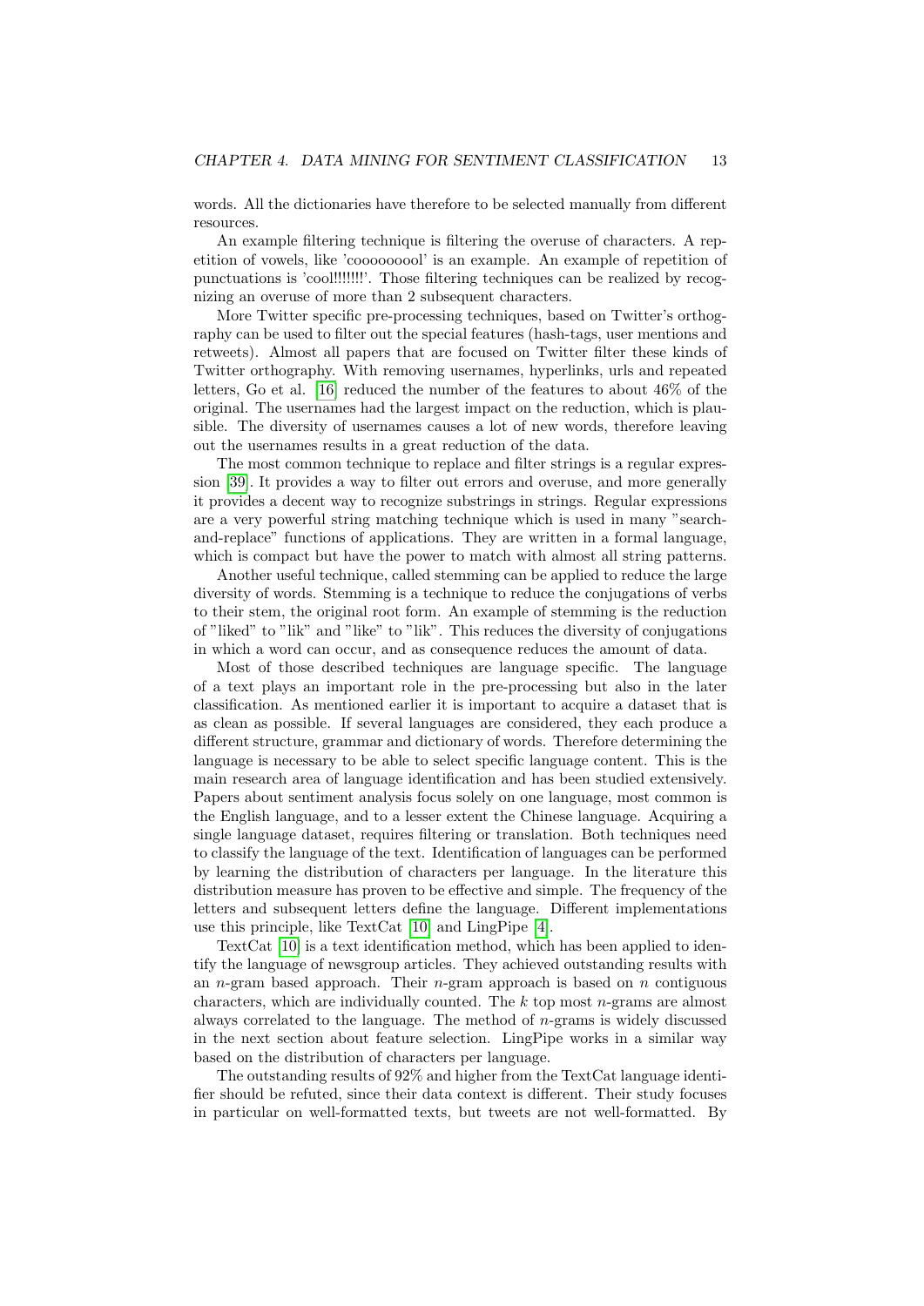words. All the dictionaries have therefore to be selected manually from different resources.

An example filtering technique is filtering the overuse of characters. A repetition of vowels, like 'coooooooool' is an example. An example of repetition of punctuations is 'cool!!!!!!!'. Those filtering techniques can be realized by recognizing an overuse of more than 2 subsequent characters.

More Twitter specific pre-processing techniques, based on Twitter's orthography can be used to filter out the special features (hash-tags, user mentions and retweets). Almost all papers that are focused on Twitter filter these kinds of Twitter orthography. With removing usernames, hyperlinks, urls and repeated letters, Go et al. [16] reduced the number of the features to about 46% of the original. The usernames had the largest impact on the reduction, which is plausible. The diversity of usernames causes a lot of new words, therefore leaving out the usernames results in a great reduction of the data.

The most common technique to replace and filter strings is a regular expression [39]. It provides a way to filter out errors and overuse, and more generally it provides a decent way to recognize substrings in strings. Regular expressions are a very powerful string matching technique which is used in many "search-and-replace" functions of applications. They are written in a formal language, which is compact but have the power to match with almost all string patterns.

Another useful technique, called stemming can be applied to reduce the large diversity of words. Stemming is a technique to reduce the conjugations of verbs to their stem, the original root form. An example of stemming is the reduction of "liked" to "lik" and "like" to "lik". This reduces the diversity of conjugations in which a word can occur, and as consequence reduces the amount of data.

Most of those described techniques are language specific. The language of a text plays an important role in the pre-processing but also in the later classification. As mentioned earlier it is important to acquire a dataset that is as clean as possible. If several languages are considered, they each produce a different structure, grammar and dictionary of words. Therefore determining the language is necessary to be able to select specific language content. This is the main research area of language identification and has been studied extensively. Papers about sentiment analysis focus solely on one language, most common is the English language, and to a lesser extent the Chinese language. Acquiring a single language dataset, requires filtering or translation. Both techniques need to classify the language of the text. Identification of languages can be performed by learning the distribution of characters per language. In the literature this distribution measure has proven to be effective and simple. The frequency of the letters and subsequent letters define the language. Different implementations use this principle, like TextCat [10] and LingPipe [4].

TextCat [10] is a text identification method, which has been applied to identify the language of newsgroup articles. They achieved outstanding results with an $n$-gram based approach. Their $n$-gram approach is based on $n$ contiguous characters, which are individually counted. The $k$ top most $n$-grams are almost always correlated to the language. The method of $n$-grams is widely discussed in the next section about feature selection. LingPipe works in a similar way based on the distribution of characters per language.

The outstanding results of 92% and higher from the TextCat language identifier should be refuted, since their data context is different. Their study focuses in particular on well-formatted texts, but tweets are not well-formatted. By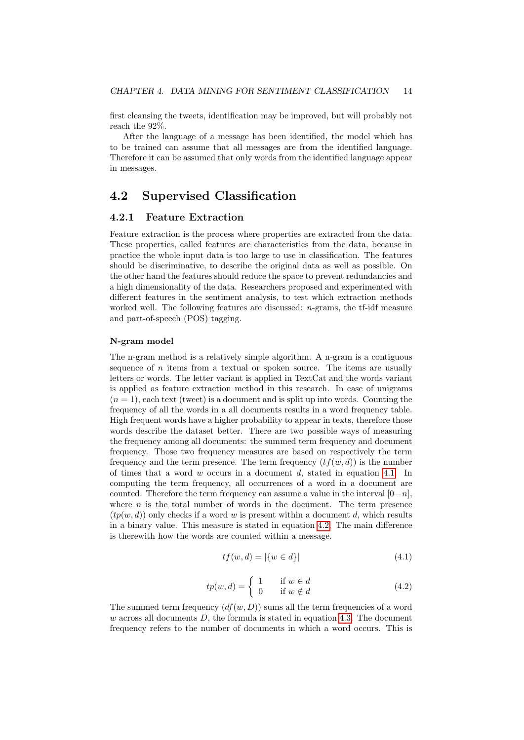first cleansing the tweets, identification may be improved, but will probably not reach the 92%.

After the language of a message has been identified, the model which has to be trained can assume that all messages are from the identified language. Therefore it can be assumed that only words from the identified language appear in messages.

## 4.2 Supervised Classification

### 4.2.1 Feature Extraction

Feature extraction is the process where properties are extracted from the data. These properties, called features are characteristics from the data, because in practice the whole input data is too large to use in classification. The features should be discriminative, to describe the original data as well as possible. On the other hand the features should reduce the space to prevent redundancies and a high dimensionality of the data. Researchers proposed and experimented with different features in the sentiment analysis, to test which extraction methods worked well. The following features are discussed: $n$-grams, the tf-idf measure and part-of-speech (POS) tagging.

#### N-gram model

The n-gram method is a relatively simple algorithm. A n-gram is a contiguous sequence of $n$ items from a textual or spoken source. The items are usually letters or words. The letter variant is applied in TextCat and the words variant is applied as feature extraction method in this research. In case of unigrams ($n = 1$), each text (tweet) is a document and is split up into words. Counting the frequency of all the words in a all documents results in a word frequency table. High frequent words have a higher probability to appear in texts, therefore those words describe the dataset better. There are two possible ways of measuring the frequency among all documents: the summed term frequency and document frequency. Those two frequency measures are based on respectively the term frequency and the term presence. The term frequency ($tf(w, d)$) is the number of times that a word $w$ occurs in a document $d$, stated in equation 4.1. In computing the term frequency, all occurrences of a word in a document are counted. Therefore the term frequency can assume a value in the interval $[0-n]$, where $n$ is the total number of words in the document. The term presence ($tp(w, d)$) only checks if a word $w$ is present within a document $d$, which results in a binary value. This measure is stated in equation 4.2. The main difference is therewith how the words are counted within a message.

$$tf(w, d) = |\{w \in d\}| \tag{4.1}$$

$$tp(w, d) = \begin{cases} 1 & \text{if } w \in d \\ 0 & \text{if } w \notin d \end{cases} \tag{4.2}$$

The summed term frequency ($df(w, D)$) sums all the term frequencies of a word $w$ across all documents $D$, the formula is stated in equation 4.3. The document frequency refers to the number of documents in which a word occurs. This is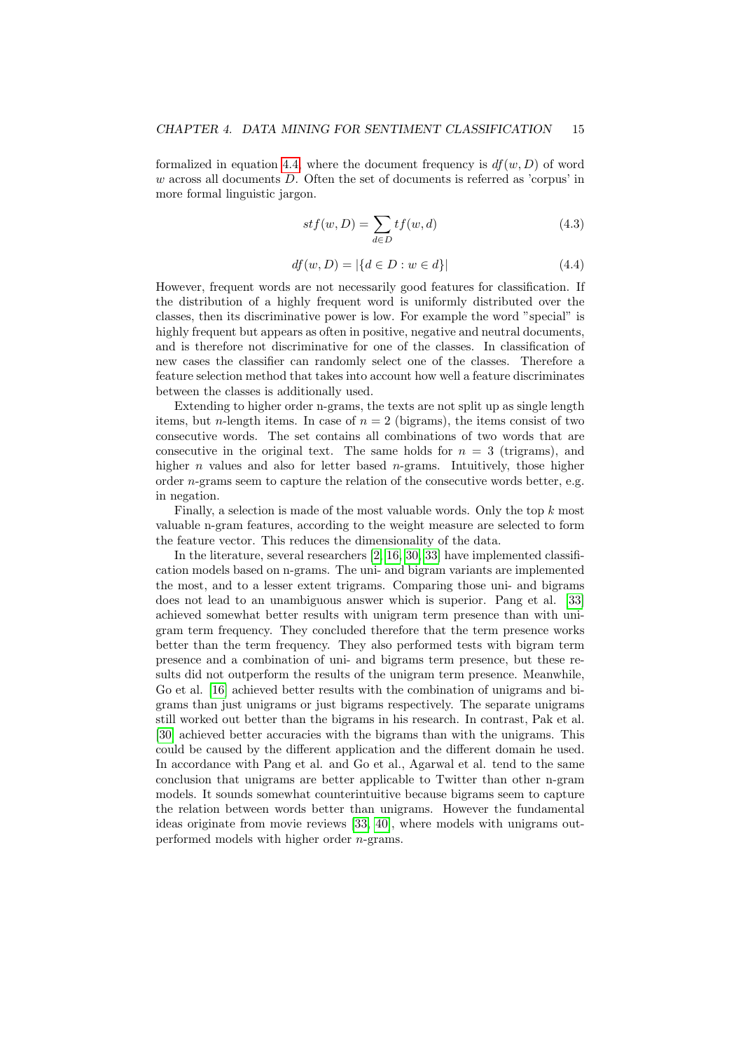formalized in equation 4.4, where the document frequency is $df(w, D)$ of word $w$ across all documents $D$. Often the set of documents is referred as 'corpus' in more formal linguistic jargon.

$$stf(w, D) = \sum_{d \in D} tf(w, d) \tag{4.3}$$

$$df(w, D) = |\{d \in D : w \in d\}| \tag{4.4}$$

However, frequent words are not necessarily good features for classification. If the distribution of a highly frequent word is uniformly distributed over the classes, then its discriminative power is low. For example the word "special" is highly frequent but appears as often in positive, negative and neutral documents, and is therefore not discriminative for one of the classes. In classification of new cases the classifier can randomly select one of the classes. Therefore a feature selection method that takes into account how well a feature discriminates between the classes is additionally used.

Extending to higher order n-grams, the texts are not split up as single length items, but $n$-length items. In case of $n = 2$ (bigrams), the items consist of two consecutive words. The set contains all combinations of two words that are consecutive in the original text. The same holds for $n = 3$ (trigrams), and higher $n$ values and also for letter based $n$-grams. Intuitively, those higher order $n$-grams seem to capture the relation of the consecutive words better, e.g. in negation.

Finally, a selection is made of the most valuable words. Only the top $k$ most valuable n-gram features, according to the weight measure are selected to form the feature vector. This reduces the dimensionality of the data.

In the literature, several researchers [2, 16, 30, 33] have implemented classification models based on n-grams. The uni- and bigram variants are implemented the most, and to a lesser extent trigrams. Comparing those uni- and bigrams does not lead to an unambiguous answer which is superior. Pang et al. [33] achieved somewhat better results with unigram term presence than with unigram term frequency. They concluded therefore that the term presence works better than the term frequency. They also performed tests with bigram term presence and a combination of uni- and bigrams term presence, but these results did not outperform the results of the unigram term presence. Meanwhile, Go et al. [16] achieved better results with the combination of unigrams and bigrams than just unigrams or just bigrams respectively. The separate unigrams still worked out better than the bigrams in his research. In contrast, Pak et al. [30] achieved better accuracies with the bigrams than with the unigrams. This could be caused by the different application and the different domain he used. In accordance with Pang et al. and Go et al., Agarwal et al. tend to the same conclusion that unigrams are better applicable to Twitter than other n-gram models. It sounds somewhat counterintuitive because bigrams seem to capture the relation between words better than unigrams. However the fundamental ideas originate from movie reviews [33, 40], where models with unigrams outperformed models with higher order $n$-grams.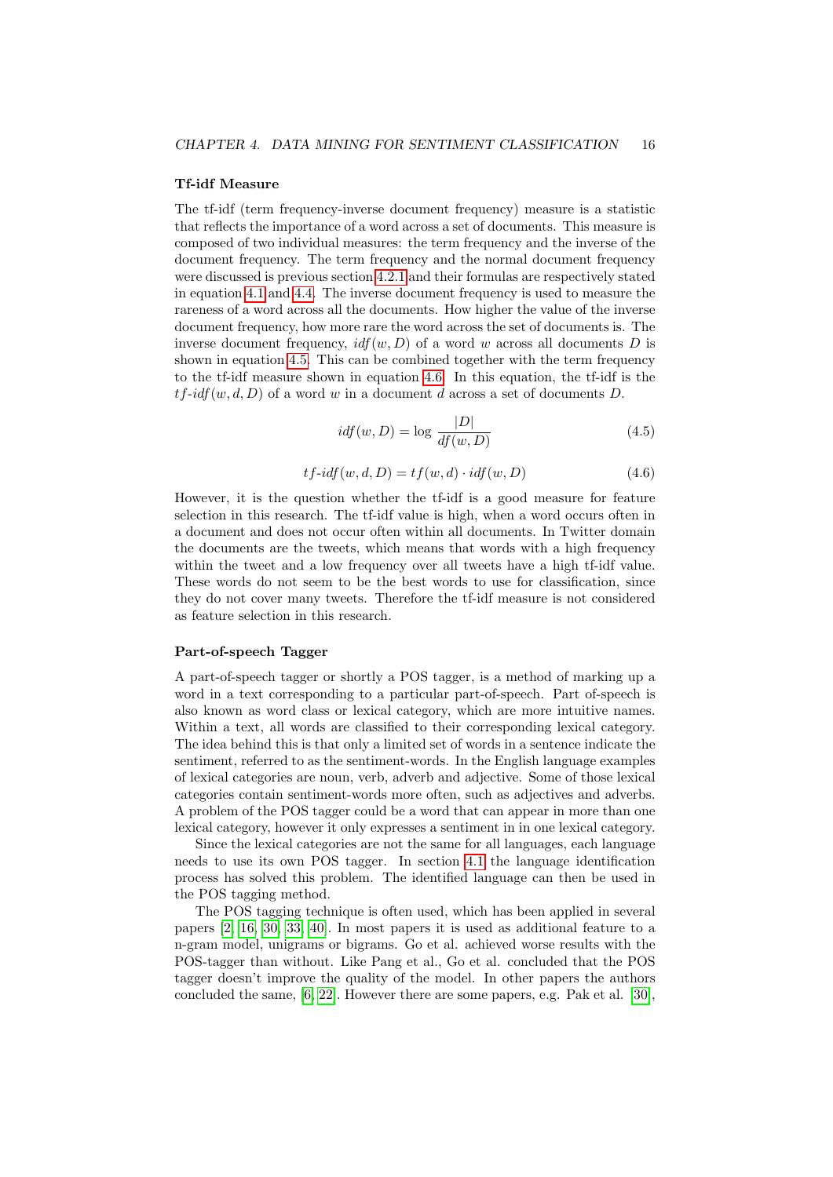### Tf-idf Measure

The tf-idf (term frequency-inverse document frequency) measure is a statistic that reflects the importance of a word across a set of documents. This measure is composed of two individual measures: the term frequency and the inverse of the document frequency. The term frequency and the normal document frequency were discussed is previous section 4.2.1 and their formulas are respectively stated in equation 4.1 and 4.4. The inverse document frequency is used to measure the rareness of a word across all the documents. How higher the value of the inverse document frequency, how more rare the word across the set of documents is. The inverse document frequency, $idf(w, D)$ of a word $w$ across all documents $D$ is shown in equation 4.5. This can be combined together with the term frequency to the tf-idf measure shown in equation 4.6. In this equation, the tf-idf is the $tf\text{-}idf(w, d, D)$ of a word $w$ in a document $d$ across a set of documents $D$.

$$idf(w, D) = \log \frac{|D|}{df(w, D)} \tag{4.5}$$

$$tf\text{-}idf(w, d, D) = tf(w, d) \cdot idf(w, D) \tag{4.6}$$

However, it is the question whether the tf-idf is a good measure for feature selection in this research. The tf-idf value is high, when a word occurs often in a document and does not occur often within all documents. In Twitter domain the documents are the tweets, which means that words with a high frequency within the tweet and a low frequency over all tweets have a high tf-idf value. These words do not seem to be the best words to use for classification, since they do not cover many tweets. Therefore the tf-idf measure is not considered as feature selection in this research.

### Part-of-speech Tagger

A part-of-speech tagger or shortly a POS tagger, is a method of marking up a word in a text corresponding to a particular part-of-speech. Part of-speech is also known as word class or lexical category, which are more intuitive names. Within a text, all words are classified to their corresponding lexical category. The idea behind this is that only a limited set of words in a sentence indicate the sentiment, referred to as the sentiment-words. In the English language examples of lexical categories are noun, verb, adverb and adjective. Some of those lexical categories contain sentiment-words more often, such as adjectives and adverbs. A problem of the POS tagger could be a word that can appear in more than one lexical category, however it only expresses a sentiment in in one lexical category.

Since the lexical categories are not the same for all languages, each language needs to use its own POS tagger. In section 4.1 the language identification process has solved this problem. The identified language can then be used in the POS tagging method.

The POS tagging technique is often used, which has been applied in several papers [2, 16, 30, 33, 40]. In most papers it is used as additional feature to a n-gram model, unigrams or bigrams. Go et al. achieved worse results with the POS-tagger than without. Like Pang et al., Go et al. concluded that the POS tagger doesn't improve the quality of the model. In other papers the authors concluded the same, [6, 22]. However there are some papers, e.g. Pak et al. [30],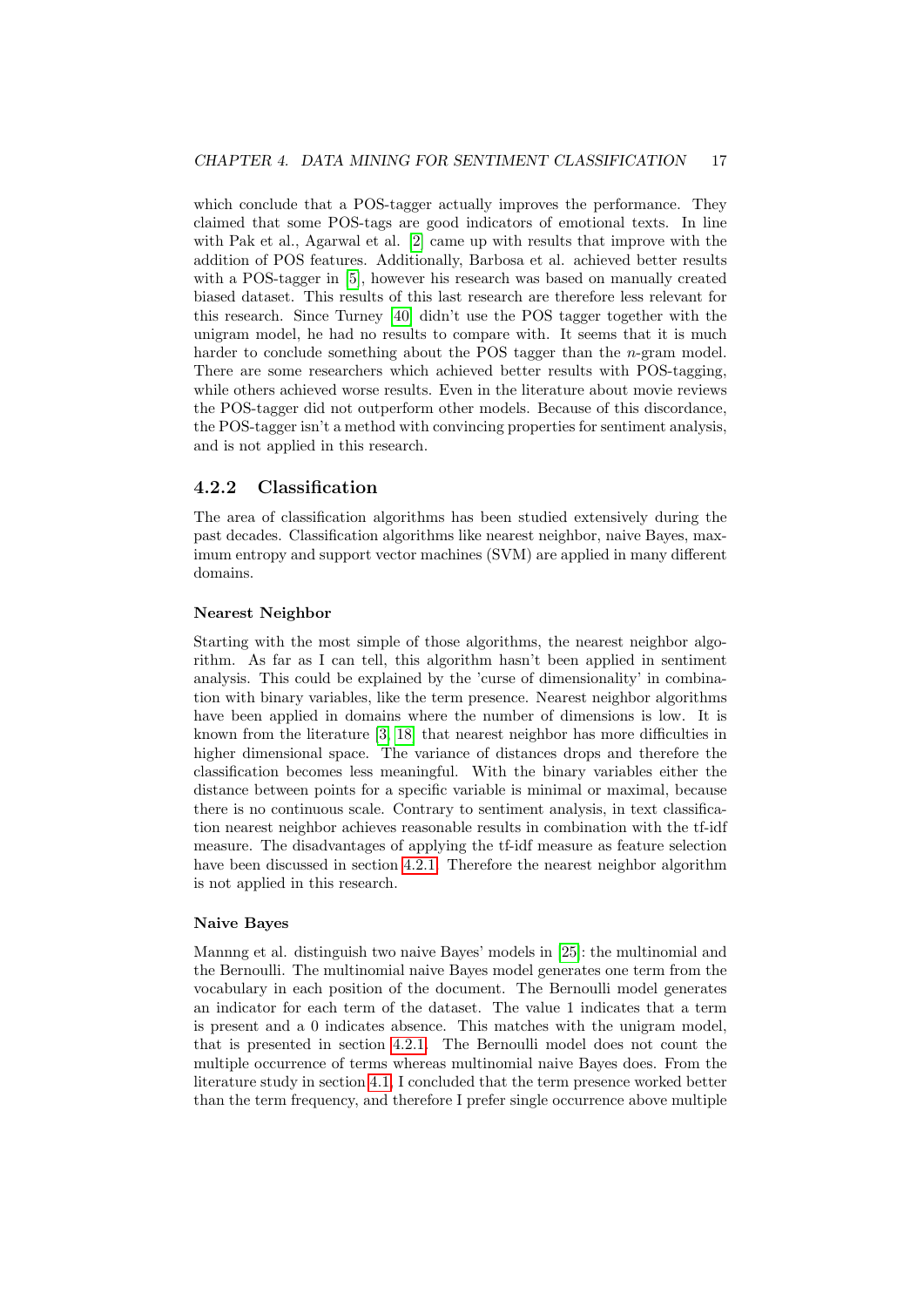which conclude that a POS-tagger actually improves the performance. They claimed that some POS-tags are good indicators of emotional texts. In line with Pak et al., Agarwal et al. [2] came up with results that improve with the addition of POS features. Additionally, Barbosa et al. achieved better results with a POS-tagger in [5], however his research was based on manually created biased dataset. This results of this last research are therefore less relevant for this research. Since Turney [40] didn't use the POS tagger together with the unigram model, he had no results to compare with. It seems that it is much harder to conclude something about the POS tagger than the $n$-gram model. There are some researchers which achieved better results with POS-tagging, while others achieved worse results. Even in the literature about movie reviews the POS-tagger did not outperform other models. Because of this discordance, the POS-tagger isn't a method with convincing properties for sentiment analysis, and is not applied in this research.

### 4.2.2 Classification

The area of classification algorithms has been studied extensively during the past decades. Classification algorithms like nearest neighbor, naive Bayes, maximum entropy and support vector machines (SVM) are applied in many different domains.

#### Nearest Neighbor

Starting with the most simple of those algorithms, the nearest neighbor algorithm. As far as I can tell, this algorithm hasn't been applied in sentiment analysis. This could be explained by the 'curse of dimensionality' in combination with binary variables, like the term presence. Nearest neighbor algorithms have been applied in domains where the number of dimensions is low. It is known from the literature [3, 18] that nearest neighbor has more difficulties in higher dimensional space. The variance of distances drops and therefore the classification becomes less meaningful. With the binary variables either the distance between points for a specific variable is minimal or maximal, because there is no continuous scale. Contrary to sentiment analysis, in text classification nearest neighbor achieves reasonable results in combination with the tf-idf measure. The disadvantages of applying the tf-idf measure as feature selection have been discussed in section 4.2.1. Therefore the nearest neighbor algorithm is not applied in this research.

#### Naive Bayes

Mannng et al. distinguish two naive Bayes' models in [25]: the multinomial and the Bernoulli. The multinomial naive Bayes model generates one term from the vocabulary in each position of the document. The Bernoulli model generates an indicator for each term of the dataset. The value 1 indicates that a term is present and a 0 indicates absence. This matches with the unigram model, that is presented in section 4.2.1. The Bernoulli model does not count the multiple occurrence of terms whereas multinomial naive Bayes does. From the literature study in section 4.1, I concluded that the term presence worked better than the term frequency, and therefore I prefer single occurrence above multiple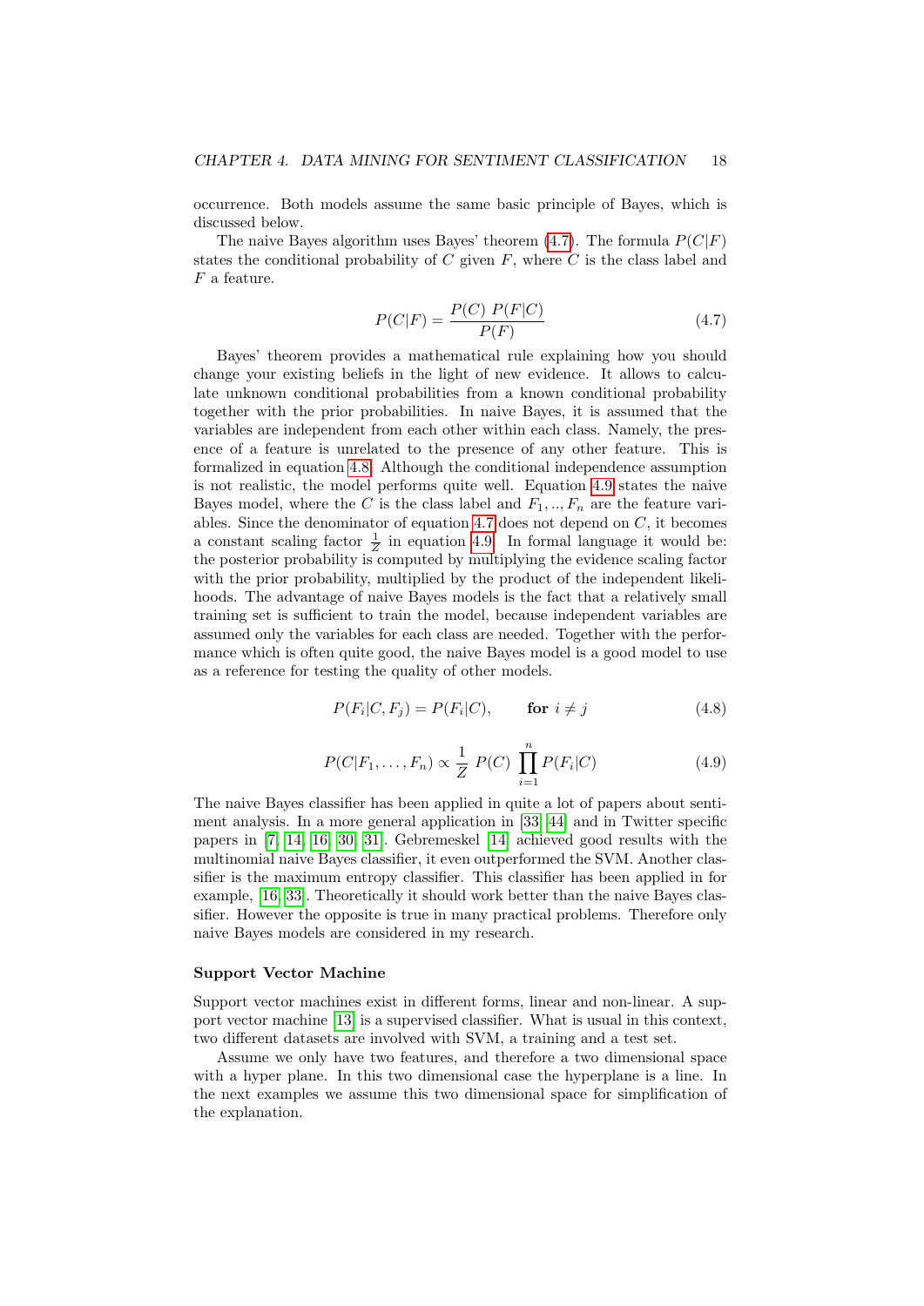occurrence. Both models assume the same basic principle of Bayes, which is discussed below.

The naive Bayes algorithm uses Bayes' theorem (4.7). The formula $P(C|F)$ states the conditional probability of $C$ given $F$, where $C$ is the class label and $F$ a feature.

$$P(C|F) = \frac{P(C)\ P(F|C)}{P(F)} \tag{4.7}$$

Bayes' theorem provides a mathematical rule explaining how you should change your existing beliefs in the light of new evidence. It allows to calculate unknown conditional probabilities from a known conditional probability together with the prior probabilities. In naive Bayes, it is assumed that the variables are independent from each other within each class. Namely, the presence of a feature is unrelated to the presence of any other feature. This is formalized in equation 4.8. Although the conditional independence assumption is not realistic, the model performs quite well. Equation 4.9 states the naive Bayes model, where the $C$ is the class label and $F_1, .., F_n$ are the feature variables. Since the denominator of equation 4.7 does not depend on $C$, it becomes a constant scaling factor $\frac{1}{Z}$ in equation 4.9. In formal language it would be: the posterior probability is computed by multiplying the evidence scaling factor with the prior probability, multiplied by the product of the independent likelihoods. The advantage of naive Bayes models is the fact that a relatively small training set is sufficient to train the model, because independent variables are assumed only the variables for each class are needed. Together with the performance which is often quite good, the naive Bayes model is a good model to use as a reference for testing the quality of other models.

$$P(F_i|C, F_j) = P(F_i|C), \qquad \textbf{for } i \neq j \tag{4.8}$$

$$P(C|F_1, \ldots, F_n) \propto \frac{1}{Z}\ P(C)\ \prod_{i=1}^{n} P(F_i|C) \tag{4.9}$$

The naive Bayes classifier has been applied in quite a lot of papers about sentiment analysis. In a more general application in [33, 44] and in Twitter specific papers in [7, 14, 16, 30, 31]. Gebremeskel [14] achieved good results with the multinomial naive Bayes classifier, it even outperformed the SVM. Another classifier is the maximum entropy classifier. This classifier has been applied in for example, [16, 33]. Theoretically it should work better than the naive Bayes classifier. However the opposite is true in many practical problems. Therefore only naive Bayes models are considered in my research.

#### Support Vector Machine

Support vector machines exist in different forms, linear and non-linear. A support vector machine [13] is a supervised classifier. What is usual in this context, two different datasets are involved with SVM, a training and a test set.

Assume we only have two features, and therefore a two dimensional space with a hyper plane. In this two dimensional case the hyperplane is a line. In the next examples we assume this two dimensional space for simplification of the explanation.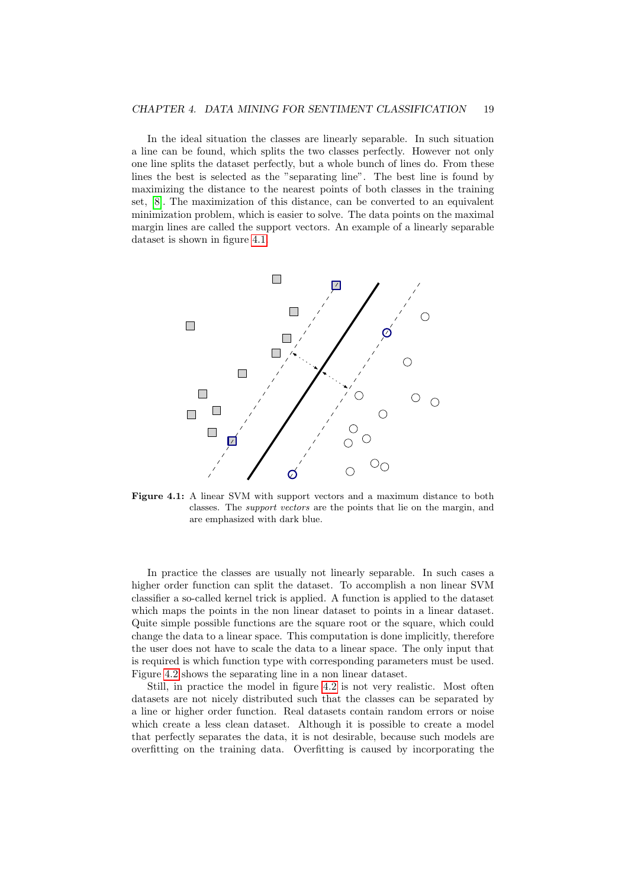In the ideal situation the classes are linearly separable. In such situation a line can be found, which splits the two classes perfectly. However not only one line splits the dataset perfectly, but a whole bunch of lines do. From these lines the best is selected as the "separating line". The best line is found by maximizing the distance to the nearest points of both classes in the training set, [8]. The maximization of this distance, can be converted to an equivalent minimization problem, which is easier to solve. The data points on the maximal margin lines are called the support vectors. An example of a linearly separable dataset is shown in figure 4.1.

**Figure 4.1:** A linear SVM with support vectors and a maximum distance to both classes. The *support vectors* are the points that lie on the margin, and are emphasized with dark blue.

In practice the classes are usually not linearly separable. In such cases a higher order function can split the dataset. To accomplish a non linear SVM classifier a so-called kernel trick is applied. A function is applied to the dataset which maps the points in the non linear dataset to points in a linear dataset. Quite simple possible functions are the square root or the square, which could change the data to a linear space. This computation is done implicitly, therefore the user does not have to scale the data to a linear space. The only input that is required is which function type with corresponding parameters must be used. Figure 4.2 shows the separating line in a non linear dataset.

Still, in practice the model in figure 4.2 is not very realistic. Most often datasets are not nicely distributed such that the classes can be separated by a line or higher order function. Real datasets contain random errors or noise which create a less clean dataset. Although it is possible to create a model that perfectly separates the data, it is not desirable, because such models are overfitting on the training data. Overfitting is caused by incorporating the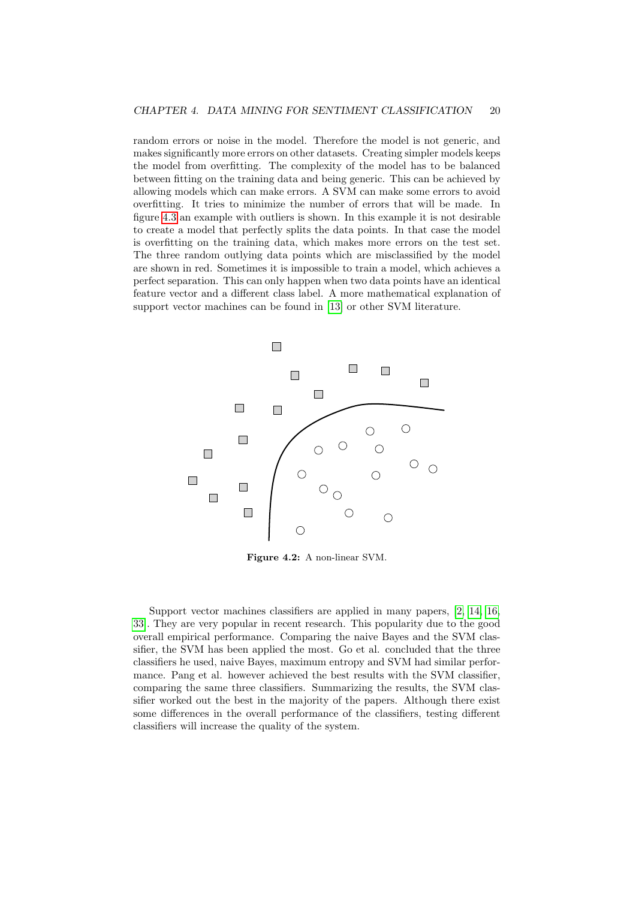random errors or noise in the model. Therefore the model is not generic, and makes significantly more errors on other datasets. Creating simpler models keeps the model from overfitting. The complexity of the model has to be balanced between fitting on the training data and being generic. This can be achieved by allowing models which can make errors. A SVM can make some errors to avoid overfitting. It tries to minimize the number of errors that will be made. In figure 4.3 an example with outliers is shown. In this example it is not desirable to create a model that perfectly splits the data points. In that case the model is overfitting on the training data, which makes more errors on the test set. The three random outlying data points which are misclassified by the model are shown in red. Sometimes it is impossible to train a model, which achieves a perfect separation. This can only happen when two data points have an identical feature vector and a different class label. A more mathematical explanation of support vector machines can be found in [13] or other SVM literature.

**Figure 4.2:** A non-linear SVM.

Support vector machines classifiers are applied in many papers, [2, 14, 16, 33]. They are very popular in recent research. This popularity due to the good overall empirical performance. Comparing the naive Bayes and the SVM classifier, the SVM has been applied the most. Go et al. concluded that the three classifiers he used, naive Bayes, maximum entropy and SVM had similar performance. Pang et al. however achieved the best results with the SVM classifier, comparing the same three classifiers. Summarizing the results, the SVM classifier worked out the best in the majority of the papers. Although there exist some differences in the overall performance of the classifiers, testing different classifiers will increase the quality of the system.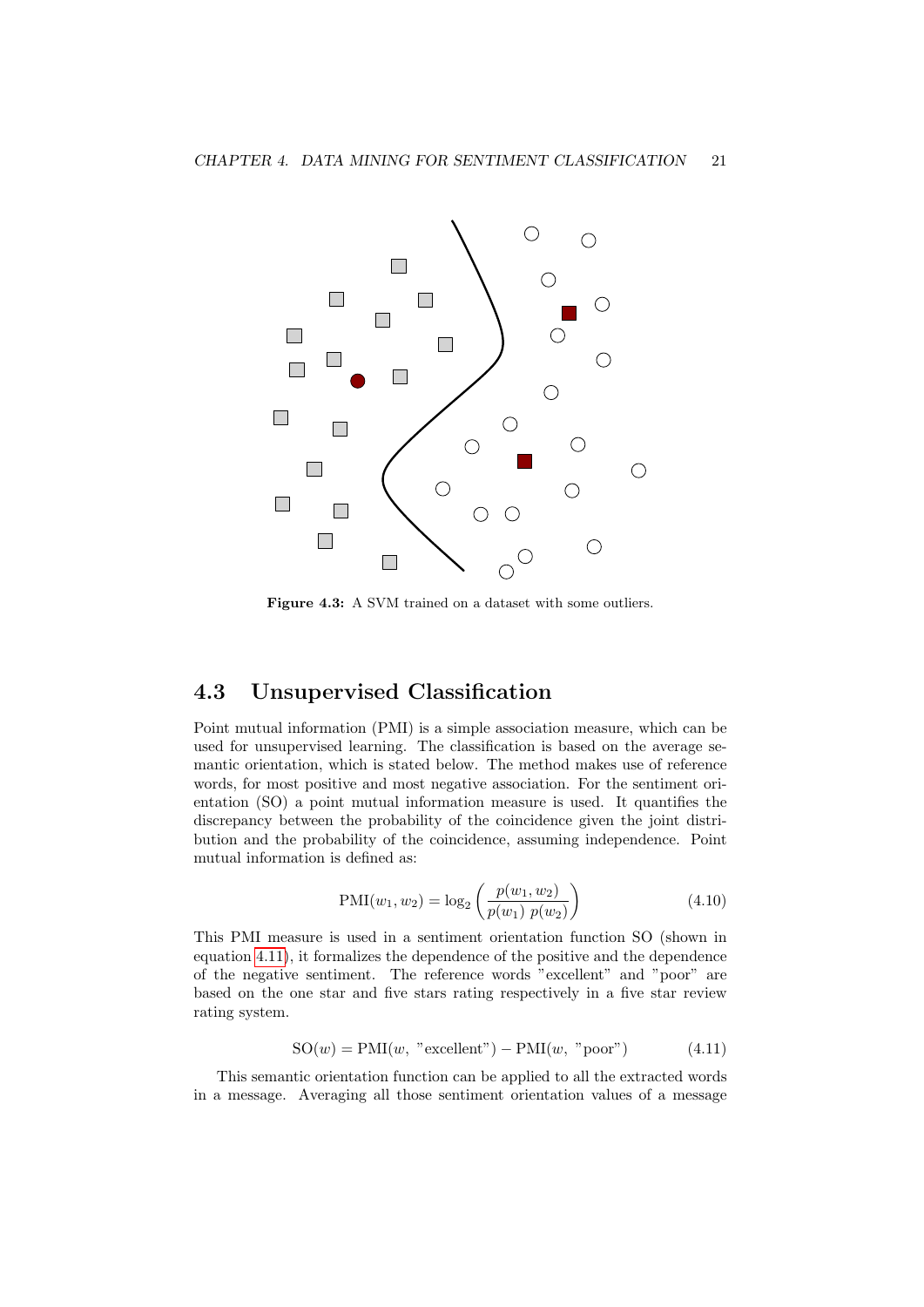Figure 4.3: A SVM trained on a dataset with some outliers.

## 4.3 Unsupervised Classification

Point mutual information (PMI) is a simple association measure, which can be used for unsupervised learning. The classification is based on the average semantic orientation, which is stated below. The method makes use of reference words, for most positive and most negative association. For the sentiment orientation (SO) a point mutual information measure is used. It quantifies the discrepancy between the probability of the coincidence given the joint distribution and the probability of the coincidence, assuming independence. Point mutual information is defined as:

$$\mathrm{PMI}(w_1, w_2) = \log_2 \left( \frac{p(w_1, w_2)}{p(w_1)\ p(w_2)} \right) \tag{4.10}$$

This PMI measure is used in a sentiment orientation function SO (shown in equation 4.11), it formalizes the dependence of the positive and the dependence of the negative sentiment. The reference words "excellent" and "poor" are based on the one star and five stars rating respectively in a five star review rating system.

$$\mathrm{SO}(w) = \mathrm{PMI}(w, \text{"excellent"}) - \mathrm{PMI}(w, \text{"poor"}) \tag{4.11}$$

This semantic orientation function can be applied to all the extracted words in a message. Averaging all those sentiment orientation values of a message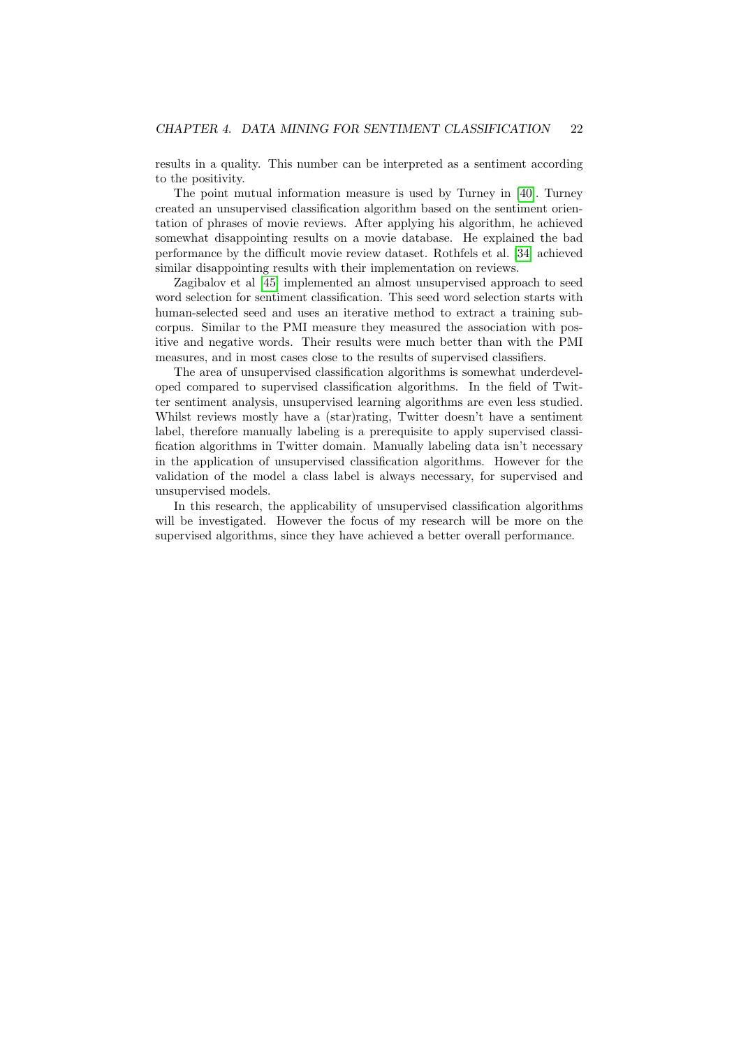results in a quality. This number can be interpreted as a sentiment according to the positivity.

The point mutual information measure is used by Turney in [40]. Turney created an unsupervised classification algorithm based on the sentiment orientation of phrases of movie reviews. After applying his algorithm, he achieved somewhat disappointing results on a movie database. He explained the bad performance by the difficult movie review dataset. Rothfels et al. [34] achieved similar disappointing results with their implementation on reviews.

Zagibalov et al [45] implemented an almost unsupervised approach to seed word selection for sentiment classification. This seed word selection starts with human-selected seed and uses an iterative method to extract a training subcorpus. Similar to the PMI measure they measured the association with positive and negative words. Their results were much better than with the PMI measures, and in most cases close to the results of supervised classifiers.

The area of unsupervised classification algorithms is somewhat underdeveloped compared to supervised classification algorithms. In the field of Twitter sentiment analysis, unsupervised learning algorithms are even less studied. Whilst reviews mostly have a (star)rating, Twitter doesn't have a sentiment label, therefore manually labeling is a prerequisite to apply supervised classification algorithms in Twitter domain. Manually labeling data isn't necessary in the application of unsupervised classification algorithms. However for the validation of the model a class label is always necessary, for supervised and unsupervised models.

In this research, the applicability of unsupervised classification algorithms will be investigated. However the focus of my research will be more on the supervised algorithms, since they have achieved a better overall performance.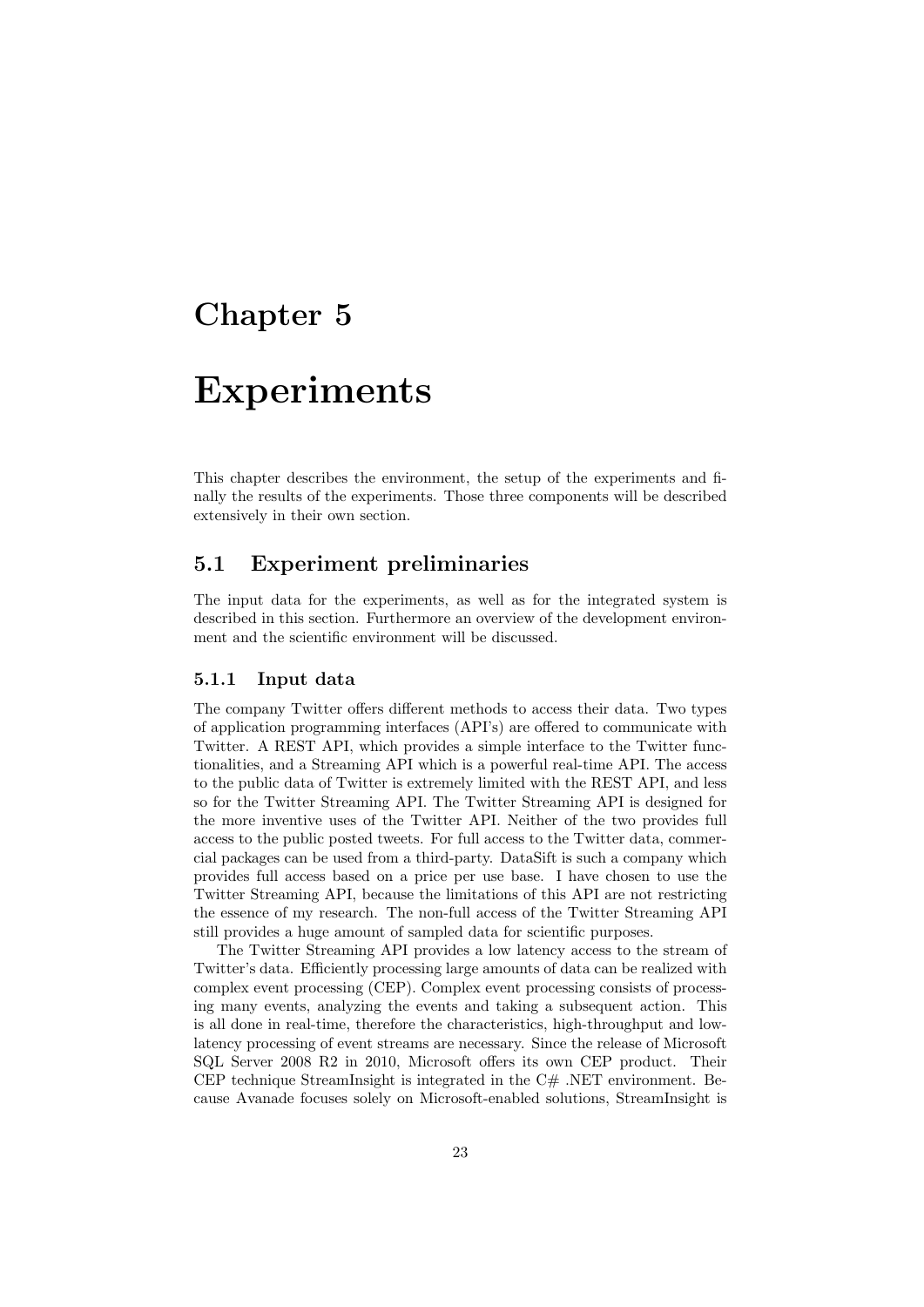# Chapter 5

# Experiments

This chapter describes the environment, the setup of the experiments and finally the results of the experiments. Those three components will be described extensively in their own section.

## 5.1 Experiment preliminaries

The input data for the experiments, as well as for the integrated system is described in this section. Furthermore an overview of the development environment and the scientific environment will be discussed.

### 5.1.1 Input data

The company Twitter offers different methods to access their data. Two types of application programming interfaces (API's) are offered to communicate with Twitter. A REST API, which provides a simple interface to the Twitter functionalities, and a Streaming API which is a powerful real-time API. The access to the public data of Twitter is extremely limited with the REST API, and less so for the Twitter Streaming API. The Twitter Streaming API is designed for the more inventive uses of the Twitter API. Neither of the two provides full access to the public posted tweets. For full access to the Twitter data, commercial packages can be used from a third-party. DataSift is such a company which provides full access based on a price per use base. I have chosen to use the Twitter Streaming API, because the limitations of this API are not restricting the essence of my research. The non-full access of the Twitter Streaming API still provides a huge amount of sampled data for scientific purposes.

The Twitter Streaming API provides a low latency access to the stream of Twitter's data. Efficiently processing large amounts of data can be realized with complex event processing (CEP). Complex event processing consists of processing many events, analyzing the events and taking a subsequent action. This is all done in real-time, therefore the characteristics, high-throughput and low-latency processing of event streams are necessary. Since the release of Microsoft SQL Server 2008 R2 in 2010, Microsoft offers its own CEP product. Their CEP technique StreamInsight is integrated in the C# .NET environment. Because Avanade focuses solely on Microsoft-enabled solutions, StreamInsight is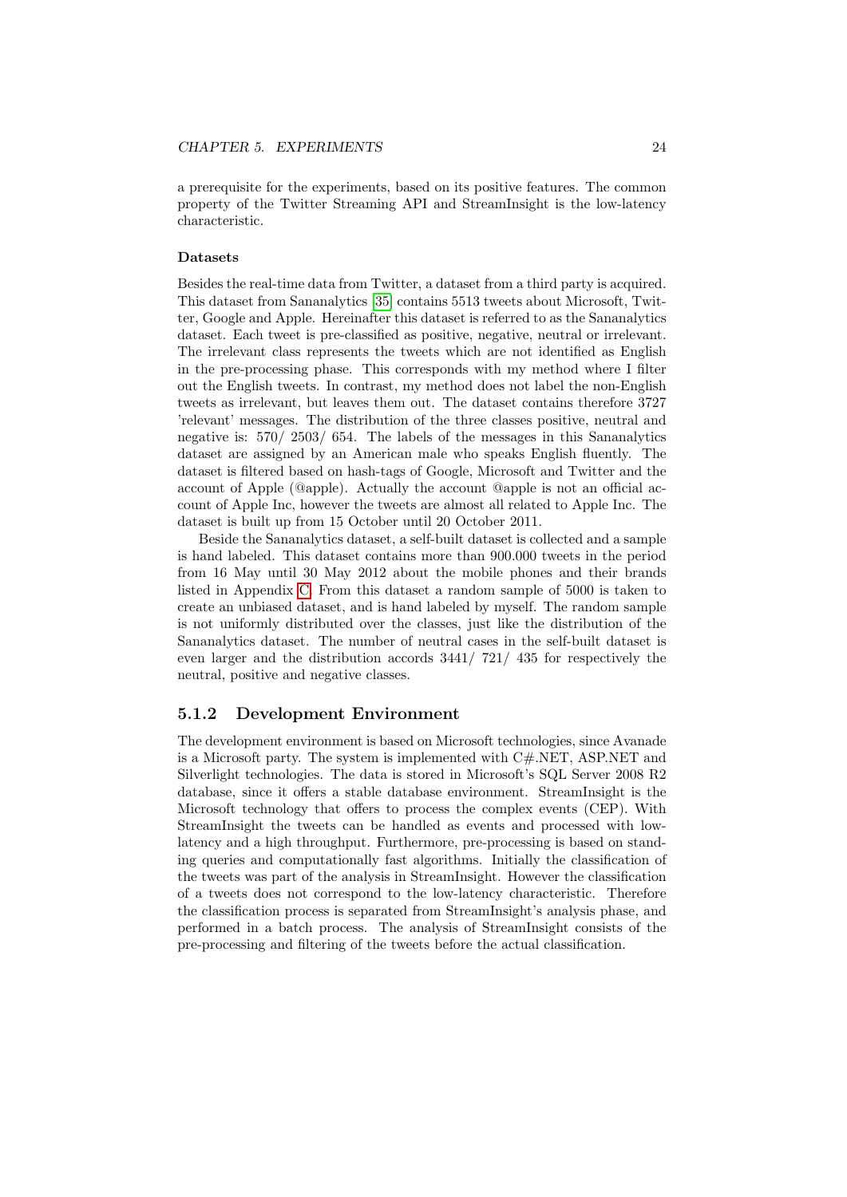a prerequisite for the experiments, based on its positive features. The common property of the Twitter Streaming API and StreamInsight is the low-latency characteristic.

**Datasets**

Besides the real-time data from Twitter, a dataset from a third party is acquired. This dataset from Sananalytics [35] contains 5513 tweets about Microsoft, Twitter, Google and Apple. Hereinafter this dataset is referred to as the Sananalytics dataset. Each tweet is pre-classified as positive, negative, neutral or irrelevant. The irrelevant class represents the tweets which are not identified as English in the pre-processing phase. This corresponds with my method where I filter out the English tweets. In contrast, my method does not label the non-English tweets as irrelevant, but leaves them out. The dataset contains therefore 3727 'relevant' messages. The distribution of the three classes positive, neutral and negative is: 570/ 2503/ 654. The labels of the messages in this Sananalytics dataset are assigned by an American male who speaks English fluently. The dataset is filtered based on hash-tags of Google, Microsoft and Twitter and the account of Apple (@apple). Actually the account @apple is not an official account of Apple Inc, however the tweets are almost all related to Apple Inc. The dataset is built up from 15 October until 20 October 2011.

Beside the Sananalytics dataset, a self-built dataset is collected and a sample is hand labeled. This dataset contains more than 900.000 tweets in the period from 16 May until 30 May 2012 about the mobile phones and their brands listed in Appendix C. From this dataset a random sample of 5000 is taken to create an unbiased dataset, and is hand labeled by myself. The random sample is not uniformly distributed over the classes, just like the distribution of the Sananalytics dataset. The number of neutral cases in the self-built dataset is even larger and the distribution accords 3441/ 721/ 435 for respectively the neutral, positive and negative classes.

### 5.1.2 Development Environment

The development environment is based on Microsoft technologies, since Avanade is a Microsoft party. The system is implemented with C#.NET, ASP.NET and Silverlight technologies. The data is stored in Microsoft's SQL Server 2008 R2 database, since it offers a stable database environment. StreamInsight is the Microsoft technology that offers to process the complex events (CEP). With StreamInsight the tweets can be handled as events and processed with low-latency and a high throughput. Furthermore, pre-processing is based on standing queries and computationally fast algorithms. Initially the classification of the tweets was part of the analysis in StreamInsight. However the classification of a tweets does not correspond to the low-latency characteristic. Therefore the classification process is separated from StreamInsight's analysis phase, and performed in a batch process. The analysis of StreamInsight consists of the pre-processing and filtering of the tweets before the actual classification.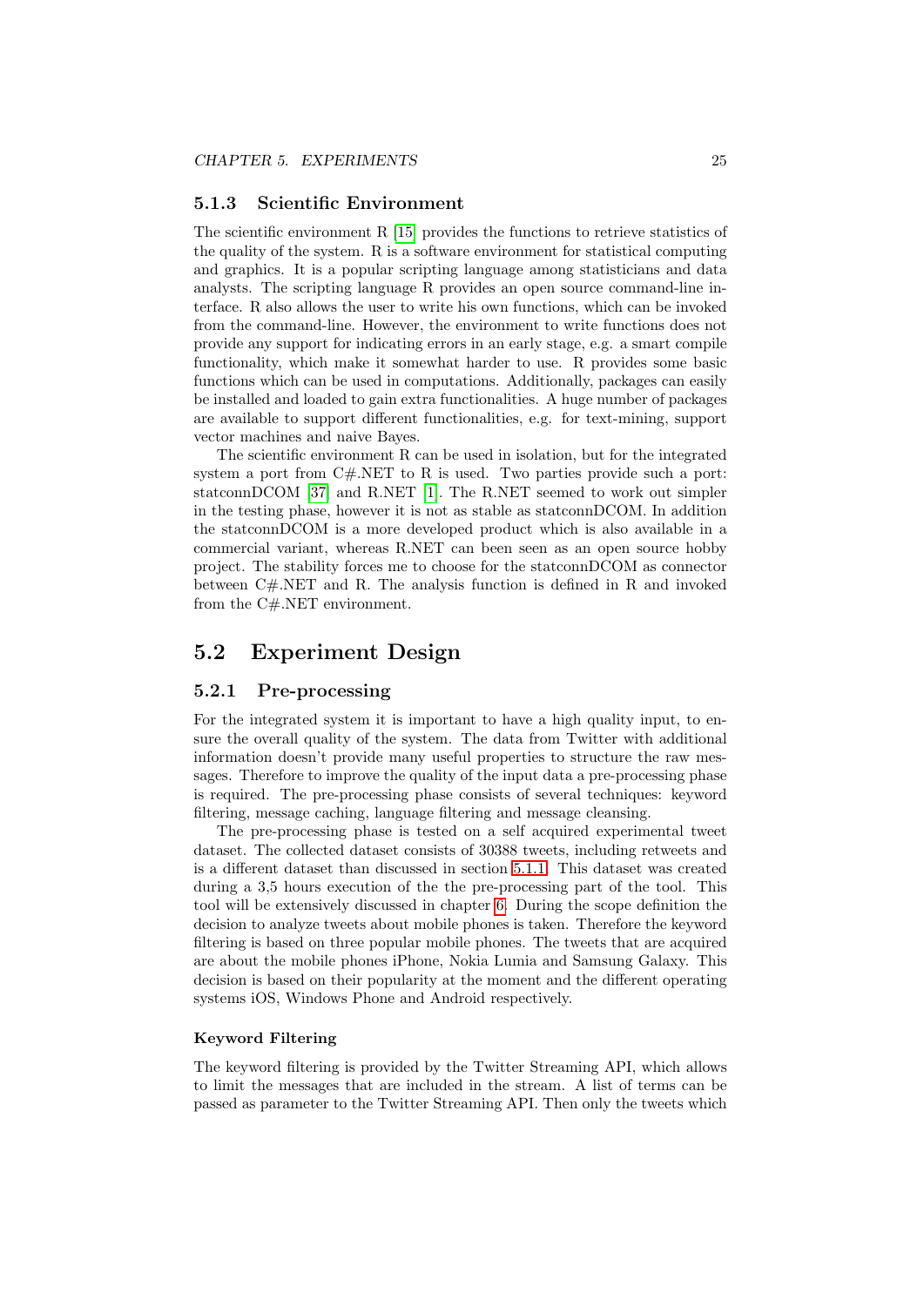### 5.1.3 Scientific Environment

The scientific environment R [15] provides the functions to retrieve statistics of the quality of the system. R is a software environment for statistical computing and graphics. It is a popular scripting language among statisticians and data analysts. The scripting language R provides an open source command-line interface. R also allows the user to write his own functions, which can be invoked from the command-line. However, the environment to write functions does not provide any support for indicating errors in an early stage, e.g. a smart compile functionality, which make it somewhat harder to use. R provides some basic functions which can be used in computations. Additionally, packages can easily be installed and loaded to gain extra functionalities. A huge number of packages are available to support different functionalities, e.g. for text-mining, support vector machines and naive Bayes.

The scientific environment R can be used in isolation, but for the integrated system a port from C#.NET to R is used. Two parties provide such a port: statconnDCOM [37] and R.NET [1]. The R.NET seemed to work out simpler in the testing phase, however it is not as stable as statconnDCOM. In addition the statconnDCOM is a more developed product which is also available in a commercial variant, whereas R.NET can been seen as an open source hobby project. The stability forces me to choose for the statconnDCOM as connector between C#.NET and R. The analysis function is defined in R and invoked from the C#.NET environment.

## 5.2 Experiment Design

### 5.2.1 Pre-processing

For the integrated system it is important to have a high quality input, to ensure the overall quality of the system. The data from Twitter with additional information doesn't provide many useful properties to structure the raw messages. Therefore to improve the quality of the input data a pre-processing phase is required. The pre-processing phase consists of several techniques: keyword filtering, message caching, language filtering and message cleansing.

The pre-processing phase is tested on a self acquired experimental tweet dataset. The collected dataset consists of 30388 tweets, including retweets and is a different dataset than discussed in section 5.1.1. This dataset was created during a 3,5 hours execution of the the pre-processing part of the tool. This tool will be extensively discussed in chapter 6. During the scope definition the decision to analyze tweets about mobile phones is taken. Therefore the keyword filtering is based on three popular mobile phones. The tweets that are acquired are about the mobile phones iPhone, Nokia Lumia and Samsung Galaxy. This decision is based on their popularity at the moment and the different operating systems iOS, Windows Phone and Android respectively.

#### Keyword Filtering

The keyword filtering is provided by the Twitter Streaming API, which allows to limit the messages that are included in the stream. A list of terms can be passed as parameter to the Twitter Streaming API. Then only the tweets which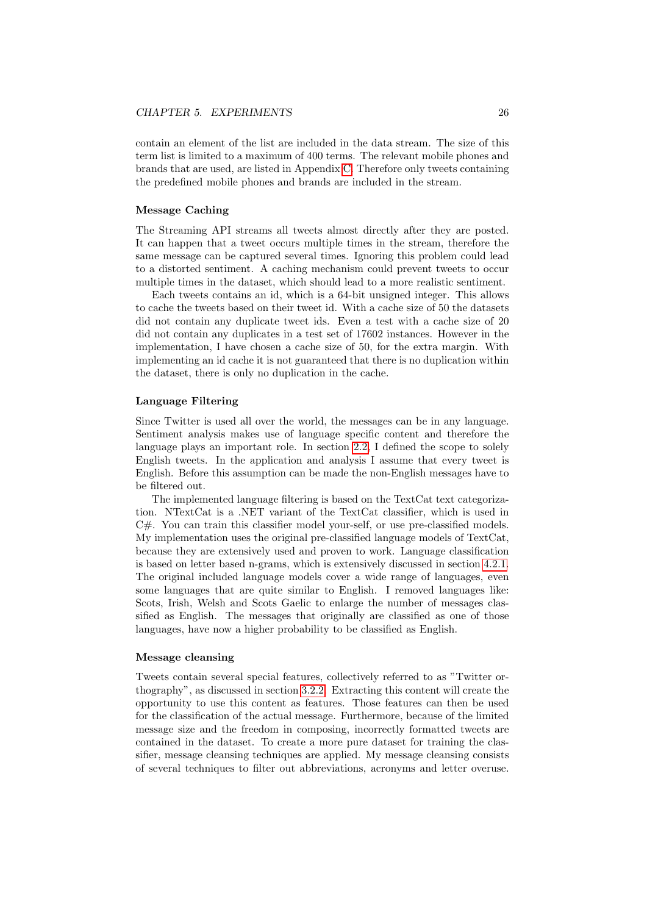contain an element of the list are included in the data stream. The size of this term list is limited to a maximum of 400 terms. The relevant mobile phones and brands that are used, are listed in Appendix C. Therefore only tweets containing the predefined mobile phones and brands are included in the stream.

### Message Caching

The Streaming API streams all tweets almost directly after they are posted. It can happen that a tweet occurs multiple times in the stream, therefore the same message can be captured several times. Ignoring this problem could lead to a distorted sentiment. A caching mechanism could prevent tweets to occur multiple times in the dataset, which should lead to a more realistic sentiment.

Each tweets contains an id, which is a 64-bit unsigned integer. This allows to cache the tweets based on their tweet id. With a cache size of 50 the datasets did not contain any duplicate tweet ids. Even a test with a cache size of 20 did not contain any duplicates in a test set of 17602 instances. However in the implementation, I have chosen a cache size of 50, for the extra margin. With implementing an id cache it is not guaranteed that there is no duplication within the dataset, there is only no duplication in the cache.

### Language Filtering

Since Twitter is used all over the world, the messages can be in any language. Sentiment analysis makes use of language specific content and therefore the language plays an important role. In section 2.2, I defined the scope to solely English tweets. In the application and analysis I assume that every tweet is English. Before this assumption can be made the non-English messages have to be filtered out.

The implemented language filtering is based on the TextCat text categorization. NTextCat is a .NET variant of the TextCat classifier, which is used in C#. You can train this classifier model your-self, or use pre-classified models. My implementation uses the original pre-classified language models of TextCat, because they are extensively used and proven to work. Language classification is based on letter based n-grams, which is extensively discussed in section 4.2.1. The original included language models cover a wide range of languages, even some languages that are quite similar to English. I removed languages like: Scots, Irish, Welsh and Scots Gaelic to enlarge the number of messages classified as English. The messages that originally are classified as one of those languages, have now a higher probability to be classified as English.

### Message cleansing

Tweets contain several special features, collectively referred to as "Twitter orthography", as discussed in section 3.2.2. Extracting this content will create the opportunity to use this content as features. Those features can then be used for the classification of the actual message. Furthermore, because of the limited message size and the freedom in composing, incorrectly formatted tweets are contained in the dataset. To create a more pure dataset for training the classifier, message cleansing techniques are applied. My message cleansing consists of several techniques to filter out abbreviations, acronyms and letter overuse.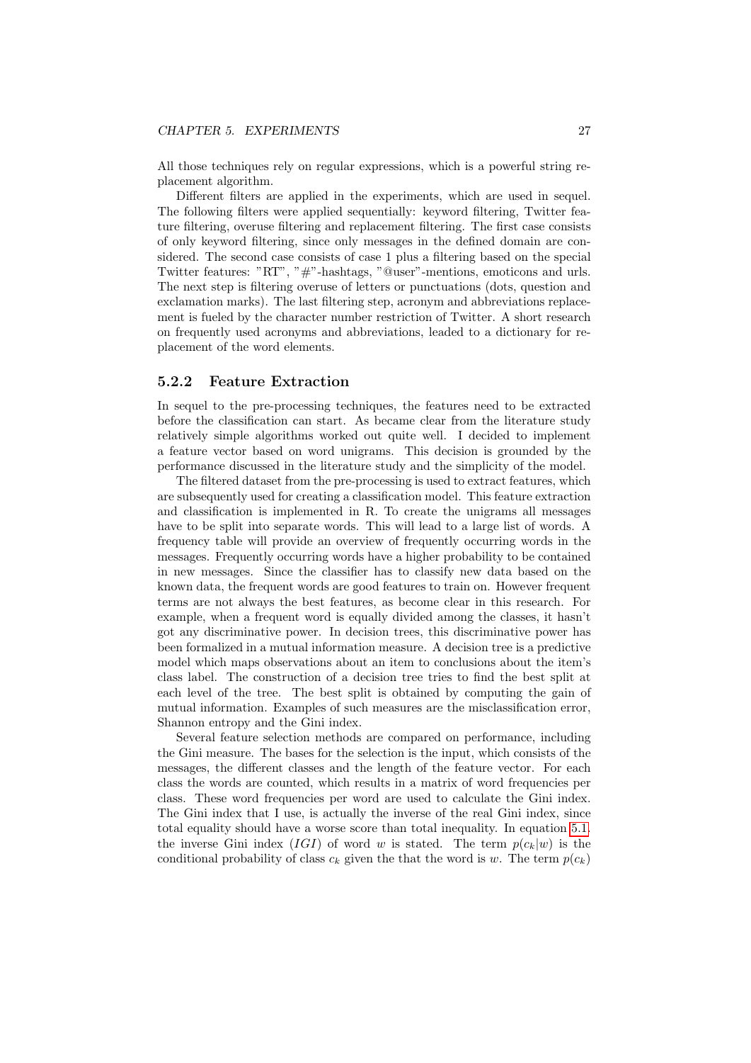All those techniques rely on regular expressions, which is a powerful string replacement algorithm.

Different filters are applied in the experiments, which are used in sequel. The following filters were applied sequentially: keyword filtering, Twitter feature filtering, overuse filtering and replacement filtering. The first case consists of only keyword filtering, since only messages in the defined domain are considered. The second case consists of case 1 plus a filtering based on the special Twitter features: "RT", "#"-hashtags, "@user"-mentions, emoticons and urls. The next step is filtering overuse of letters or punctuations (dots, question and exclamation marks). The last filtering step, acronym and abbreviations replacement is fueled by the character number restriction of Twitter. A short research on frequently used acronyms and abbreviations, leaded to a dictionary for replacement of the word elements.

### 5.2.2 Feature Extraction

In sequel to the pre-processing techniques, the features need to be extracted before the classification can start. As became clear from the literature study relatively simple algorithms worked out quite well. I decided to implement a feature vector based on word unigrams. This decision is grounded by the performance discussed in the literature study and the simplicity of the model.

The filtered dataset from the pre-processing is used to extract features, which are subsequently used for creating a classification model. This feature extraction and classification is implemented in R. To create the unigrams all messages have to be split into separate words. This will lead to a large list of words. A frequency table will provide an overview of frequently occurring words in the messages. Frequently occurring words have a higher probability to be contained in new messages. Since the classifier has to classify new data based on the known data, the frequent words are good features to train on. However frequent terms are not always the best features, as become clear in this research. For example, when a frequent word is equally divided among the classes, it hasn't got any discriminative power. In decision trees, this discriminative power has been formalized in a mutual information measure. A decision tree is a predictive model which maps observations about an item to conclusions about the item's class label. The construction of a decision tree tries to find the best split at each level of the tree. The best split is obtained by computing the gain of mutual information. Examples of such measures are the misclassification error, Shannon entropy and the Gini index.

Several feature selection methods are compared on performance, including the Gini measure. The bases for the selection is the input, which consists of the messages, the different classes and the length of the feature vector. For each class the words are counted, which results in a matrix of word frequencies per class. These word frequencies per word are used to calculate the Gini index. The Gini index that I use, is actually the inverse of the real Gini index, since total equality should have a worse score than total inequality. In equation 5.1, the inverse Gini index ($IGI$) of word $w$ is stated. The term $p(c_k|w)$ is the conditional probability of class $c_k$ given the that the word is $w$. The term $p(c_k)$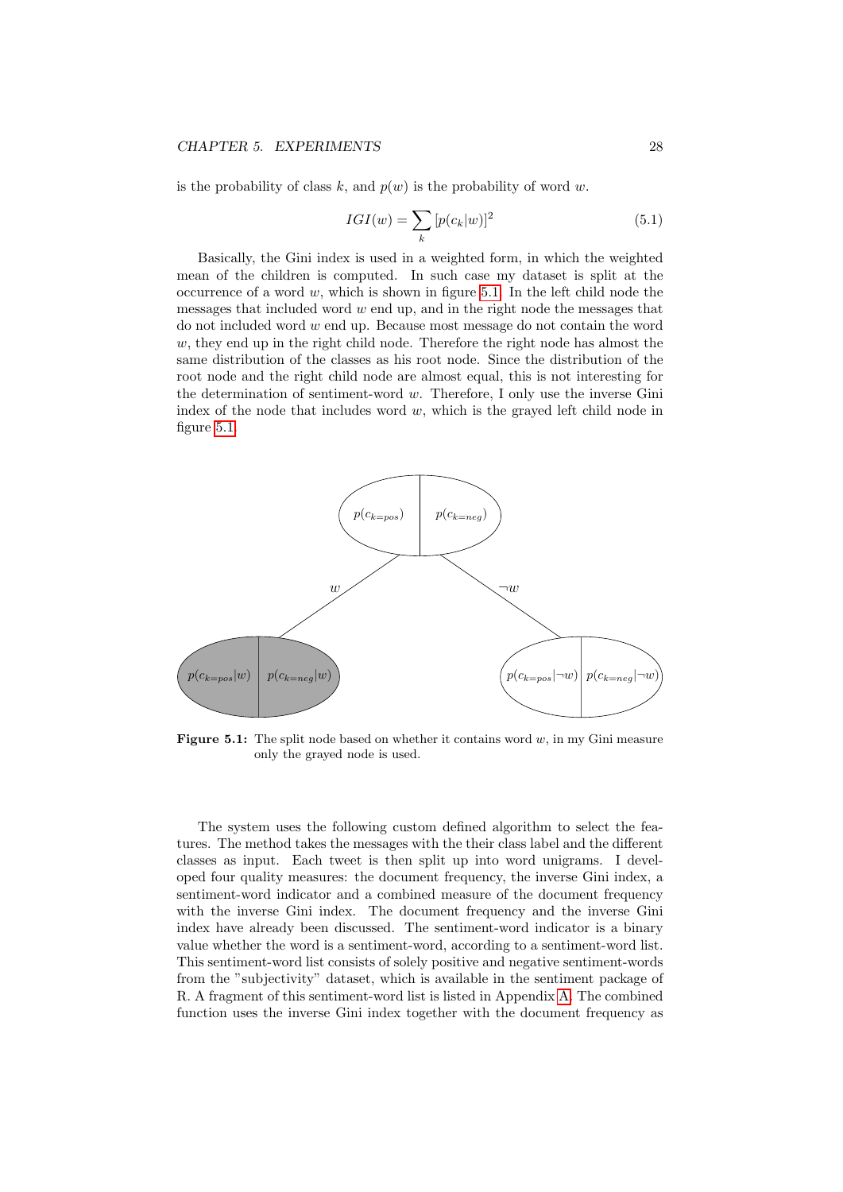is the probability of class $k$, and $p(w)$ is the probability of word $w$.

$$IGI(w) = \sum_{k} [p(c_k|w)]^2 \tag{5.1}$$

Basically, the Gini index is used in a weighted form, in which the weighted mean of the children is computed. In such case my dataset is split at the occurrence of a word $w$, which is shown in figure 5.1. In the left child node the messages that included word $w$ end up, and in the right node the messages that do not included word $w$ end up. Because most message do not contain the word $w$, they end up in the right child node. Therefore the right node has almost the same distribution of the classes as his root node. Since the distribution of the root node and the right child node are almost equal, this is not interesting for the determination of sentiment-word $w$. Therefore, I only use the inverse Gini index of the node that includes word $w$, which is the grayed left child node in figure 5.1.

**Figure 5.1:** The split node based on whether it contains word $w$, in my Gini measure only the grayed node is used.

The system uses the following custom defined algorithm to select the features. The method takes the messages with the their class label and the different classes as input. Each tweet is then split up into word unigrams. I developed four quality measures: the document frequency, the inverse Gini index, a sentiment-word indicator and a combined measure of the document frequency with the inverse Gini index. The document frequency and the inverse Gini index have already been discussed. The sentiment-word indicator is a binary value whether the word is a sentiment-word, according to a sentiment-word list. This sentiment-word list consists of solely positive and negative sentiment-words from the "subjectivity" dataset, which is available in the sentiment package of R. A fragment of this sentiment-word list is listed in Appendix A. The combined function uses the inverse Gini index together with the document frequency as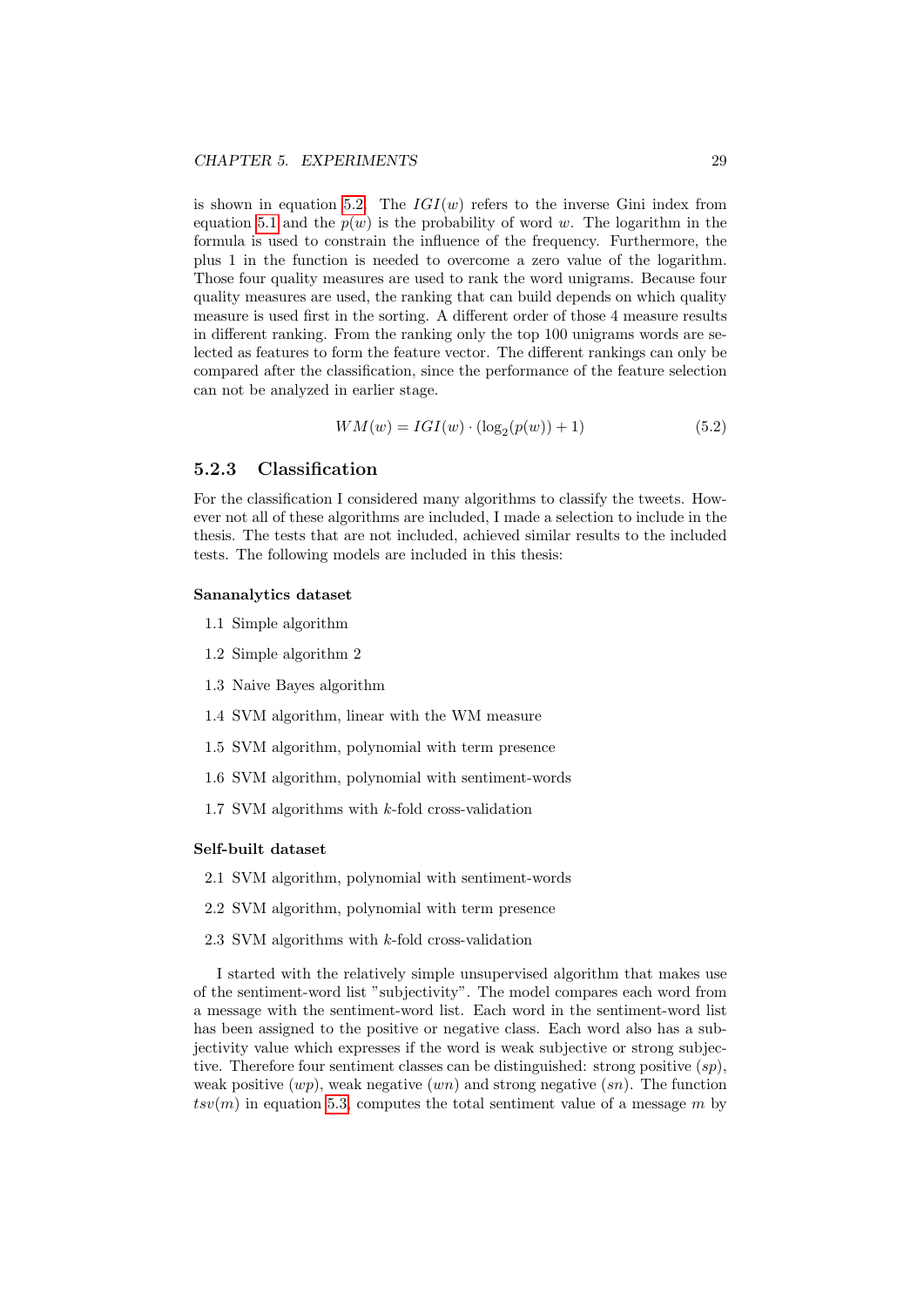is shown in equation 5.2. The $IGI(w)$ refers to the inverse Gini index from equation 5.1 and the $p(w)$ is the probability of word $w$. The logarithm in the formula is used to constrain the influence of the frequency. Furthermore, the plus 1 in the function is needed to overcome a zero value of the logarithm. Those four quality measures are used to rank the word unigrams. Because four quality measures are used, the ranking that can build depends on which quality measure is used first in the sorting. A different order of those 4 measure results in different ranking. From the ranking only the top 100 unigrams words are selected as features to form the feature vector. The different rankings can only be compared after the classification, since the performance of the feature selection can not be analyzed in earlier stage.

$$WM(w) = IGI(w) \cdot (\log_2(p(w)) + 1) \tag{5.2}$$

### 5.2.3 Classification

For the classification I considered many algorithms to classify the tweets. However not all of these algorithms are included, I made a selection to include in the thesis. The tests that are not included, achieved similar results to the included tests. The following models are included in this thesis:

**Sananalytics dataset**

1.1 Simple algorithm

1.2 Simple algorithm 2

1.3 Naive Bayes algorithm

1.4 SVM algorithm, linear with the WM measure

1.5 SVM algorithm, polynomial with term presence

1.6 SVM algorithm, polynomial with sentiment-words

1.7 SVM algorithms with $k$-fold cross-validation

**Self-built dataset**

2.1 SVM algorithm, polynomial with sentiment-words

2.2 SVM algorithm, polynomial with term presence

2.3 SVM algorithms with $k$-fold cross-validation

I started with the relatively simple unsupervised algorithm that makes use of the sentiment-word list "subjectivity". The model compares each word from a message with the sentiment-word list. Each word in the sentiment-word list has been assigned to the positive or negative class. Each word also has a subjectivity value which expresses if the word is weak subjective or strong subjective. Therefore four sentiment classes can be distinguished: strong positive ($sp$), weak positive ($wp$), weak negative ($wn$) and strong negative ($sn$). The function $tsv(m)$ in equation 5.3, computes the total sentiment value of a message $m$ by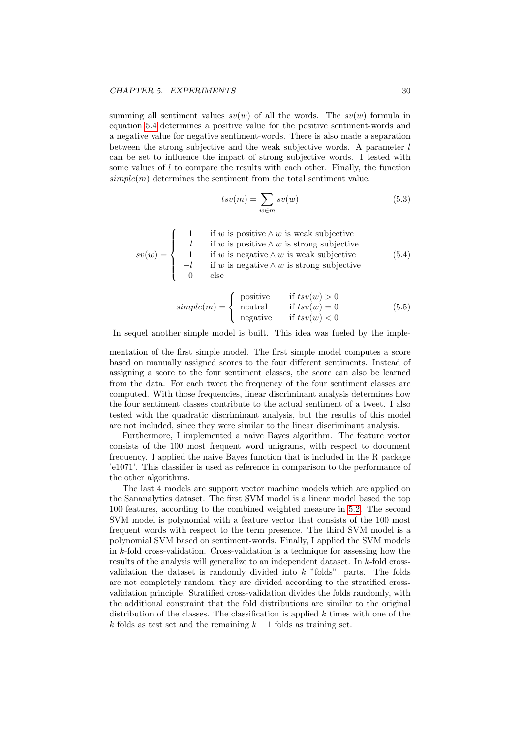summing all sentiment values $sv(w)$ of all the words. The $sv(w)$ formula in equation 5.4 determines a positive value for the positive sentiment-words and a negative value for negative sentiment-words. There is also made a separation between the strong subjective and the weak subjective words. A parameter $l$ can be set to influence the impact of strong subjective words. I tested with some values of $l$ to compare the results with each other. Finally, the function $simple(m)$ determines the sentiment from the total sentiment value.

$$tsv(m) = \sum_{w \in m} sv(w) \tag{5.3}$$

$$sv(w) = \begin{cases} 1 & \text{if } w \text{ is positive} \wedge w \text{ is weak subjective} \\ l & \text{if } w \text{ is positive} \wedge w \text{ is strong subjective} \\ -1 & \text{if } w \text{ is negative} \wedge w \text{ is weak subjective} \\ -l & \text{if } w \text{ is negative} \wedge w \text{ is strong subjective} \\ 0 & \text{else} \end{cases} \tag{5.4}$$

$$simple(m) = \begin{cases} \text{positive} & \text{if } tsv(w) > 0 \\ \text{neutral} & \text{if } tsv(w) = 0 \\ \text{negative} & \text{if } tsv(w) < 0 \end{cases} \tag{5.5}$$

In sequel another simple model is built. This idea was fueled by the implementation of the first simple model. The first simple model computes a score based on manually assigned scores to the four different sentiments. Instead of assigning a score to the four sentiment classes, the score can also be learned from the data. For each tweet the frequency of the four sentiment classes are computed. With those frequencies, linear discriminant analysis determines how the four sentiment classes contribute to the actual sentiment of a tweet. I also tested with the quadratic discriminant analysis, but the results of this model are not included, since they were similar to the linear discriminant analysis.

Furthermore, I implemented a naive Bayes algorithm. The feature vector consists of the 100 most frequent word unigrams, with respect to document frequency. I applied the naive Bayes function that is included in the R package 'e1071'. This classifier is used as reference in comparison to the performance of the other algorithms.

The last 4 models are support vector machine models which are applied on the Sananalytics dataset. The first SVM model is a linear model based the top 100 features, according to the combined weighted measure in 5.2. The second SVM model is polynomial with a feature vector that consists of the 100 most frequent words with respect to the term presence. The third SVM model is a polynomial SVM based on sentiment-words. Finally, I applied the SVM models in $k$-fold cross-validation. Cross-validation is a technique for assessing how the results of the analysis will generalize to an independent dataset. In $k$-fold cross-validation the dataset is randomly divided into $k$ "folds", parts. The folds are not completely random, they are divided according to the stratified cross-validation principle. Stratified cross-validation divides the folds randomly, with the additional constraint that the fold distributions are similar to the original distribution of the classes. The classification is applied $k$ times with one of the $k$ folds as test set and the remaining $k-1$ folds as training set.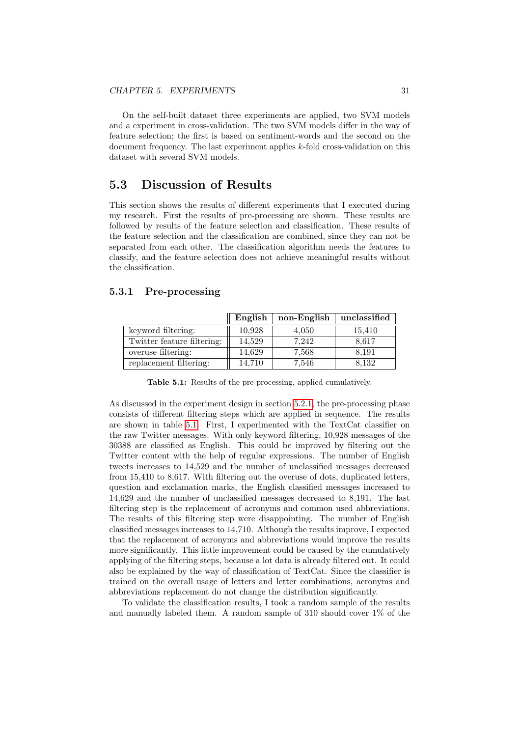On the self-built dataset three experiments are applied, two SVM models and a experiment in cross-validation. The two SVM models differ in the way of feature selection; the first is based on sentiment-words and the second on the document frequency. The last experiment applies $k$-fold cross-validation on this dataset with several SVM models.

## 5.3 Discussion of Results

This section shows the results of different experiments that I executed during my research. First the results of pre-processing are shown. These results are followed by results of the feature selection and classification. These results of the feature selection and the classification are combined, since they can not be separated from each other. The classification algorithm needs the features to classify, and the feature selection does not achieve meaningful results without the classification.

### 5.3.1 Pre-processing

| | **English** | **non-English** | **unclassified** |
|---|---|---|---|
| keyword filtering: | 10,928 | 4,050 | 15,410 |
| Twitter feature filtering: | 14,529 | 7,242 | 8,617 |
| overuse filtering: | 14,629 | 7,568 | 8,191 |
| replacement filtering: | 14,710 | 7,546 | 8,132 |

**Table 5.1:** Results of the pre-processing, applied cumulatively.

As discussed in the experiment design in section 5.2.1, the pre-processing phase consists of different filtering steps which are applied in sequence. The results are shown in table 5.1. First, I experimented with the TextCat classifier on the raw Twitter messages. With only keyword filtering, 10,928 messages of the 30388 are classified as English. This could be improved by filtering out the Twitter content with the help of regular expressions. The number of English tweets increases to 14,529 and the number of unclassified messages decreased from 15,410 to 8,617. With filtering out the overuse of dots, duplicated letters, question and exclamation marks, the English classified messages increased to 14,629 and the number of unclassified messages decreased to 8,191. The last filtering step is the replacement of acronyms and common used abbreviations. The results of this filtering step were disappointing. The number of English classified messages increases to 14,710. Although the results improve, I expected that the replacement of acronyms and abbreviations would improve the results more significantly. This little improvement could be caused by the cumulatively applying of the filtering steps, because a lot data is already filtered out. It could also be explained by the way of classification of TextCat. Since the classifier is trained on the overall usage of letters and letter combinations, acronyms and abbreviations replacement do not change the distribution significantly.

To validate the classification results, I took a random sample of the results and manually labeled them. A random sample of 310 should cover 1% of the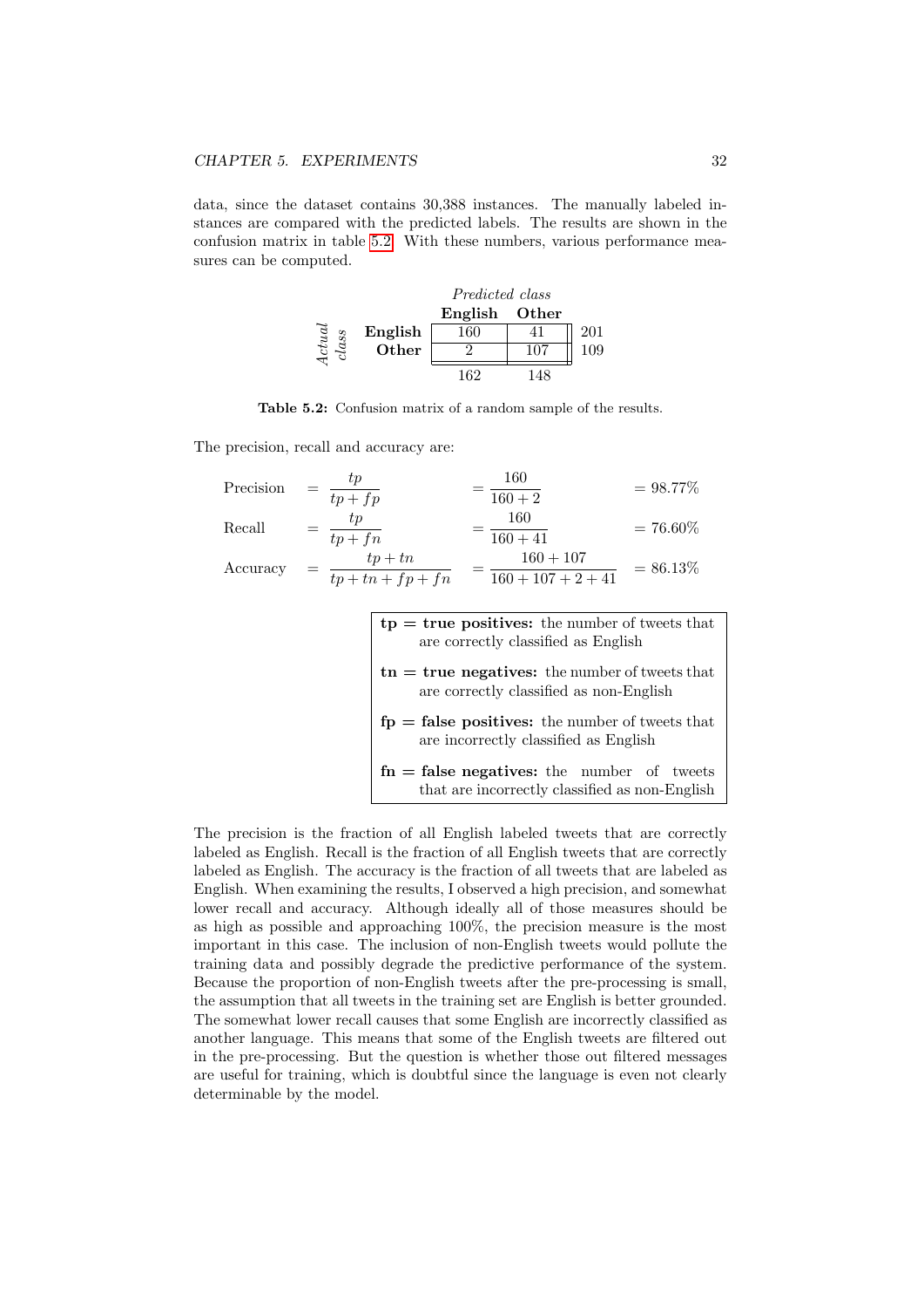data, since the dataset contains 30,388 instances. The manually labeled instances are compared with the predicted labels. The results are shown in the confusion matrix in table 5.2. With these numbers, various performance measures can be computed.

| | | *Predicted class* | | |
|---|---|---|---|---|
| | | **English** | **Other** | |
| *Actual class* | **English** | 160 | 41 | 201 |
| | **Other** | 2 | 107 | 109 |
| | | 162 | 148 | |

**Table 5.2:** Confusion matrix of a random sample of the results.

The precision, recall and accuracy are:

$$\text{Precision} = \frac{tp}{tp+fp} = \frac{160}{160+2} = 98.77\%$$

$$\text{Recall} = \frac{tp}{tp+fn} = \frac{160}{160+41} = 76.60\%$$

$$\text{Accuracy} = \frac{tp+tn}{tp+tn+fp+fn} = \frac{160+107}{160+107+2+41} = 86.13\%$$

**tp = true positives:** the number of tweets that are correctly classified as English

**tn = true negatives:** the number of tweets that are correctly classified as non-English

**fp = false positives:** the number of tweets that are incorrectly classified as English

**fn = false negatives:** the number of tweets that are incorrectly classified as non-English

The precision is the fraction of all English labeled tweets that are correctly labeled as English. Recall is the fraction of all English tweets that are correctly labeled as English. The accuracy is the fraction of all tweets that are labeled as English. When examining the results, I observed a high precision, and somewhat lower recall and accuracy. Although ideally all of those measures should be as high as possible and approaching 100%, the precision measure is the most important in this case. The inclusion of non-English tweets would pollute the training data and possibly degrade the predictive performance of the system. Because the proportion of non-English tweets after the pre-processing is small, the assumption that all tweets in the training set are English is better grounded. The somewhat lower recall causes that some English are incorrectly classified as another language. This means that some of the English tweets are filtered out in the pre-processing. But the question is whether those out filtered messages are useful for training, which is doubtful since the language is even not clearly determinable by the model.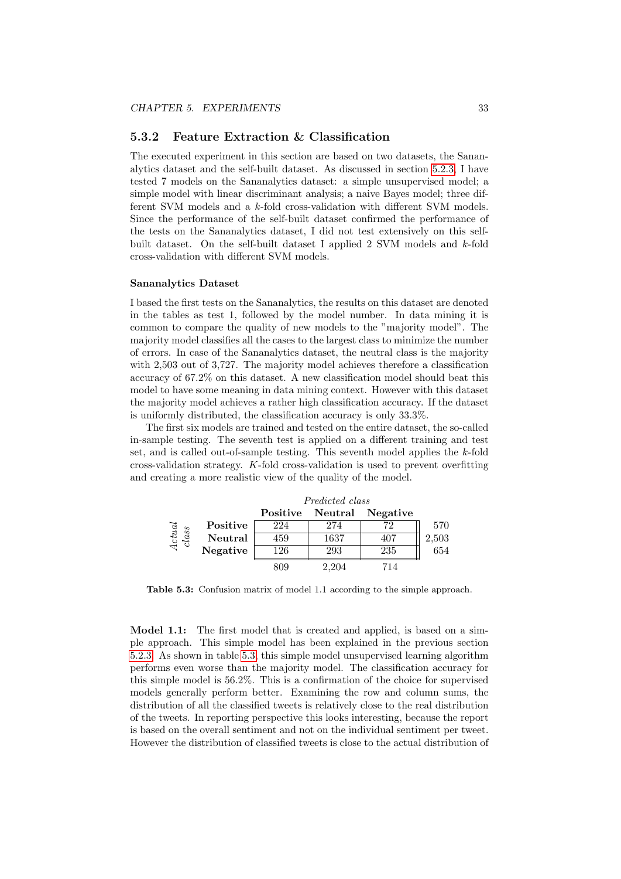### 5.3.2 Feature Extraction & Classification

The executed experiment in this section are based on two datasets, the Sananalytics dataset and the self-built dataset. As discussed in section 5.2.3, I have tested 7 models on the Sananalytics dataset: a simple unsupervised model; a simple model with linear discriminant analysis; a naive Bayes model; three different SVM models and a $k$-fold cross-validation with different SVM models. Since the performance of the self-built dataset confirmed the performance of the tests on the Sananalytics dataset, I did not test extensively on this self-built dataset. On the self-built dataset I applied 2 SVM models and $k$-fold cross-validation with different SVM models.

#### Sananalytics Dataset

I based the first tests on the Sananalytics, the results on this dataset are denoted in the tables as test 1, followed by the model number. In data mining it is common to compare the quality of new models to the "majority model". The majority model classifies all the cases to the largest class to minimize the number of errors. In case of the Sananalytics dataset, the neutral class is the majority with 2,503 out of 3,727. The majority model achieves therefore a classification accuracy of 67.2% on this dataset. A new classification model should beat this model to have some meaning in data mining context. However with this dataset the majority model achieves a rather high classification accuracy. If the dataset is uniformly distributed, the classification accuracy is only 33.3%.

The first six models are trained and tested on the entire dataset, the so-called in-sample testing. The seventh test is applied on a different training and test set, and is called out-of-sample testing. This seventh model applies the $k$-fold cross-validation strategy. $K$-fold cross-validation is used to prevent overfitting and creating a more realistic view of the quality of the model.

| | | *Predicted class* | | | |
|---|---|---|---|---|---|
| | | **Positive** | **Neutral** | **Negative** | |
| *Actual class* | **Positive** | 224 | 274 | 72 | 570 |
| | **Neutral** | 459 | 1637 | 407 | 2,503 |
| | **Negative** | 126 | 293 | 235 | 654 |
| | | 809 | 2,204 | 714 | |

**Table 5.3:** Confusion matrix of model 1.1 according to the simple approach.

**Model 1.1:** The first model that is created and applied, is based on a simple approach. This simple model has been explained in the previous section 5.2.3. As shown in table 5.3, this simple model unsupervised learning algorithm performs even worse than the majority model. The classification accuracy for this simple model is 56.2%. This is a confirmation of the choice for supervised models generally perform better. Examining the row and column sums, the distribution of all the classified tweets is relatively close to the real distribution of the tweets. In reporting perspective this looks interesting, because the report is based on the overall sentiment and not on the individual sentiment per tweet. However the distribution of classified tweets is close to the actual distribution of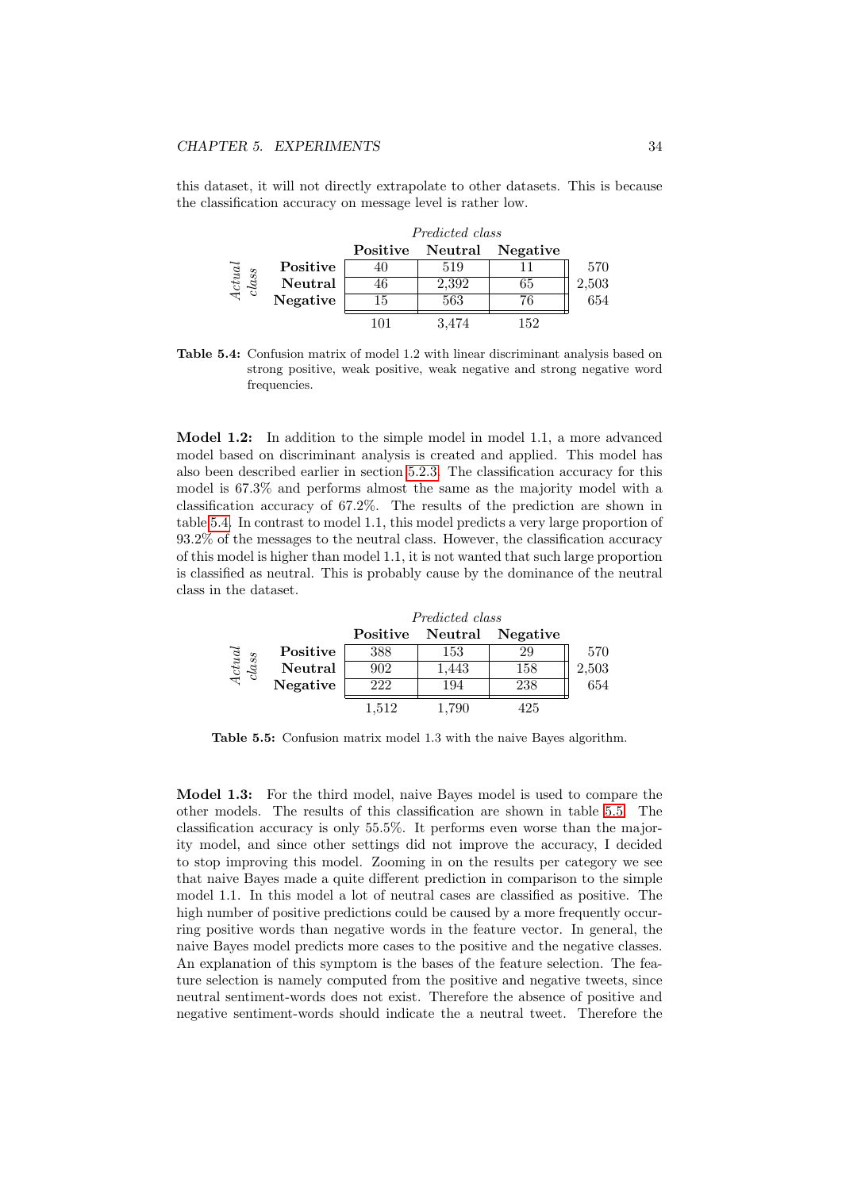this dataset, it will not directly extrapolate to other datasets. This is because the classification accuracy on message level is rather low.

| | | *Predicted class* | | | |
|---|---|---|---|---|---|
| | | **Positive** | **Neutral** | **Negative** | |
| *Actual class* | **Positive** | 40 | 519 | 11 | 570 |
| | **Neutral** | 46 | 2,392 | 65 | 2,503 |
| | **Negative** | 15 | 563 | 76 | 654 |
| | | 101 | 3,474 | 152 | |

**Table 5.4:** Confusion matrix of model 1.2 with linear discriminant analysis based on strong positive, weak positive, weak negative and strong negative word frequencies.

**Model 1.2:** In addition to the simple model in model 1.1, a more advanced model based on discriminant analysis is created and applied. This model has also been described earlier in section 5.2.3. The classification accuracy for this model is 67.3% and performs almost the same as the majority model with a classification accuracy of 67.2%. The results of the prediction are shown in table 5.4. In contrast to model 1.1, this model predicts a very large proportion of 93.2% of the messages to the neutral class. However, the classification accuracy of this model is higher than model 1.1, it is not wanted that such large proportion is classified as neutral. This is probably cause by the dominance of the neutral class in the dataset.

| | | *Predicted class* | | | |
|---|---|---|---|---|---|
| | | **Positive** | **Neutral** | **Negative** | |
| *Actual class* | **Positive** | 388 | 153 | 29 | 570 |
| | **Neutral** | 902 | 1,443 | 158 | 2,503 |
| | **Negative** | 222 | 194 | 238 | 654 |
| | | 1,512 | 1,790 | 425 | |

**Table 5.5:** Confusion matrix model 1.3 with the naive Bayes algorithm.

**Model 1.3:** For the third model, naive Bayes model is used to compare the other models. The results of this classification are shown in table 5.5. The classification accuracy is only 55.5%. It performs even worse than the majority model, and since other settings did not improve the accuracy, I decided to stop improving this model. Zooming in on the results per category we see that naive Bayes made a quite different prediction in comparison to the simple model 1.1. In this model a lot of neutral cases are classified as positive. The high number of positive predictions could be caused by a more frequently occurring positive words than negative words in the feature vector. In general, the naive Bayes model predicts more cases to the positive and the negative classes. An explanation of this symptom is the bases of the feature selection. The feature selection is namely computed from the positive and negative tweets, since neutral sentiment-words does not exist. Therefore the absence of positive and negative sentiment-words should indicate the a neutral tweet. Therefore the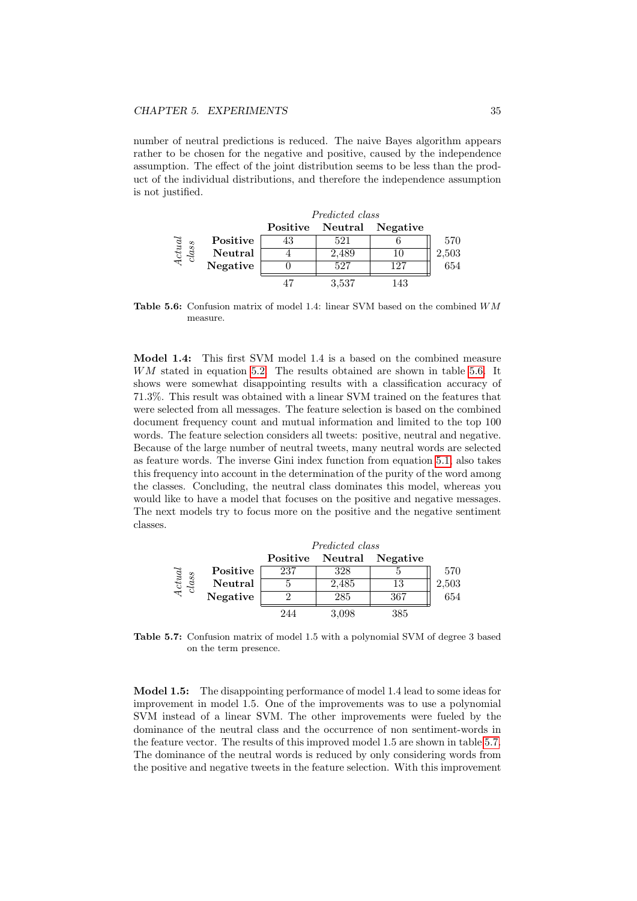number of neutral predictions is reduced. The naive Bayes algorithm appears rather to be chosen for the negative and positive, caused by the independence assumption. The effect of the joint distribution seems to be less than the product of the individual distributions, and therefore the independence assumption is not justified.

| | | *Predicted class* | | | |
|---|---|---|---|---|---|
| | | **Positive** | **Neutral** | **Negative** | |
| *Actual class* | **Positive** | 43 | 521 | 6 | 570 |
| | **Neutral** | 4 | 2,489 | 10 | 2,503 |
| | **Negative** | 0 | 527 | 127 | 654 |
| | | 47 | 3,537 | 143 | |

**Table 5.6:** Confusion matrix of model 1.4: linear SVM based on the combined $WM$ measure.

**Model 1.4:** This first SVM model 1.4 is a based on the combined measure $WM$ stated in equation 5.2. The results obtained are shown in table 5.6. It shows were somewhat disappointing results with a classification accuracy of 71.3%. This result was obtained with a linear SVM trained on the features that were selected from all messages. The feature selection is based on the combined document frequency count and mutual information and limited to the top 100 words. The feature selection considers all tweets: positive, neutral and negative. Because of the large number of neutral tweets, many neutral words are selected as feature words. The inverse Gini index function from equation 5.1 also takes this frequency into account in the determination of the purity of the word among the classes. Concluding, the neutral class dominates this model, whereas you would like to have a model that focuses on the positive and negative messages. The next models try to focus more on the positive and the negative sentiment classes.

| | | *Predicted class* | | | |
|---|---|---|---|---|---|
| | | **Positive** | **Neutral** | **Negative** | |
| *Actual class* | **Positive** | 237 | 328 | 5 | 570 |
| | **Neutral** | 5 | 2,485 | 13 | 2,503 |
| | **Negative** | 2 | 285 | 367 | 654 |
| | | 244 | 3,098 | 385 | |

**Table 5.7:** Confusion matrix of model 1.5 with a polynomial SVM of degree 3 based on the term presence.

**Model 1.5:** The disappointing performance of model 1.4 lead to some ideas for improvement in model 1.5. One of the improvements was to use a polynomial SVM instead of a linear SVM. The other improvements were fueled by the dominance of the neutral class and the occurrence of non sentiment-words in the feature vector. The results of this improved model 1.5 are shown in table 5.7. The dominance of the neutral words is reduced by only considering words from the positive and negative tweets in the feature selection. With this improvement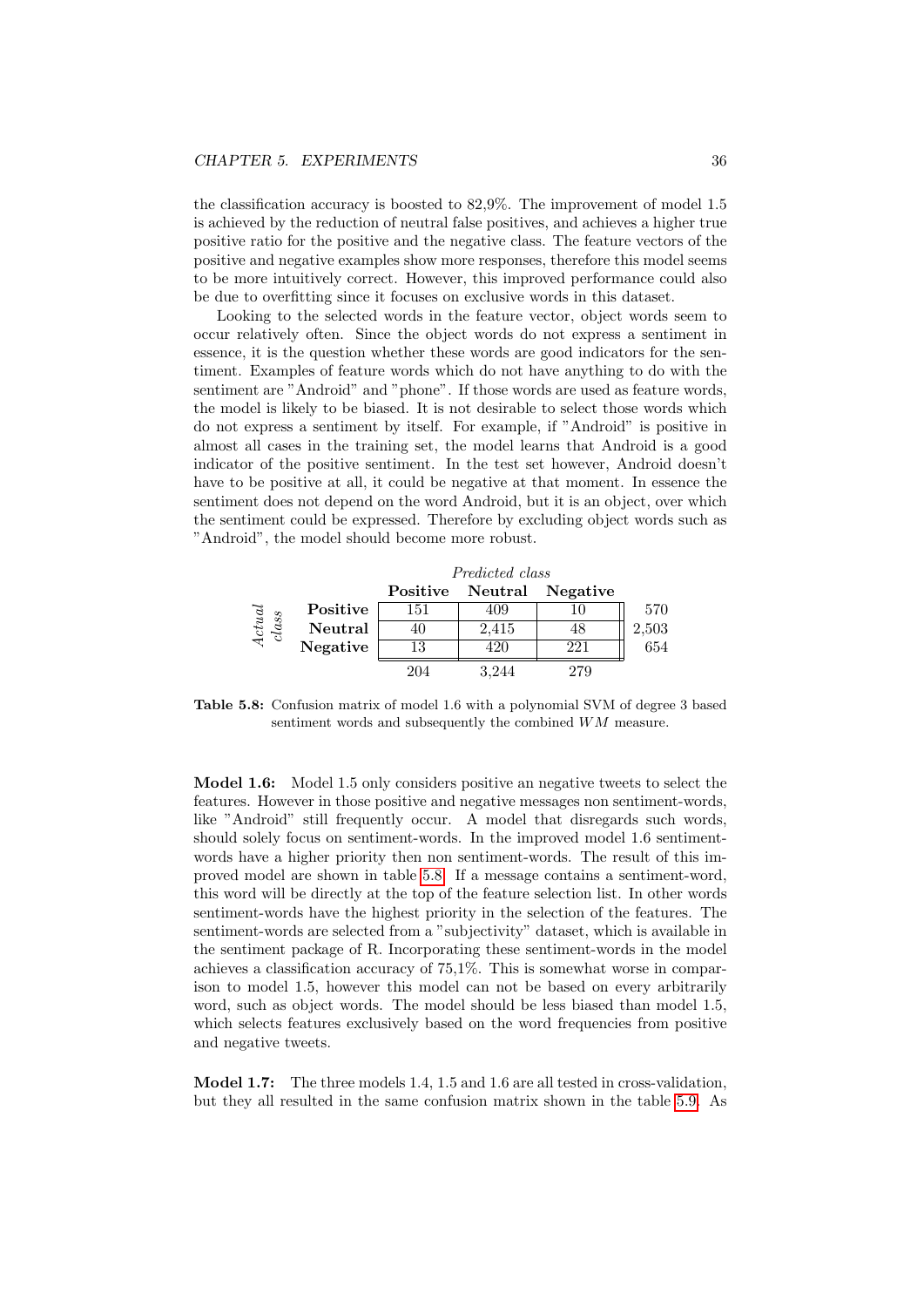the classification accuracy is boosted to 82,9%. The improvement of model 1.5 is achieved by the reduction of neutral false positives, and achieves a higher true positive ratio for the positive and the negative class. The feature vectors of the positive and negative examples show more responses, therefore this model seems to be more intuitively correct. However, this improved performance could also be due to overfitting since it focuses on exclusive words in this dataset.

Looking to the selected words in the feature vector, object words seem to occur relatively often. Since the object words do not express a sentiment in essence, it is the question whether these words are good indicators for the sentiment. Examples of feature words which do not have anything to do with the sentiment are "Android" and "phone". If those words are used as feature words, the model is likely to be biased. It is not desirable to select those words which do not express a sentiment by itself. For example, if "Android" is positive in almost all cases in the training set, the model learns that Android is a good indicator of the positive sentiment. In the test set however, Android doesn't have to be positive at all, it could be negative at that moment. In essence the sentiment does not depend on the word Android, but it is an object, over which the sentiment could be expressed. Therefore by excluding object words such as "Android", the model should become more robust.

| | | *Predicted class* | | | |
|---|---|---|---|---|---|
| | | **Positive** | **Neutral** | **Negative** | |
| *Actual class* | **Positive** | 151 | 409 | 10 | 570 |
| | **Neutral** | 40 | 2,415 | 48 | 2,503 |
| | **Negative** | 13 | 420 | 221 | 654 |
| | | 204 | 3,244 | 279 | |

**Table 5.8:** Confusion matrix of model 1.6 with a polynomial SVM of degree 3 based sentiment words and subsequently the combined $WM$ measure.

**Model 1.6:** Model 1.5 only considers positive an negative tweets to select the features. However in those positive and negative messages non sentiment-words, like "Android" still frequently occur. A model that disregards such words, should solely focus on sentiment-words. In the improved model 1.6 sentiment-words have a higher priority then non sentiment-words. The result of this improved model are shown in table 5.8. If a message contains a sentiment-word, this word will be directly at the top of the feature selection list. In other words sentiment-words have the highest priority in the selection of the features. The sentiment-words are selected from a "subjectivity" dataset, which is available in the sentiment package of R. Incorporating these sentiment-words in the model achieves a classification accuracy of 75,1%. This is somewhat worse in comparison to model 1.5, however this model can not be based on every arbitrarily word, such as object words. The model should be less biased than model 1.5, which selects features exclusively based on the word frequencies from positive and negative tweets.

**Model 1.7:** The three models 1.4, 1.5 and 1.6 are all tested in cross-validation, but they all resulted in the same confusion matrix shown in the table 5.9. As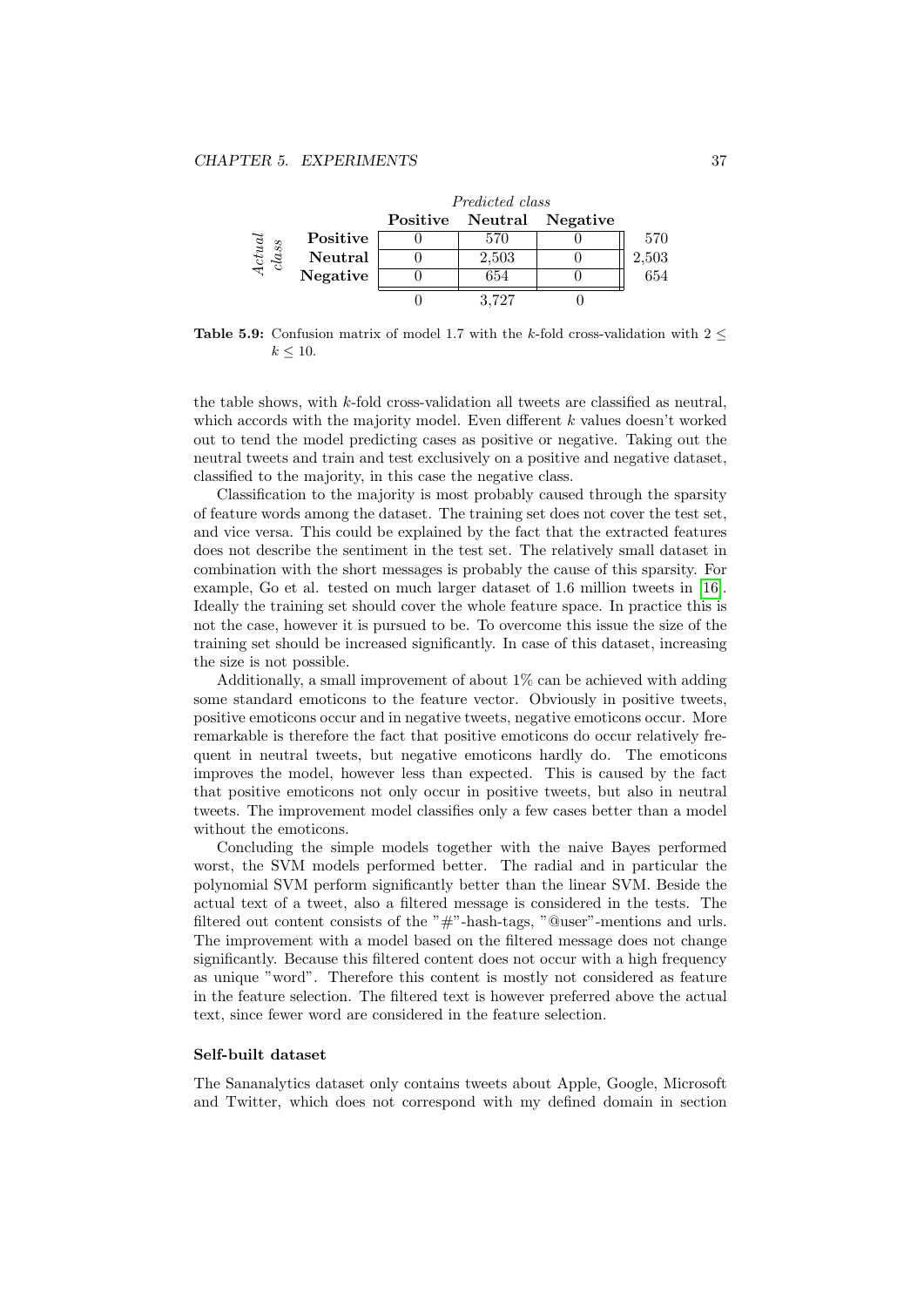| | | *Predicted class* | | | |
|---|---|---|---|---|---|
| | | **Positive** | **Neutral** | **Negative** | |
| *Actual class* | **Positive** | 0 | 570 | 0 | 570 |
| | **Neutral** | 0 | 2,503 | 0 | 2,503 |
| | **Negative** | 0 | 654 | 0 | 654 |
| | | 0 | 3,727 | 0 | |

**Table 5.9:** Confusion matrix of model 1.7 with the $k$-fold cross-validation with $2 \leq k \leq 10$.

the table shows, with $k$-fold cross-validation all tweets are classified as neutral, which accords with the majority model. Even different $k$ values doesn't worked out to tend the model predicting cases as positive or negative. Taking out the neutral tweets and train and test exclusively on a positive and negative dataset, classified to the majority, in this case the negative class.

Classification to the majority is most probably caused through the sparsity of feature words among the dataset. The training set does not cover the test set, and vice versa. This could be explained by the fact that the extracted features does not describe the sentiment in the test set. The relatively small dataset in combination with the short messages is probably the cause of this sparsity. For example, Go et al. tested on much larger dataset of 1.6 million tweets in [16]. Ideally the training set should cover the whole feature space. In practice this is not the case, however it is pursued to be. To overcome this issue the size of the training set should be increased significantly. In case of this dataset, increasing the size is not possible.

Additionally, a small improvement of about 1% can be achieved with adding some standard emoticons to the feature vector. Obviously in positive tweets, positive emoticons occur and in negative tweets, negative emoticons occur. More remarkable is therefore the fact that positive emoticons do occur relatively frequent in neutral tweets, but negative emoticons hardly do. The emoticons improves the model, however less than expected. This is caused by the fact that positive emoticons not only occur in positive tweets, but also in neutral tweets. The improvement model classifies only a few cases better than a model without the emoticons.

Concluding the simple models together with the naive Bayes performed worst, the SVM models performed better. The radial and in particular the polynomial SVM perform significantly better than the linear SVM. Beside the actual text of a tweet, also a filtered message is considered in the tests. The filtered out content consists of the "#"-hash-tags, "@user"-mentions and urls. The improvement with a model based on the filtered message does not change significantly. Because this filtered content does not occur with a high frequency as unique "word". Therefore this content is mostly not considered as feature in the feature selection. The filtered text is however preferred above the actual text, since fewer word are considered in the feature selection.

#### Self-built dataset

The Sananalytics dataset only contains tweets about Apple, Google, Microsoft and Twitter, which does not correspond with my defined domain in section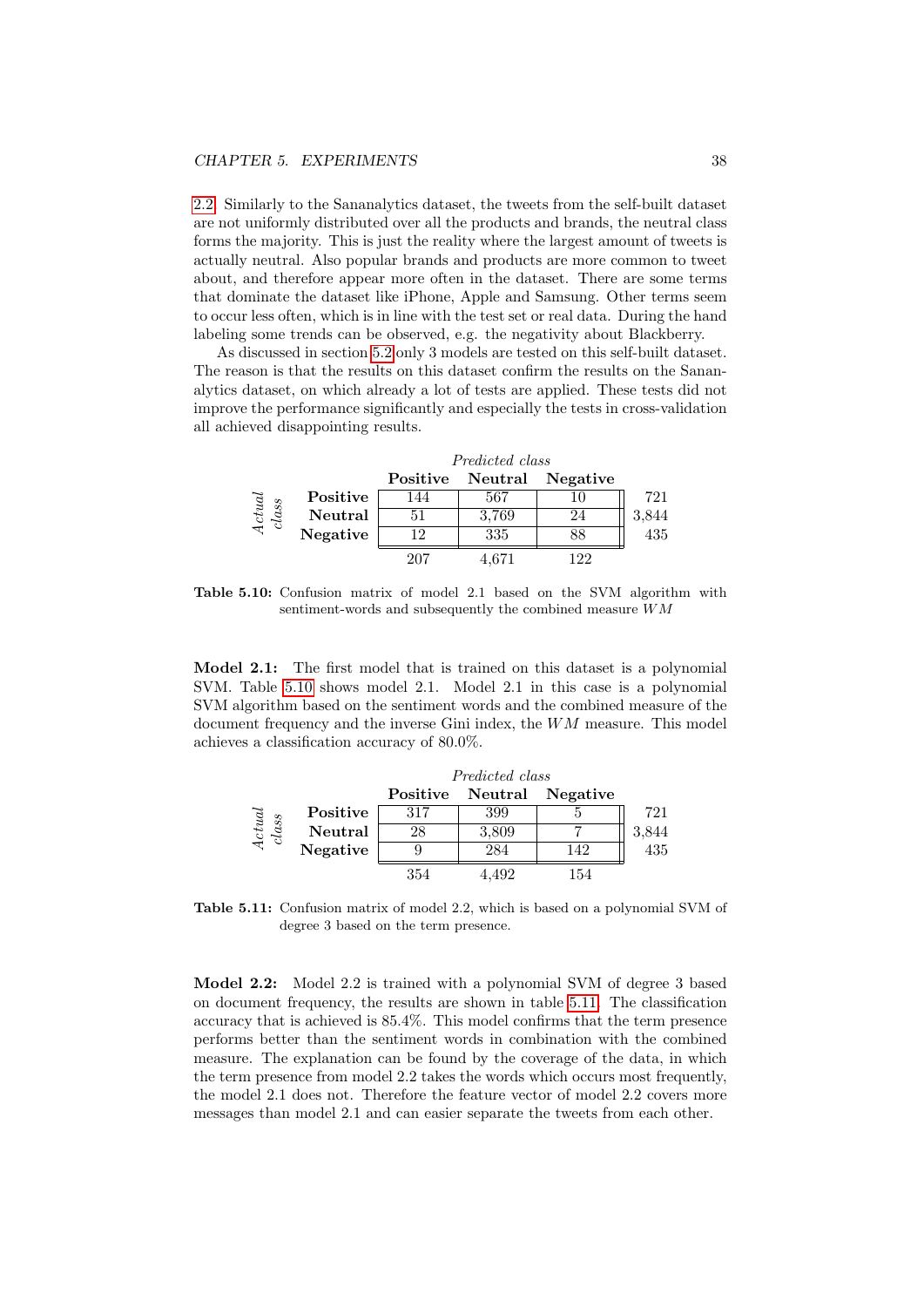2.2. Similarly to the Sananalytics dataset, the tweets from the self-built dataset are not uniformly distributed over all the products and brands, the neutral class forms the majority. This is just the reality where the largest amount of tweets is actually neutral. Also popular brands and products are more common to tweet about, and therefore appear more often in the dataset. There are some terms that dominate the dataset like iPhone, Apple and Samsung. Other terms seem to occur less often, which is in line with the test set or real data. During the hand labeling some trends can be observed, e.g. the negativity about Blackberry.

As discussed in section 5.2 only 3 models are tested on this self-built dataset. The reason is that the results on this dataset confirm the results on the Sananalytics dataset, on which already a lot of tests are applied. These tests did not improve the performance significantly and especially the tests in cross-validation all achieved disappointing results.

| *Actual class* | *Predicted class* Positive | Neutral | Negative | |
|---|---|---|---|---|
| **Positive** | 144 | 567 | 10 | 721 |
| **Neutral** | 51 | 3,769 | 24 | 3,844 |
| **Negative** | 12 | 335 | 88 | 435 |
| | 207 | 4,671 | 122 | |

**Table 5.10:** Confusion matrix of model 2.1 based on the SVM algorithm with sentiment-words and subsequently the combined measure $WM$

**Model 2.1:** The first model that is trained on this dataset is a polynomial SVM. Table 5.10 shows model 2.1. Model 2.1 in this case is a polynomial SVM algorithm based on the sentiment words and the combined measure of the document frequency and the inverse Gini index, the $WM$ measure. This model achieves a classification accuracy of 80.0%.

| *Actual class* | *Predicted class* Positive | Neutral | Negative | |
|---|---|---|---|---|
| **Positive** | 317 | 399 | 5 | 721 |
| **Neutral** | 28 | 3,809 | 7 | 3,844 |
| **Negative** | 9 | 284 | 142 | 435 |
| | 354 | 4,492 | 154 | |

**Table 5.11:** Confusion matrix of model 2.2, which is based on a polynomial SVM of degree 3 based on the term presence.

**Model 2.2:** Model 2.2 is trained with a polynomial SVM of degree 3 based on document frequency, the results are shown in table 5.11. The classification accuracy that is achieved is 85.4%. This model confirms that the term presence performs better than the sentiment words in combination with the combined measure. The explanation can be found by the coverage of the data, in which the term presence from model 2.2 takes the words which occurs most frequently, the model 2.1 does not. Therefore the feature vector of model 2.2 covers more messages than model 2.1 and can easier separate the tweets from each other.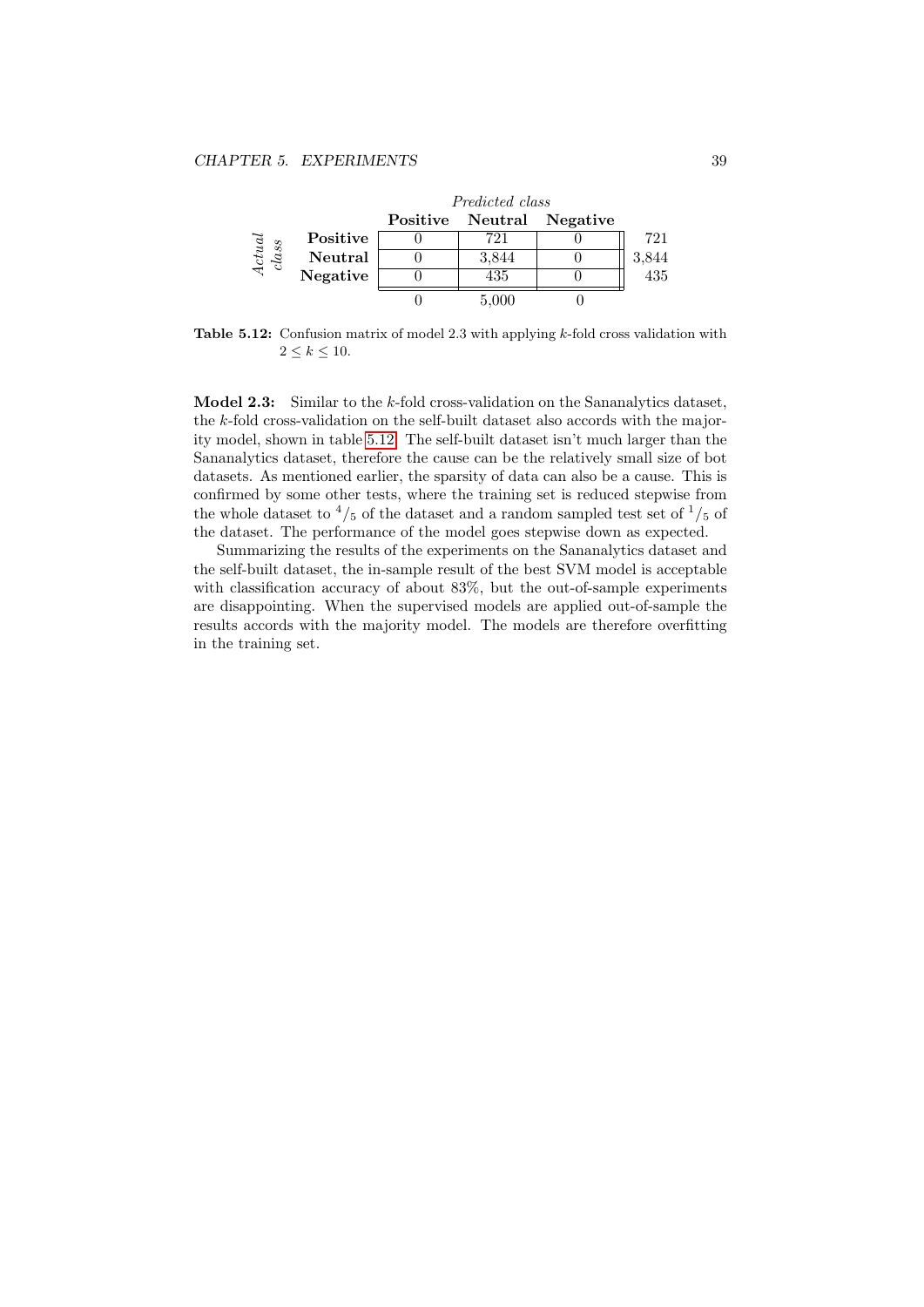| | | *Predicted class* | | | |
|---|---|---|---|---|---|
| | | **Positive** | **Neutral** | **Negative** | |
| *Actual class* | **Positive** | 0 | 721 | 0 | 721 |
| | **Neutral** | 0 | 3,844 | 0 | 3,844 |
| | **Negative** | 0 | 435 | 0 | 435 |
| | | 0 | 5,000 | 0 | |

**Table 5.12:** Confusion matrix of model 2.3 with applying $k$-fold cross validation with $2 \leq k \leq 10$.

**Model 2.3:** Similar to the $k$-fold cross-validation on the Sananalytics dataset, the $k$-fold cross-validation on the self-built dataset also accords with the majority model, shown in table 5.12. The self-built dataset isn't much larger than the Sananalytics dataset, therefore the cause can be the relatively small size of bot datasets. As mentioned earlier, the sparsity of data can also be a cause. This is confirmed by some other tests, where the training set is reduced stepwise from the whole dataset to $^4/_5$ of the dataset and a random sampled test set of $^1/_5$ of the dataset. The performance of the model goes stepwise down as expected.

Summarizing the results of the experiments on the Sananalytics dataset and the self-built dataset, the in-sample result of the best SVM model is acceptable with classification accuracy of about 83%, but the out-of-sample experiments are disappointing. When the supervised models are applied out-of-sample the results accords with the majority model. The models are therefore overfitting in the training set.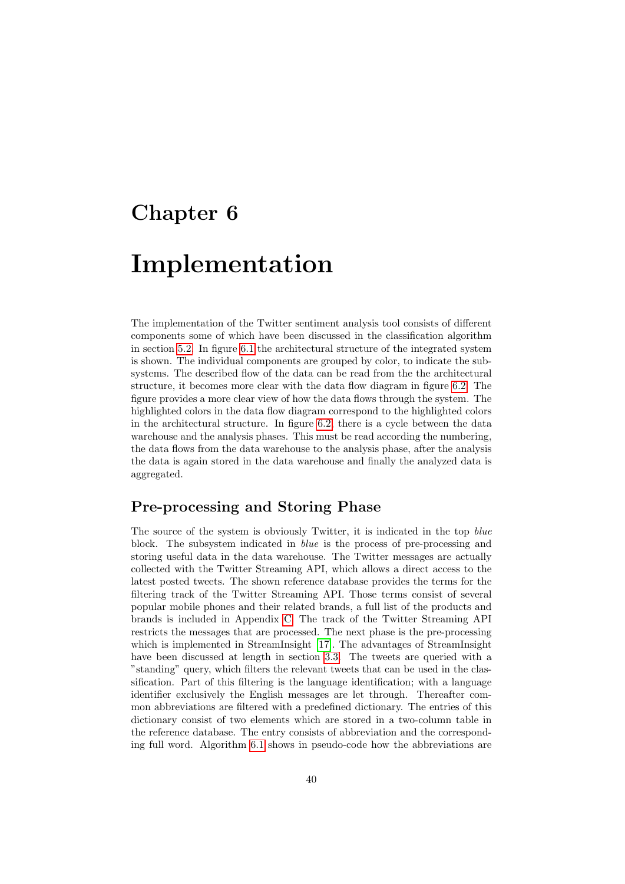# Chapter 6

# Implementation

The implementation of the Twitter sentiment analysis tool consists of different components some of which have been discussed in the classification algorithm in section 5.2. In figure 6.1 the architectural structure of the integrated system is shown. The individual components are grouped by color, to indicate the subsystems. The described flow of the data can be read from the the architectural structure, it becomes more clear with the data flow diagram in figure 6.2. The figure provides a more clear view of how the data flows through the system. The highlighted colors in the data flow diagram correspond to the highlighted colors in the architectural structure. In figure 6.2, there is a cycle between the data warehouse and the analysis phases. This must be read according the numbering, the data flows from the data warehouse to the analysis phase, after the analysis the data is again stored in the data warehouse and finally the analyzed data is aggregated.

## Pre-processing and Storing Phase

The source of the system is obviously Twitter, it is indicated in the top *blue* block. The subsystem indicated in *blue* is the process of pre-processing and storing useful data in the data warehouse. The Twitter messages are actually collected with the Twitter Streaming API, which allows a direct access to the latest posted tweets. The shown reference database provides the terms for the filtering track of the Twitter Streaming API. Those terms consist of several popular mobile phones and their related brands, a full list of the products and brands is included in Appendix C. The track of the Twitter Streaming API restricts the messages that are processed. The next phase is the pre-processing which is implemented in StreamInsight [17]. The advantages of StreamInsight have been discussed at length in section 3.3. The tweets are queried with a "standing" query, which filters the relevant tweets that can be used in the classification. Part of this filtering is the language identification; with a language identifier exclusively the English messages are let through. Thereafter common abbreviations are filtered with a predefined dictionary. The entries of this dictionary consist of two elements which are stored in a two-column table in the reference database. The entry consists of abbreviation and the corresponding full word. Algorithm 6.1 shows in pseudo-code how the abbreviations are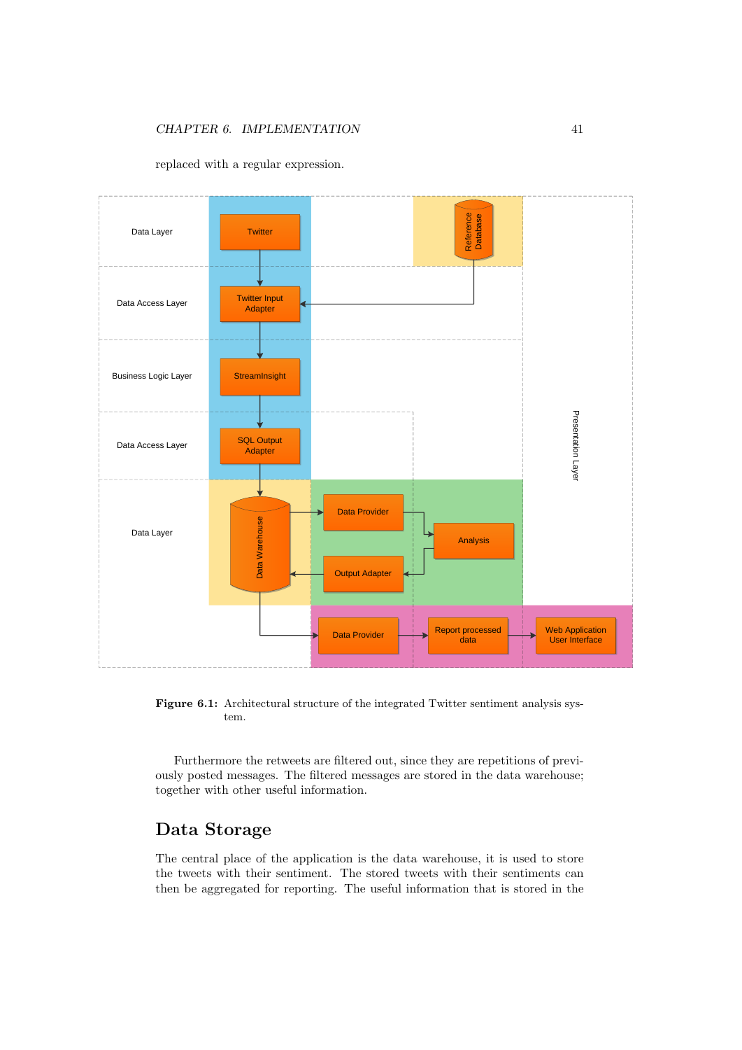replaced with a regular expression.

Figure 6.1: Architectural structure of the integrated Twitter sentiment analysis system.

Furthermore the retweets are filtered out, since they are repetitions of previously posted messages. The filtered messages are stored in the data warehouse; together with other useful information.

## Data Storage

The central place of the application is the data warehouse, it is used to store the tweets with their sentiment. The stored tweets with their sentiments can then be aggregated for reporting. The useful information that is stored in the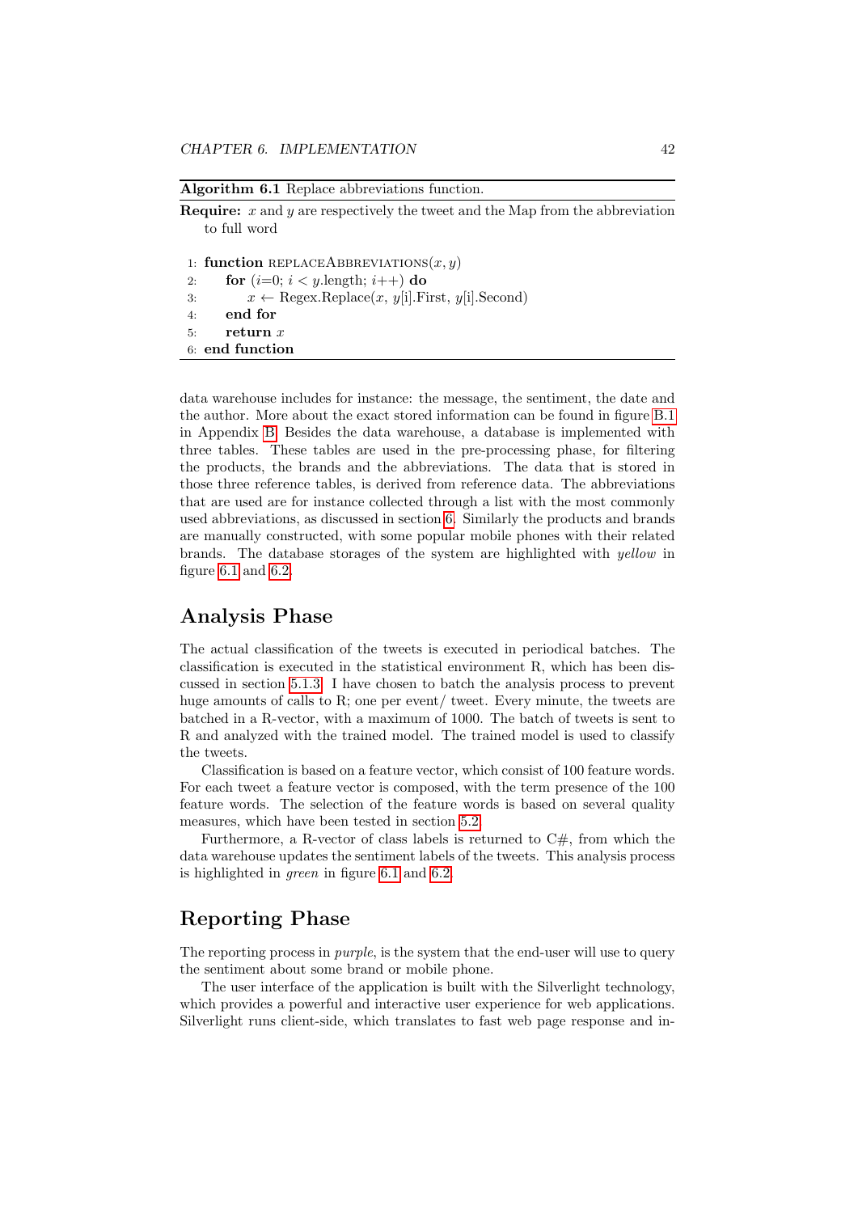**Algorithm 6.1** Replace abbreviations function.

**Require:** $x$ and $y$ are respectively the tweet and the Map from the abbreviation to full word

```
1: function REPLACEABBREVIATIONS(x, y)
2:     for (i=0; i < y.length; i++) do
3:         x ← Regex.Replace(x, y[i].First, y[i].Second)
4:     end for
5:     return x
6: end function
```

data warehouse includes for instance: the message, the sentiment, the date and the author. More about the exact stored information can be found in figure B.1 in Appendix B. Besides the data warehouse, a database is implemented with three tables. These tables are used in the pre-processing phase, for filtering the products, the brands and the abbreviations. The data that is stored in those three reference tables, is derived from reference data. The abbreviations that are used are for instance collected through a list with the most commonly used abbreviations, as discussed in section 6. Similarly the products and brands are manually constructed, with some popular mobile phones with their related brands. The database storages of the system are highlighted with *yellow* in figure 6.1 and 6.2.

## Analysis Phase

The actual classification of the tweets is executed in periodical batches. The classification is executed in the statistical environment R, which has been discussed in section 5.1.3. I have chosen to batch the analysis process to prevent huge amounts of calls to R; one per event/ tweet. Every minute, the tweets are batched in a R-vector, with a maximum of 1000. The batch of tweets is sent to R and analyzed with the trained model. The trained model is used to classify the tweets.

Classification is based on a feature vector, which consist of 100 feature words. For each tweet a feature vector is composed, with the term presence of the 100 feature words. The selection of the feature words is based on several quality measures, which have been tested in section 5.2.

Furthermore, a R-vector of class labels is returned to C#, from which the data warehouse updates the sentiment labels of the tweets. This analysis process is highlighted in *green* in figure 6.1 and 6.2.

## Reporting Phase

The reporting process in *purple*, is the system that the end-user will use to query the sentiment about some brand or mobile phone.

The user interface of the application is built with the Silverlight technology, which provides a powerful and interactive user experience for web applications. Silverlight runs client-side, which translates to fast web page response and in-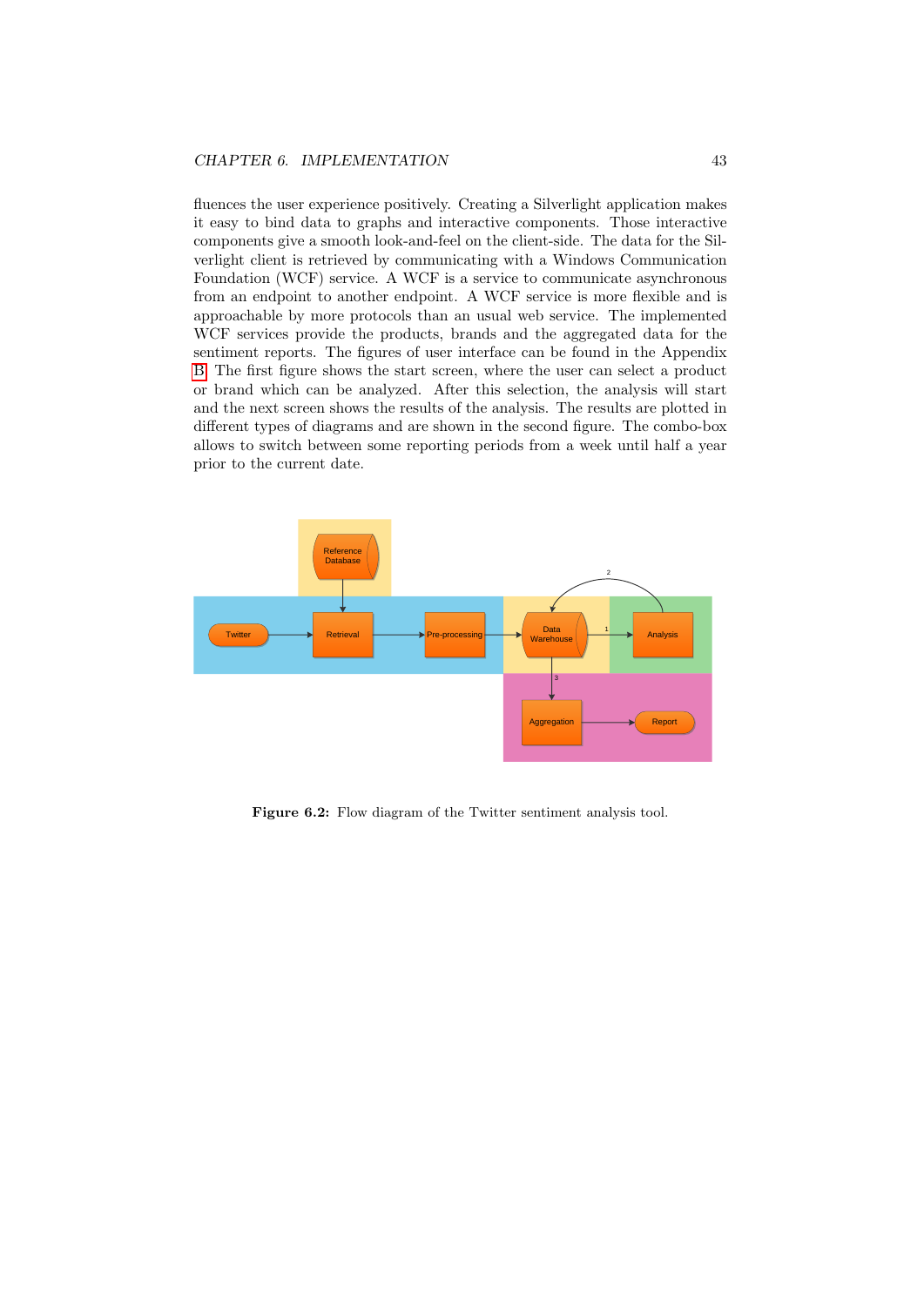fluences the user experience positively. Creating a Silverlight application makes it easy to bind data to graphs and interactive components. Those interactive components give a smooth look-and-feel on the client-side. The data for the Silverlight client is retrieved by communicating with a Windows Communication Foundation (WCF) service. A WCF is a service to communicate asynchronous from an endpoint to another endpoint. A WCF service is more flexible and is approachable by more protocols than an usual web service. The implemented WCF services provide the products, brands and the aggregated data for the sentiment reports. The figures of user interface can be found in the Appendix B. The first figure shows the start screen, where the user can select a product or brand which can be analyzed. After this selection, the analysis will start and the next screen shows the results of the analysis. The results are plotted in different types of diagrams and are shown in the second figure. The combo-box allows to switch between some reporting periods from a week until half a year prior to the current date.

**Figure 6.2:** Flow diagram of the Twitter sentiment analysis tool.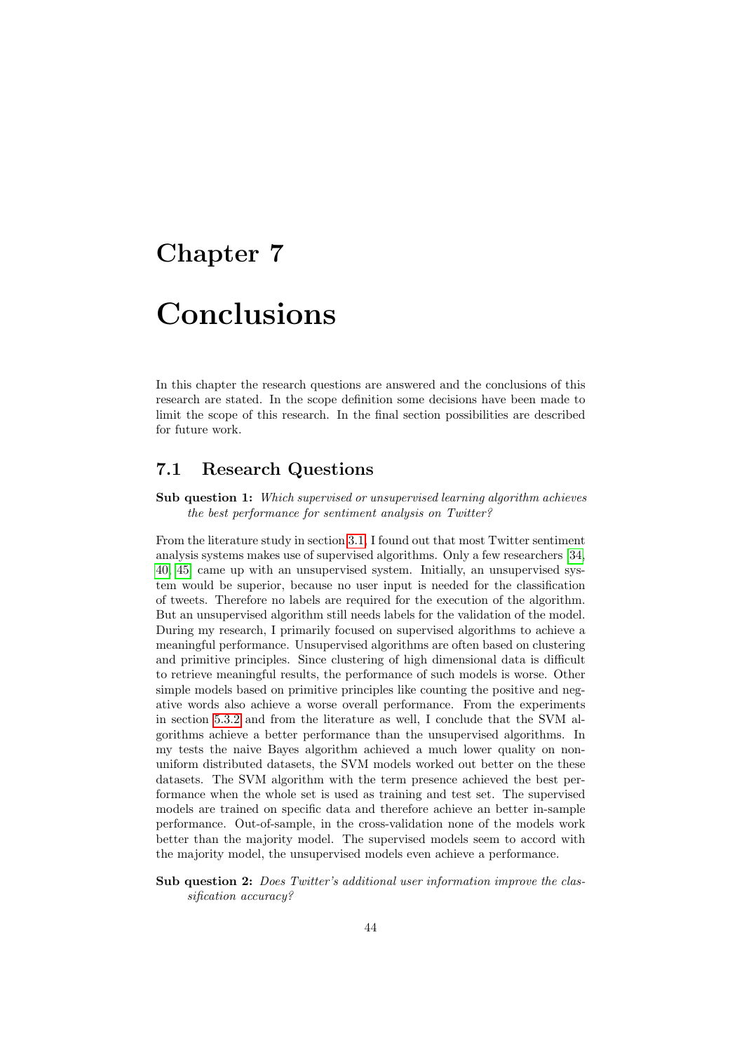# Chapter 7

# Conclusions

In this chapter the research questions are answered and the conclusions of this research are stated. In the scope definition some decisions have been made to limit the scope of this research. In the final section possibilities are described for future work.

## 7.1 Research Questions

**Sub question 1:** *Which supervised or unsupervised learning algorithm achieves the best performance for sentiment analysis on Twitter?*

From the literature study in section 3.1, I found out that most Twitter sentiment analysis systems makes use of supervised algorithms. Only a few researchers [34, 40, 45] came up with an unsupervised system. Initially, an unsupervised system would be superior, because no user input is needed for the classification of tweets. Therefore no labels are required for the execution of the algorithm. But an unsupervised algorithm still needs labels for the validation of the model. During my research, I primarily focused on supervised algorithms to achieve a meaningful performance. Unsupervised algorithms are often based on clustering and primitive principles. Since clustering of high dimensional data is difficult to retrieve meaningful results, the performance of such models is worse. Other simple models based on primitive principles like counting the positive and negative words also achieve a worse overall performance. From the experiments in section 5.3.2 and from the literature as well, I conclude that the SVM algorithms achieve a better performance than the unsupervised algorithms. In my tests the naive Bayes algorithm achieved a much lower quality on non-uniform distributed datasets, the SVM models worked out better on the these datasets. The SVM algorithm with the term presence achieved the best performance when the whole set is used as training and test set. The supervised models are trained on specific data and therefore achieve an better in-sample performance. Out-of-sample, in the cross-validation none of the models work better than the majority model. The supervised models seem to accord with the majority model, the unsupervised models even achieve a performance.

**Sub question 2:** *Does Twitter's additional user information improve the classification accuracy?*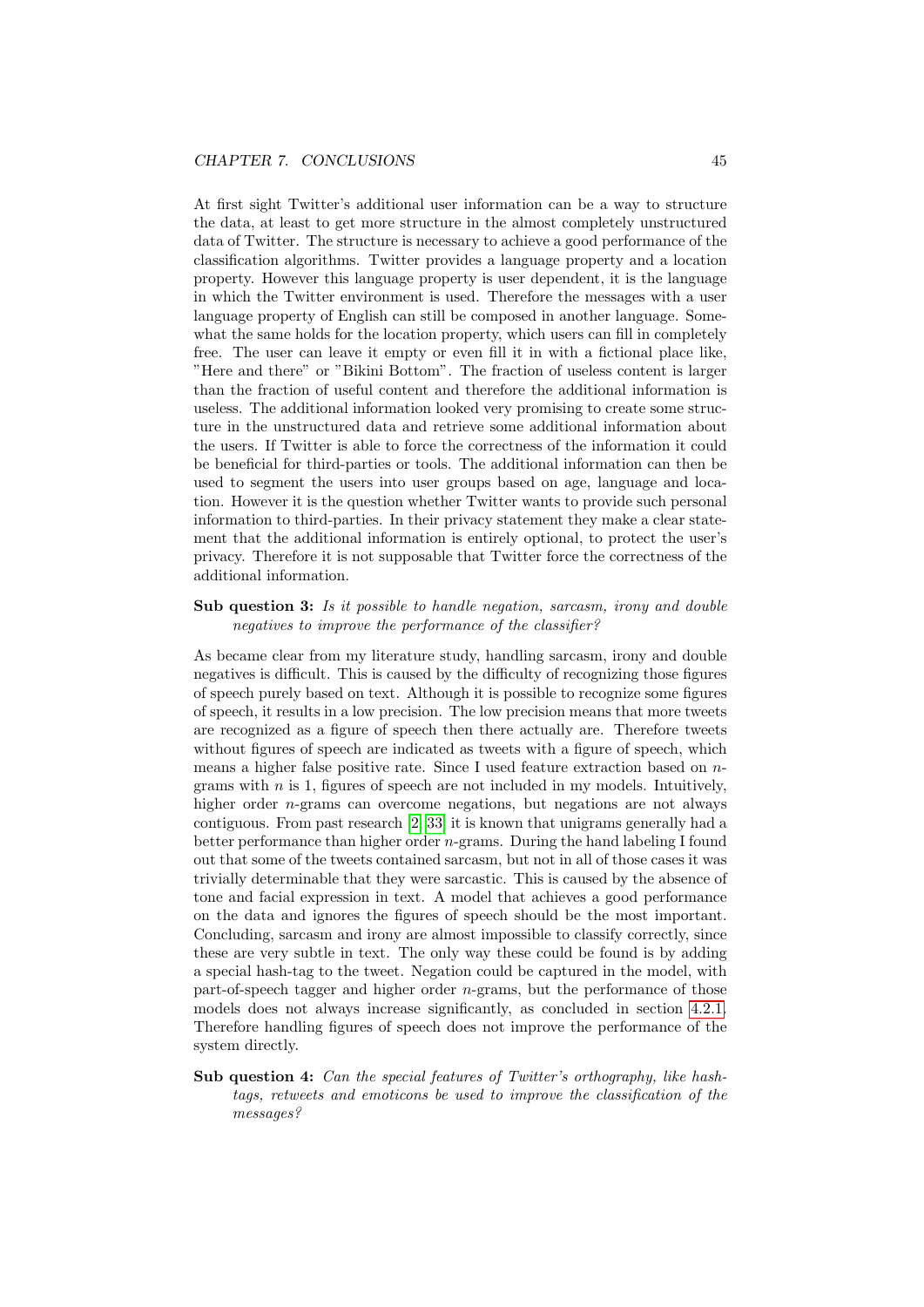At first sight Twitter's additional user information can be a way to structure the data, at least to get more structure in the almost completely unstructured data of Twitter. The structure is necessary to achieve a good performance of the classification algorithms. Twitter provides a language property and a location property. However this language property is user dependent, it is the language in which the Twitter environment is used. Therefore the messages with a user language property of English can still be composed in another language. Somewhat the same holds for the location property, which users can fill in completely free. The user can leave it empty or even fill it in with a fictional place like, "Here and there" or "Bikini Bottom". The fraction of useless content is larger than the fraction of useful content and therefore the additional information is useless. The additional information looked very promising to create some structure in the unstructured data and retrieve some additional information about the users. If Twitter is able to force the correctness of the information it could be beneficial for third-parties or tools. The additional information can then be used to segment the users into user groups based on age, language and location. However it is the question whether Twitter wants to provide such personal information to third-parties. In their privacy statement they make a clear statement that the additional information is entirely optional, to protect the user's privacy. Therefore it is not supposable that Twitter force the correctness of the additional information.

**Sub question 3:** *Is it possible to handle negation, sarcasm, irony and double negatives to improve the performance of the classifier?*

As became clear from my literature study, handling sarcasm, irony and double negatives is difficult. This is caused by the difficulty of recognizing those figures of speech purely based on text. Although it is possible to recognize some figures of speech, it results in a low precision. The low precision means that more tweets are recognized as a figure of speech then there actually are. Therefore tweets without figures of speech are indicated as tweets with a figure of speech, which means a higher false positive rate. Since I used feature extraction based on $n$-grams with $n$ is 1, figures of speech are not included in my models. Intuitively, higher order $n$-grams can overcome negations, but negations are not always contiguous. From past research [2][33] it is known that unigrams generally had a better performance than higher order $n$-grams. During the hand labeling I found out that some of the tweets contained sarcasm, but not in all of those cases it was trivially determinable that they were sarcastic. This is caused by the absence of tone and facial expression in text. A model that achieves a good performance on the data and ignores the figures of speech should be the most important. Concluding, sarcasm and irony are almost impossible to classify correctly, since these are very subtle in text. The only way these could be found is by adding a special hash-tag to the tweet. Negation could be captured in the model, with part-of-speech tagger and higher order $n$-grams, but the performance of those models does not always increase significantly, as concluded in section 4.2.1. Therefore handling figures of speech does not improve the performance of the system directly.

**Sub question 4:** *Can the special features of Twitter's orthography, like hashtags, retweets and emoticons be used to improve the classification of the messages?*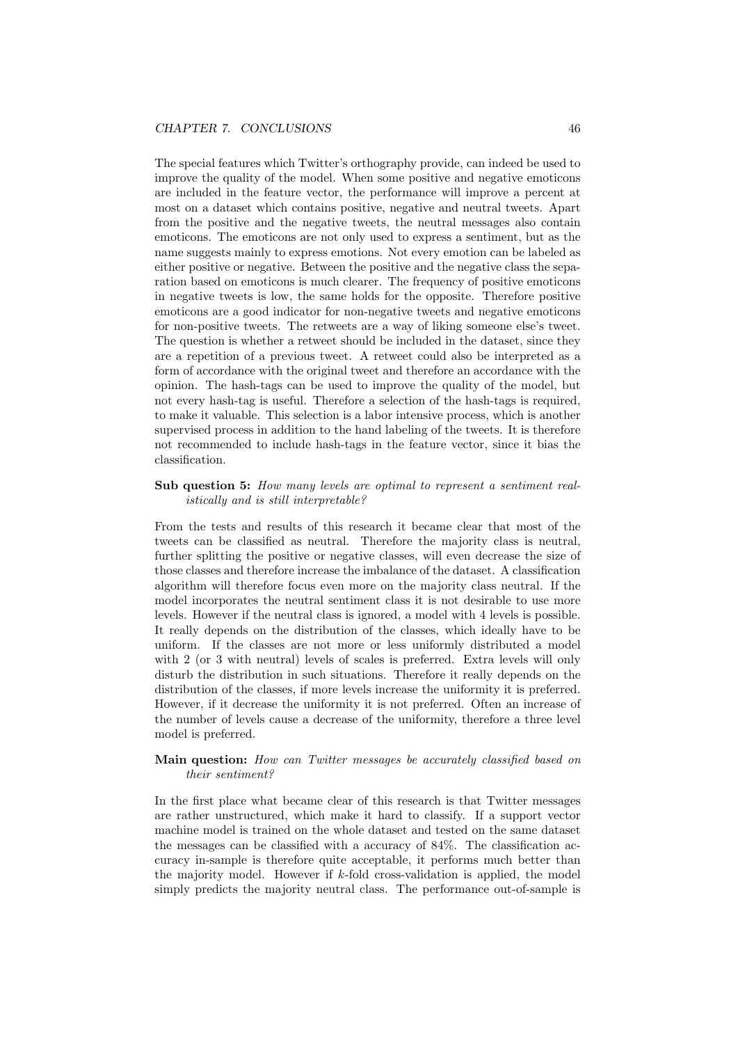The special features which Twitter's orthography provide, can indeed be used to improve the quality of the model. When some positive and negative emoticons are included in the feature vector, the performance will improve a percent at most on a dataset which contains positive, negative and neutral tweets. Apart from the positive and the negative tweets, the neutral messages also contain emoticons. The emoticons are not only used to express a sentiment, but as the name suggests mainly to express emotions. Not every emotion can be labeled as either positive or negative. Between the positive and the negative class the separation based on emoticons is much clearer. The frequency of positive emoticons in negative tweets is low, the same holds for the opposite. Therefore positive emoticons are a good indicator for non-negative tweets and negative emoticons for non-positive tweets. The retweets are a way of liking someone else's tweet. The question is whether a retweet should be included in the dataset, since they are a repetition of a previous tweet. A retweet could also be interpreted as a form of accordance with the original tweet and therefore an accordance with the opinion. The hash-tags can be used to improve the quality of the model, but not every hash-tag is useful. Therefore a selection of the hash-tags is required, to make it valuable. This selection is a labor intensive process, which is another supervised process in addition to the hand labeling of the tweets. It is therefore not recommended to include hash-tags in the feature vector, since it bias the classification.

**Sub question 5:** *How many levels are optimal to represent a sentiment realistically and is still interpretable?*

From the tests and results of this research it became clear that most of the tweets can be classified as neutral. Therefore the majority class is neutral, further splitting the positive or negative classes, will even decrease the size of those classes and therefore increase the imbalance of the dataset. A classification algorithm will therefore focus even more on the majority class neutral. If the model incorporates the neutral sentiment class it is not desirable to use more levels. However if the neutral class is ignored, a model with 4 levels is possible. It really depends on the distribution of the classes, which ideally have to be uniform. If the classes are not more or less uniformly distributed a model with 2 (or 3 with neutral) levels of scales is preferred. Extra levels will only disturb the distribution in such situations. Therefore it really depends on the distribution of the classes, if more levels increase the uniformity it is preferred. However, if it decrease the uniformity it is not preferred. Often an increase of the number of levels cause a decrease of the uniformity, therefore a three level model is preferred.

**Main question:** *How can Twitter messages be accurately classified based on their sentiment?*

In the first place what became clear of this research is that Twitter messages are rather unstructured, which make it hard to classify. If a support vector machine model is trained on the whole dataset and tested on the same dataset the messages can be classified with a accuracy of 84%. The classification accuracy in-sample is therefore quite acceptable, it performs much better than the majority model. However if $k$-fold cross-validation is applied, the model simply predicts the majority neutral class. The performance out-of-sample is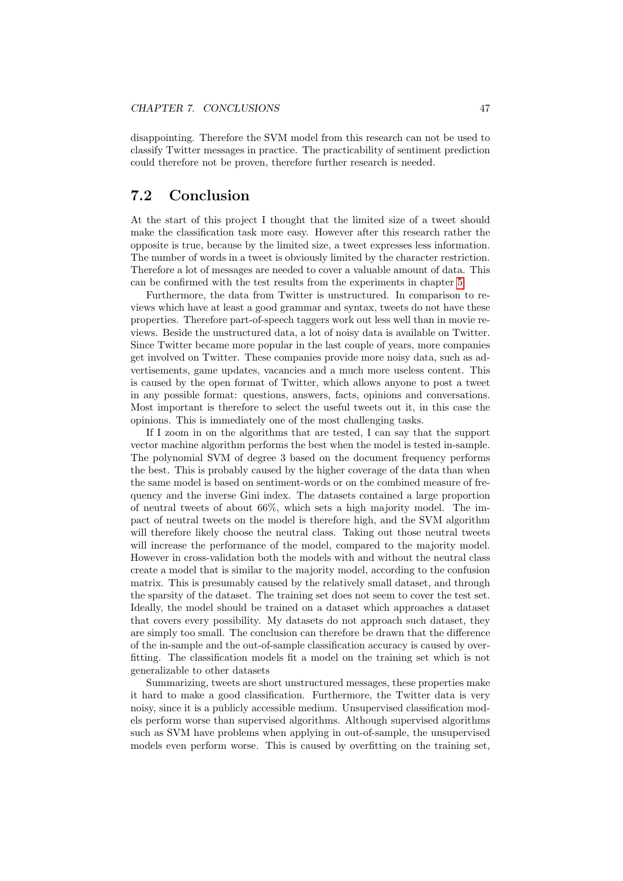disappointing. Therefore the SVM model from this research can not be used to classify Twitter messages in practice. The practicability of sentiment prediction could therefore not be proven, therefore further research is needed.

## 7.2 Conclusion

At the start of this project I thought that the limited size of a tweet should make the classification task more easy. However after this research rather the opposite is true, because by the limited size, a tweet expresses less information. The number of words in a tweet is obviously limited by the character restriction. Therefore a lot of messages are needed to cover a valuable amount of data. This can be confirmed with the test results from the experiments in chapter 5.

Furthermore, the data from Twitter is unstructured. In comparison to reviews which have at least a good grammar and syntax, tweets do not have these properties. Therefore part-of-speech taggers work out less well than in movie reviews. Beside the unstructured data, a lot of noisy data is available on Twitter. Since Twitter became more popular in the last couple of years, more companies get involved on Twitter. These companies provide more noisy data, such as advertisements, game updates, vacancies and a much more useless content. This is caused by the open format of Twitter, which allows anyone to post a tweet in any possible format: questions, answers, facts, opinions and conversations. Most important is therefore to select the useful tweets out it, in this case the opinions. This is immediately one of the most challenging tasks.

If I zoom in on the algorithms that are tested, I can say that the support vector machine algorithm performs the best when the model is tested in-sample. The polynomial SVM of degree 3 based on the document frequency performs the best. This is probably caused by the higher coverage of the data than when the same model is based on sentiment-words or on the combined measure of frequency and the inverse Gini index. The datasets contained a large proportion of neutral tweets of about 66%, which sets a high majority model. The impact of neutral tweets on the model is therefore high, and the SVM algorithm will therefore likely choose the neutral class. Taking out those neutral tweets will increase the performance of the model, compared to the majority model. However in cross-validation both the models with and without the neutral class create a model that is similar to the majority model, according to the confusion matrix. This is presumably caused by the relatively small dataset, and through the sparsity of the dataset. The training set does not seem to cover the test set. Ideally, the model should be trained on a dataset which approaches a dataset that covers every possibility. My datasets do not approach such dataset, they are simply too small. The conclusion can therefore be drawn that the difference of the in-sample and the out-of-sample classification accuracy is caused by overfitting. The classification models fit a model on the training set which is not generalizable to other datasets

Summarizing, tweets are short unstructured messages, these properties make it hard to make a good classification. Furthermore, the Twitter data is very noisy, since it is a publicly accessible medium. Unsupervised classification models perform worse than supervised algorithms. Although supervised algorithms such as SVM have problems when applying in out-of-sample, the unsupervised models even perform worse. This is caused by overfitting on the training set,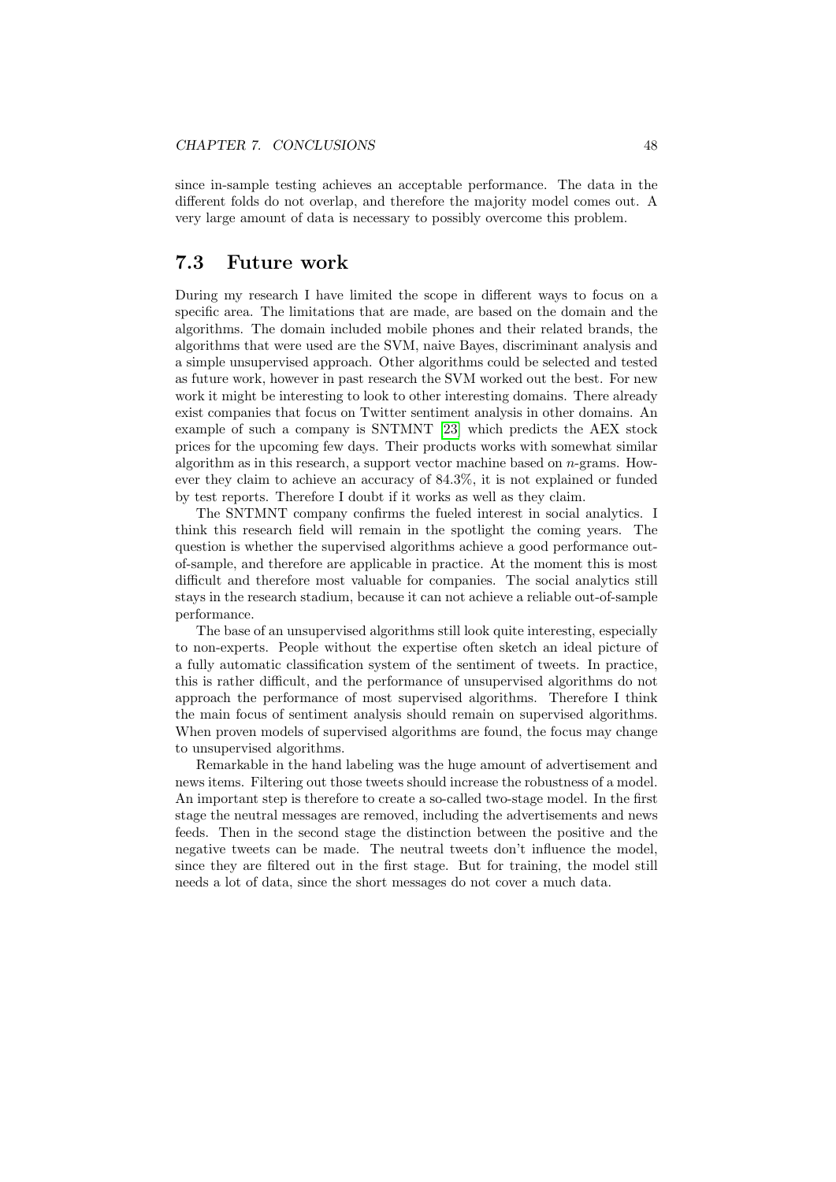since in-sample testing achieves an acceptable performance. The data in the different folds do not overlap, and therefore the majority model comes out. A very large amount of data is necessary to possibly overcome this problem.

## 7.3 Future work

During my research I have limited the scope in different ways to focus on a specific area. The limitations that are made, are based on the domain and the algorithms. The domain included mobile phones and their related brands, the algorithms that were used are the SVM, naive Bayes, discriminant analysis and a simple unsupervised approach. Other algorithms could be selected and tested as future work, however in past research the SVM worked out the best. For new work it might be interesting to look to other interesting domains. There already exist companies that focus on Twitter sentiment analysis in other domains. An example of such a company is SNTMNT [23] which predicts the AEX stock prices for the upcoming few days. Their products works with somewhat similar algorithm as in this research, a support vector machine based on $n$-grams. However they claim to achieve an accuracy of 84.3%, it is not explained or funded by test reports. Therefore I doubt if it works as well as they claim.

The SNTMNT company confirms the fueled interest in social analytics. I think this research field will remain in the spotlight the coming years. The question is whether the supervised algorithms achieve a good performance out-of-sample, and therefore are applicable in practice. At the moment this is most difficult and therefore most valuable for companies. The social analytics still stays in the research stadium, because it can not achieve a reliable out-of-sample performance.

The base of an unsupervised algorithms still look quite interesting, especially to non-experts. People without the expertise often sketch an ideal picture of a fully automatic classification system of the sentiment of tweets. In practice, this is rather difficult, and the performance of unsupervised algorithms do not approach the performance of most supervised algorithms. Therefore I think the main focus of sentiment analysis should remain on supervised algorithms. When proven models of supervised algorithms are found, the focus may change to unsupervised algorithms.

Remarkable in the hand labeling was the huge amount of advertisement and news items. Filtering out those tweets should increase the robustness of a model. An important step is therefore to create a so-called two-stage model. In the first stage the neutral messages are removed, including the advertisements and news feeds. Then in the second stage the distinction between the positive and the negative tweets can be made. The neutral tweets don't influence the model, since they are filtered out in the first stage. But for training, the model still needs a lot of data, since the short messages do not cover a much data.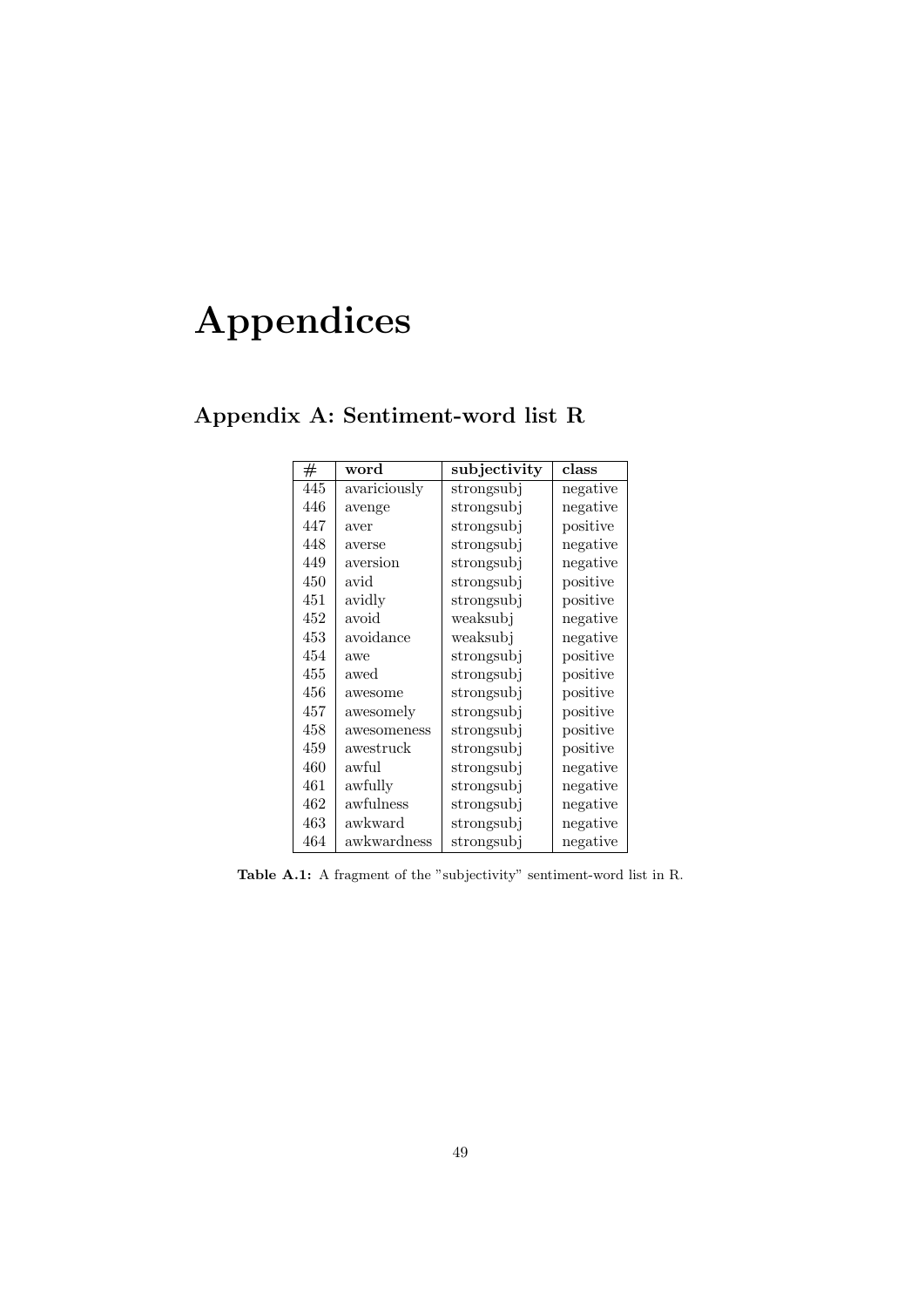# Appendices

## Appendix A: Sentiment-word list R

| # | word | subjectivity | class |
|---|---|---|---|
| 445 | avariciously | strongsubj | negative |
| 446 | avenge | strongsubj | negative |
| 447 | aver | strongsubj | positive |
| 448 | averse | strongsubj | negative |
| 449 | aversion | strongsubj | negative |
| 450 | avid | strongsubj | positive |
| 451 | avidly | strongsubj | positive |
| 452 | avoid | weaksubj | negative |
| 453 | avoidance | weaksubj | negative |
| 454 | awe | strongsubj | positive |
| 455 | awed | strongsubj | positive |
| 456 | awesome | strongsubj | positive |
| 457 | awesomely | strongsubj | positive |
| 458 | awesomeness | strongsubj | positive |
| 459 | awestruck | strongsubj | positive |
| 460 | awful | strongsubj | negative |
| 461 | awfully | strongsubj | negative |
| 462 | awfulness | strongsubj | negative |
| 463 | awkward | strongsubj | negative |
| 464 | awkwardness | strongsubj | negative |

**Table A.1:** A fragment of the "subjectivity" sentiment-word list in R.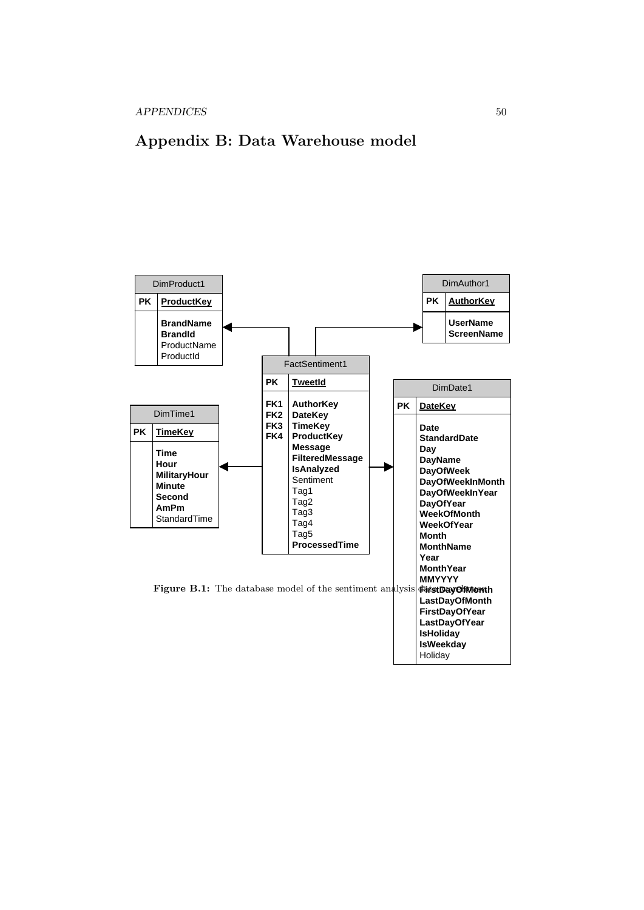# Appendix B: Data Warehouse model

| DimProduct1 | |
|---|---|
| PK | **ProductKey** |
| | **BrandName** |
| | **BrandId** |
| | ProductName |
| | ProductId |

| DimAuthor1 | |
|---|---|
| PK | **AuthorKey** |
| | **UserName** |
| | **ScreenName** |

| FactSentiment1 | |
|---|---|
| PK | **TweetId** |
| FK1 | **AuthorKey** |
| FK2 | **DateKey** |
| FK3 | **TimeKey** |
| FK4 | **ProductKey** |
| | **Message** |
| | **FilteredMessage** |
| | **IsAnalyzed** |
| | Sentiment |
| | Tag1 |
| | Tag2 |
| | Tag3 |
| | Tag4 |
| | Tag5 |
| | **ProcessedTime** |

| DimTime1 | |
|---|---|
| PK | **TimeKey** |
| | **Time** |
| | **Hour** |
| | **MilitaryHour** |
| | **Minute** |
| | **Second** |
| | **AmPm** |
| | StandardTime |

| DimDate1 | |
|---|---|
| PK | **DateKey** |
| | **Date** |
| | **StandardDate** |
| | **Day** |
| | **DayName** |
| | **DayOfWeek** |
| | **DayOfWeekInMonth** |
| | **DayOfWeekInYear** |
| | **DayOfYear** |
| | **WeekOfMonth** |
| | **WeekOfYear** |
| | **Month** |
| | **MonthName** |
| | **Year** |
| | **MonthYear** |
| | **MMYYYY** |
| | **FirstDayOfMonth** |
| | **LastDayOfMonth** |
| | **FirstDayOfYear** |
| | **LastDayOfYear** |
| | **IsHoliday** |
| | **IsWeekday** |
| | Holiday |

**Figure B.1:** The database model of the sentiment analysis data warehouse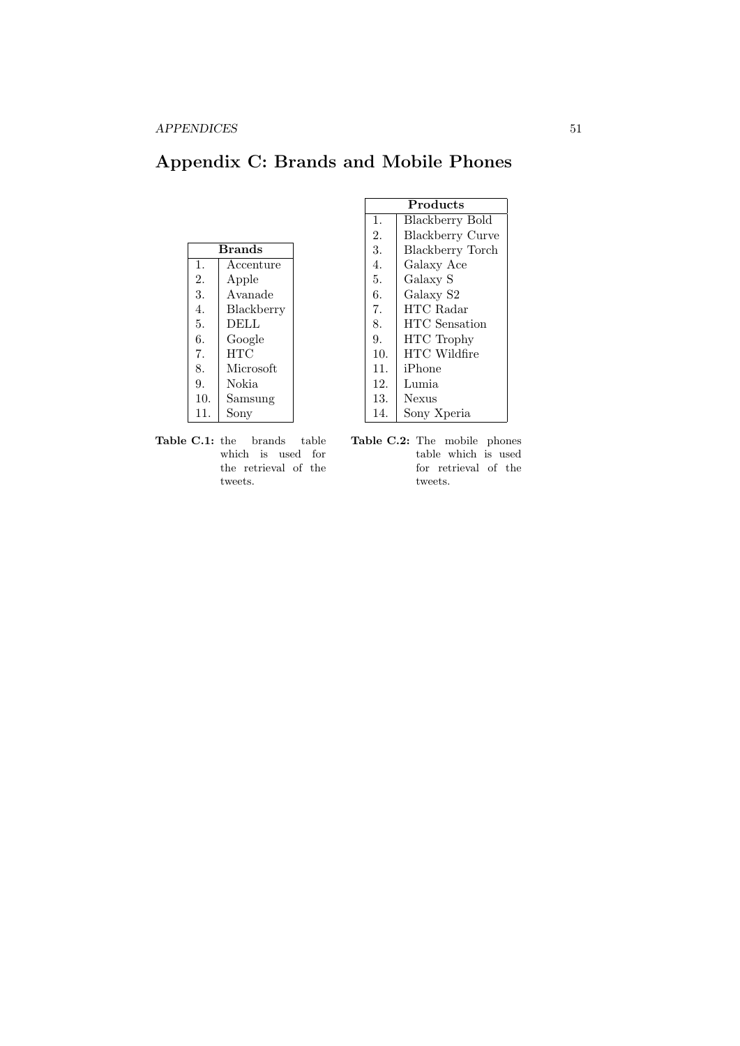# Appendix C: Brands and Mobile Phones

| | Brands |
|---|---|
| 1. | Accenture |
| 2. | Apple |
| 3. | Avanade |
| 4. | Blackberry |
| 5. | DELL |
| 6. | Google |
| 7. | HTC |
| 8. | Microsoft |
| 9. | Nokia |
| 10. | Samsung |
| 11. | Sony |

**Table C.1:** the brands table which is used for the retrieval of the tweets.

| | Products |
|---|---|
| 1. | Blackberry Bold |
| 2. | Blackberry Curve |
| 3. | Blackberry Torch |
| 4. | Galaxy Ace |
| 5. | Galaxy S |
| 6. | Galaxy S2 |
| 7. | HTC Radar |
| 8. | HTC Sensation |
| 9. | HTC Trophy |
| 10. | HTC Wildfire |
| 11. | iPhone |
| 12. | Lumia |
| 13. | Nexus |
| 14. | Sony Xperia |

**Table C.2:** The mobile phones table which is used for retrieval of the tweets.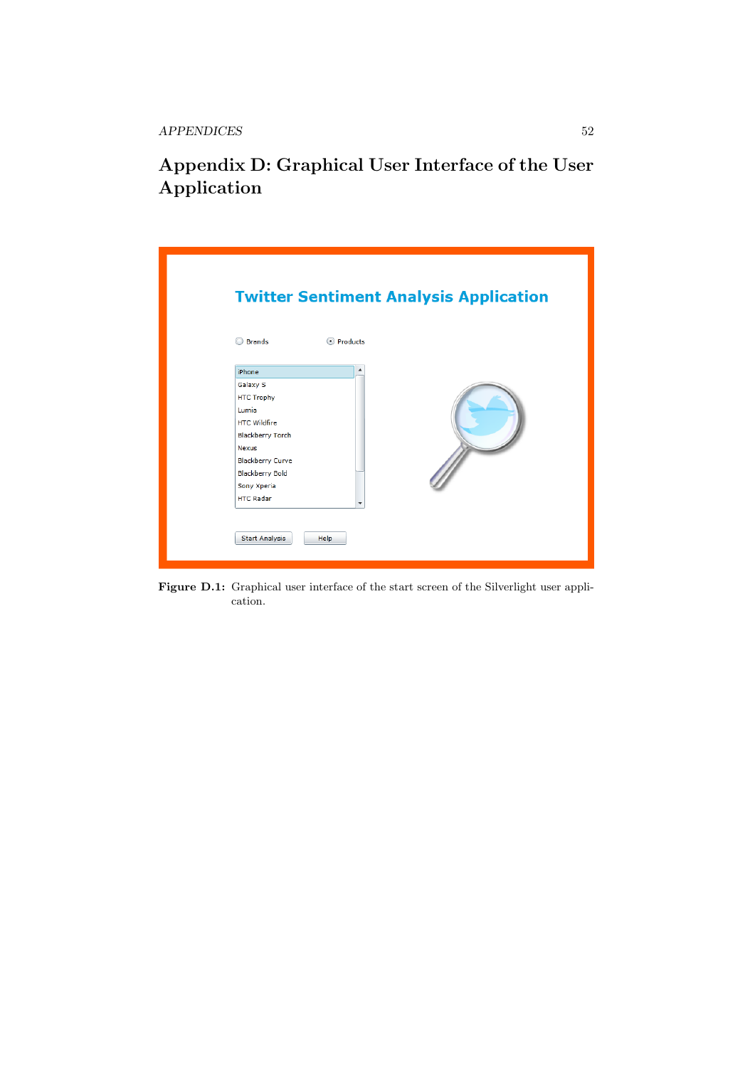# Appendix D: Graphical User Interface of the User Application

**Figure D.1:** Graphical user interface of the start screen of the Silverlight user application.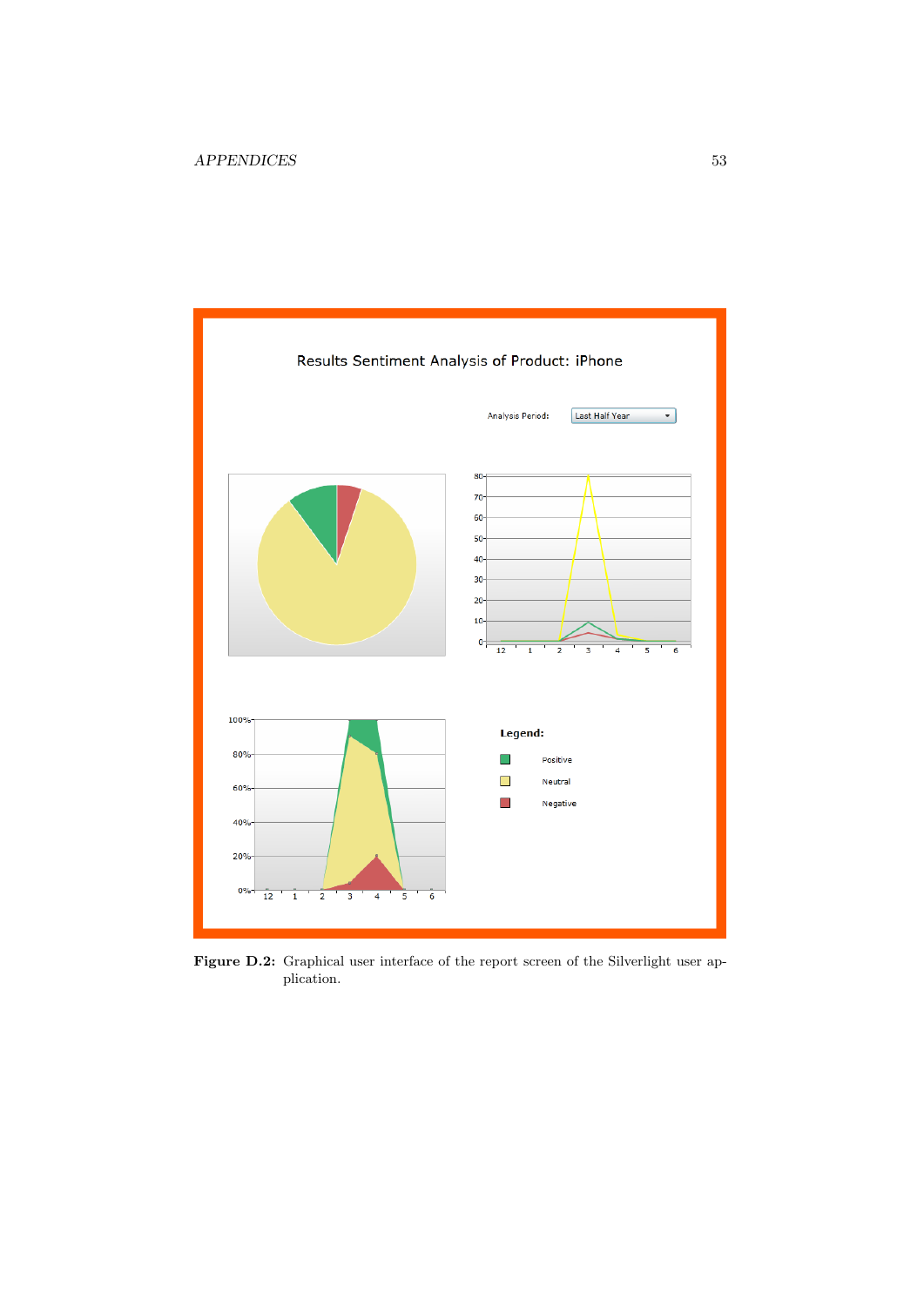**Figure D.2:** Graphical user interface of the report screen of the Silverlight user application.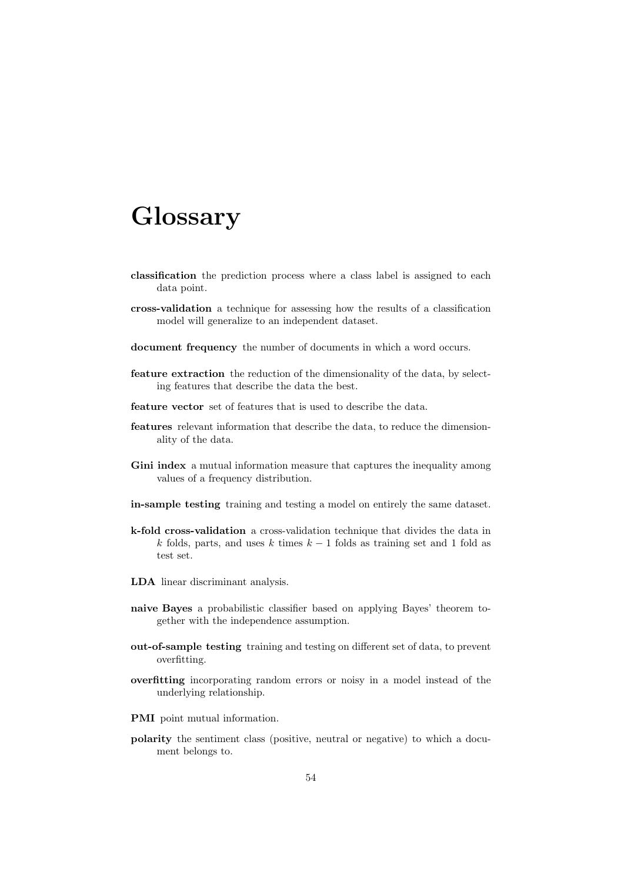# Glossary

**classification** the prediction process where a class label is assigned to each data point.

**cross-validation** a technique for assessing how the results of a classification model will generalize to an independent dataset.

**document frequency** the number of documents in which a word occurs.

**feature extraction** the reduction of the dimensionality of the data, by selecting features that describe the data the best.

**feature vector** set of features that is used to describe the data.

**features** relevant information that describe the data, to reduce the dimensionality of the data.

**Gini index** a mutual information measure that captures the inequality among values of a frequency distribution.

**in-sample testing** training and testing a model on entirely the same dataset.

**k-fold cross-validation** a cross-validation technique that divides the data in $k$ folds, parts, and uses $k$ times $k-1$ folds as training set and 1 fold as test set.

**LDA** linear discriminant analysis.

**naive Bayes** a probabilistic classifier based on applying Bayes' theorem together with the independence assumption.

**out-of-sample testing** training and testing on different set of data, to prevent overfitting.

**overfitting** incorporating random errors or noisy in a model instead of the underlying relationship.

**PMI** point mutual information.

**polarity** the sentiment class (positive, neutral or negative) to which a document belongs to.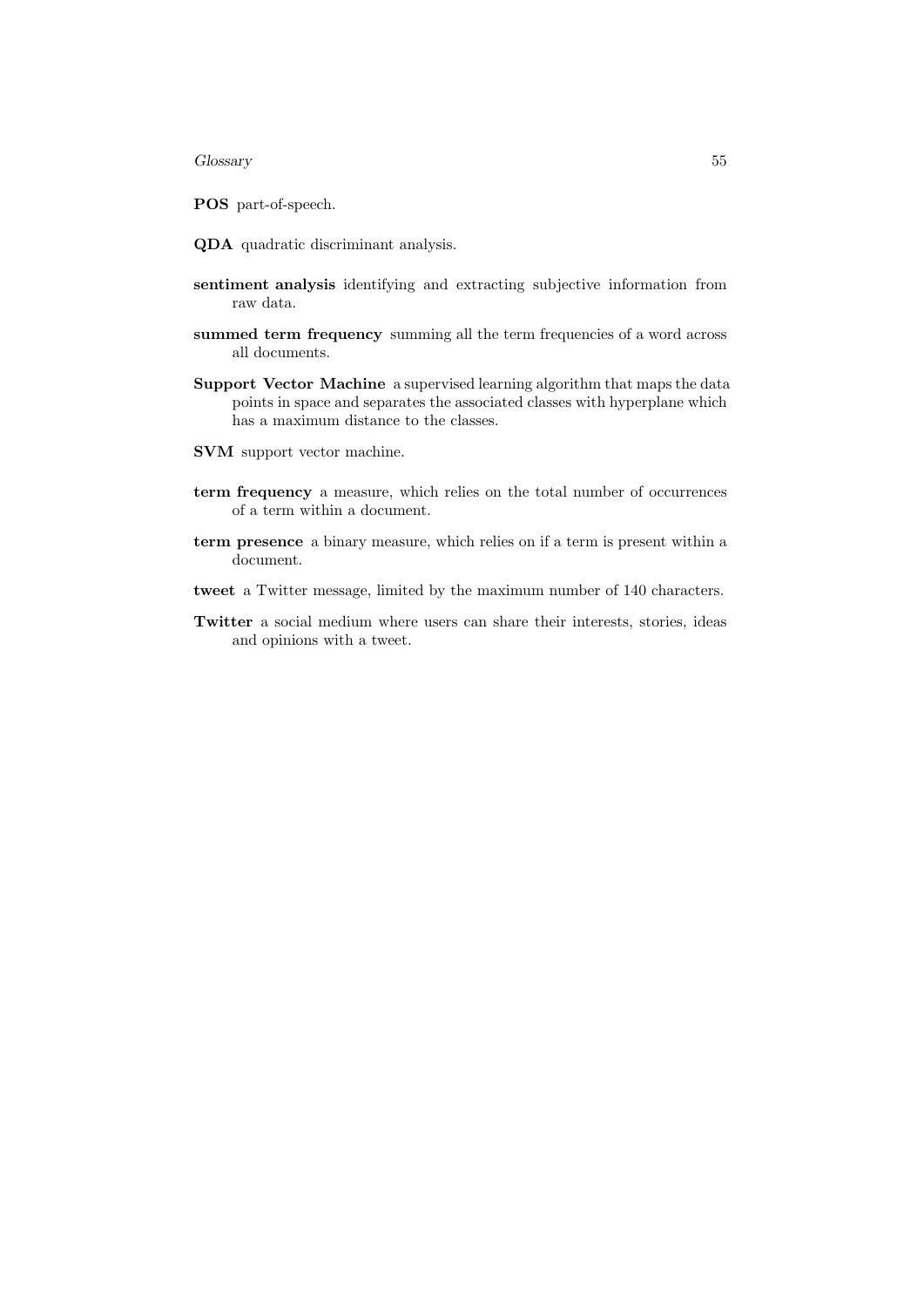**POS** part-of-speech.

**QDA** quadratic discriminant analysis.

**sentiment analysis** identifying and extracting subjective information from raw data.

**summed term frequency** summing all the term frequencies of a word across all documents.

**Support Vector Machine** a supervised learning algorithm that maps the data points in space and separates the associated classes with hyperplane which has a maximum distance to the classes.

**SVM** support vector machine.

**term frequency** a measure, which relies on the total number of occurrences of a term within a document.

**term presence** a binary measure, which relies on if a term is present within a document.

**tweet** a Twitter message, limited by the maximum number of 140 characters.

**Twitter** a social medium where users can share their interests, stories, ideas and opinions with a tweet.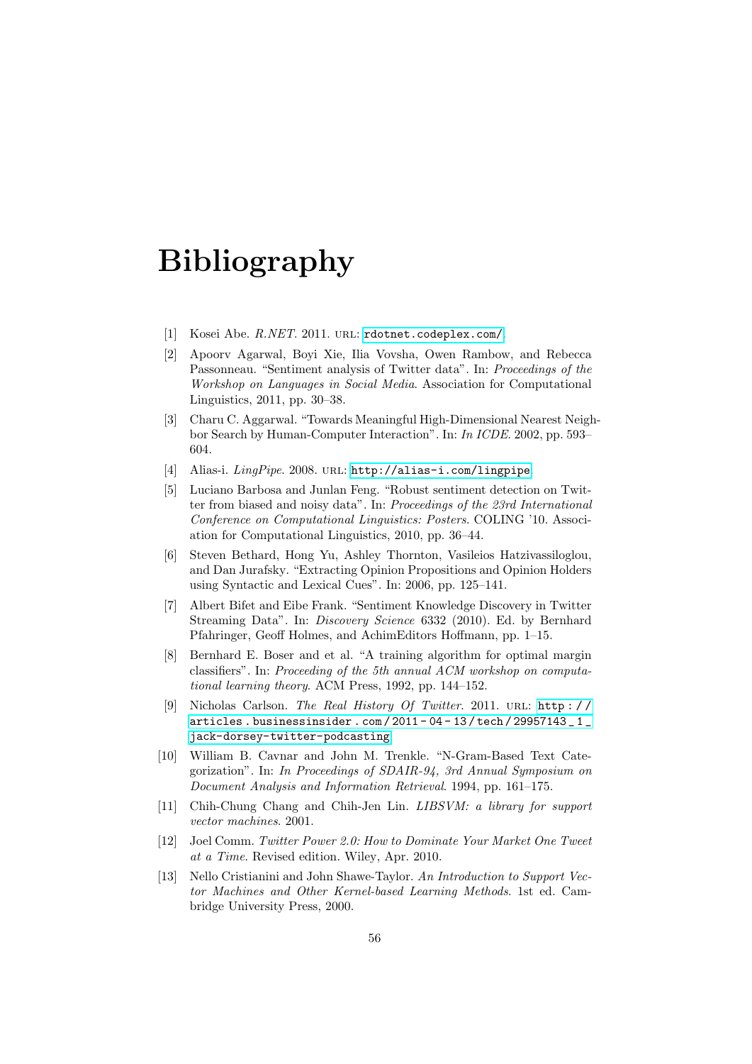# Bibliography

[1] Kosei Abe. *R.NET*. 2011. URL: rdotnet.codeplex.com/.

[2] Apoorv Agarwal, Boyi Xie, Ilia Vovsha, Owen Rambow, and Rebecca Passonneau. "Sentiment analysis of Twitter data". In: *Proceedings of the Workshop on Languages in Social Media*. Association for Computational Linguistics, 2011, pp. 30–38.

[3] Charu C. Aggarwal. "Towards Meaningful High-Dimensional Nearest Neighbor Search by Human-Computer Interaction". In: *In ICDE*. 2002, pp. 593–604.

[4] Alias-i. *LingPipe*. 2008. URL: http://alias-i.com/lingpipe.

[5] Luciano Barbosa and Junlan Feng. "Robust sentiment detection on Twitter from biased and noisy data". In: *Proceedings of the 23rd International Conference on Computational Linguistics: Posters*. COLING '10. Association for Computational Linguistics, 2010, pp. 36–44.

[6] Steven Bethard, Hong Yu, Ashley Thornton, Vasileios Hatzivassiloglou, and Dan Jurafsky. "Extracting Opinion Propositions and Opinion Holders using Syntactic and Lexical Cues". In: 2006, pp. 125–141.

[7] Albert Bifet and Eibe Frank. "Sentiment Knowledge Discovery in Twitter Streaming Data". In: *Discovery Science* 6332 (2010). Ed. by Bernhard Pfahringer, Geoff Holmes, and AchimEditors Hoffmann, pp. 1–15.

[8] Bernhard E. Boser and et al. "A training algorithm for optimal margin classifiers". In: *Proceeding of the 5th annual ACM workshop on computational learning theory*. ACM Press, 1992, pp. 144–152.

[9] Nicholas Carlson. *The Real History Of Twitter*. 2011. URL: http://articles.businessinsider.com/2011-04-13/tech/29957143_1_jack-dorsey-twitter-podcasting.

[10] William B. Cavnar and John M. Trenkle. "N-Gram-Based Text Categorization". In: *In Proceedings of SDAIR-94, 3rd Annual Symposium on Document Analysis and Information Retrieval*. 1994, pp. 161–175.

[11] Chih-Chung Chang and Chih-Jen Lin. *LIBSVM: a library for support vector machines*. 2001.

[12] Joel Comm. *Twitter Power 2.0: How to Dominate Your Market One Tweet at a Time*. Revised edition. Wiley, Apr. 2010.

[13] Nello Cristianini and John Shawe-Taylor. *An Introduction to Support Vector Machines and Other Kernel-based Learning Methods*. 1st ed. Cambridge University Press, 2000.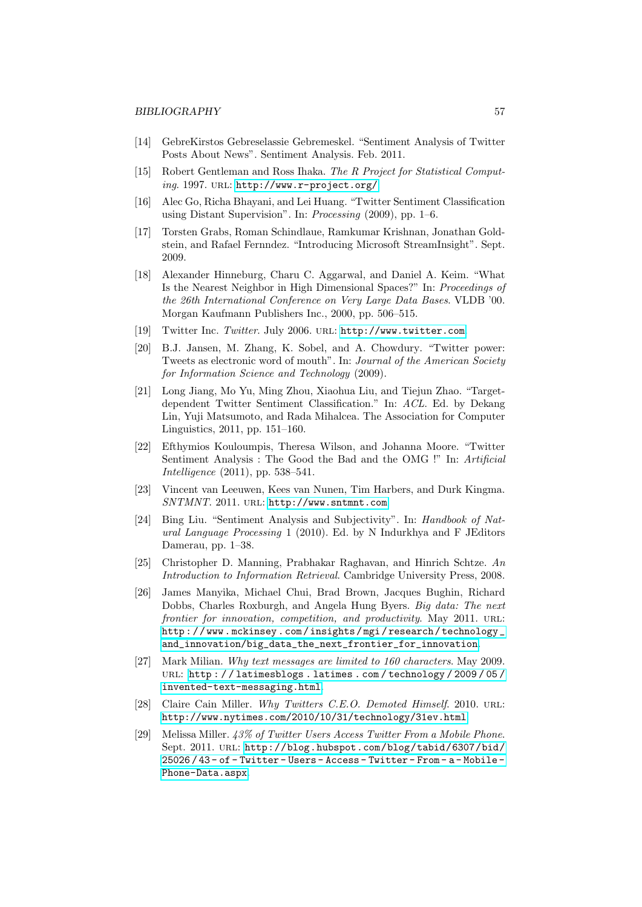[14] GebreKirstos Gebreselassie Gebremeskel. "Sentiment Analysis of Twitter Posts About News". Sentiment Analysis. Feb. 2011.

[15] Robert Gentleman and Ross Ihaka. *The R Project for Statistical Computing*. 1997. URL: http://www.r-project.org/.

[16] Alec Go, Richa Bhayani, and Lei Huang. "Twitter Sentiment Classification using Distant Supervision". In: *Processing* (2009), pp. 1–6.

[17] Torsten Grabs, Roman Schindlaue, Ramkumar Krishnan, Jonathan Goldstein, and Rafael Fernndez. "Introducing Microsoft StreamInsight". Sept. 2009.

[18] Alexander Hinneburg, Charu C. Aggarwal, and Daniel A. Keim. "What Is the Nearest Neighbor in High Dimensional Spaces?" In: *Proceedings of the 26th International Conference on Very Large Data Bases*. VLDB '00. Morgan Kaufmann Publishers Inc., 2000, pp. 506–515.

[19] Twitter Inc. *Twitter*. July 2006. URL: http://www.twitter.com.

[20] B.J. Jansen, M. Zhang, K. Sobel, and A. Chowdury. "Twitter power: Tweets as electronic word of mouth". In: *Journal of the American Society for Information Science and Technology* (2009).

[21] Long Jiang, Mo Yu, Ming Zhou, Xiaohua Liu, and Tiejun Zhao. "Target-dependent Twitter Sentiment Classification." In: *ACL*. Ed. by Dekang Lin, Yuji Matsumoto, and Rada Mihalcea. The Association for Computer Linguistics, 2011, pp. 151–160.

[22] Efthymios Kouloumpis, Theresa Wilson, and Johanna Moore. "Twitter Sentiment Analysis : The Good the Bad and the OMG !" In: *Artificial Intelligence* (2011), pp. 538–541.

[23] Vincent van Leeuwen, Kees van Nunen, Tim Harbers, and Durk Kingma. *SNTMNT*. 2011. URL: http://www.sntmnt.com.

[24] Bing Liu. "Sentiment Analysis and Subjectivity". In: *Handbook of Natural Language Processing* 1 (2010). Ed. by N Indurkhya and F JEditors Damerau, pp. 1–38.

[25] Christopher D. Manning, Prabhakar Raghavan, and Hinrich Schtze. *An Introduction to Information Retrieval*. Cambridge University Press, 2008.

[26] James Manyika, Michael Chui, Brad Brown, Jacques Bughin, Richard Dobbs, Charles Roxburgh, and Angela Hung Byers. *Big data: The next frontier for innovation, competition, and productivity*. May 2011. URL: http://www.mckinsey.com/insights/mgi/research/technology_and_innovation/big_data_the_next_frontier_for_innovation.

[27] Mark Milian. *Why text messages are limited to 160 characters*. May 2009. URL: http://latimesblogs.latimes.com/technology/2009/05/invented-text-messaging.html.

[28] Claire Cain Miller. *Why Twitters C.E.O. Demoted Himself*. 2010. URL: http://www.nytimes.com/2010/10/31/technology/31ev.html.

[29] Melissa Miller. *43% of Twitter Users Access Twitter From a Mobile Phone*. Sept. 2011. URL: http://blog.hubspot.com/blog/tabid/6307/bid/25026/43-of-Twitter-Users-Access-Twitter-From-a-Mobile-Phone-Data.aspx.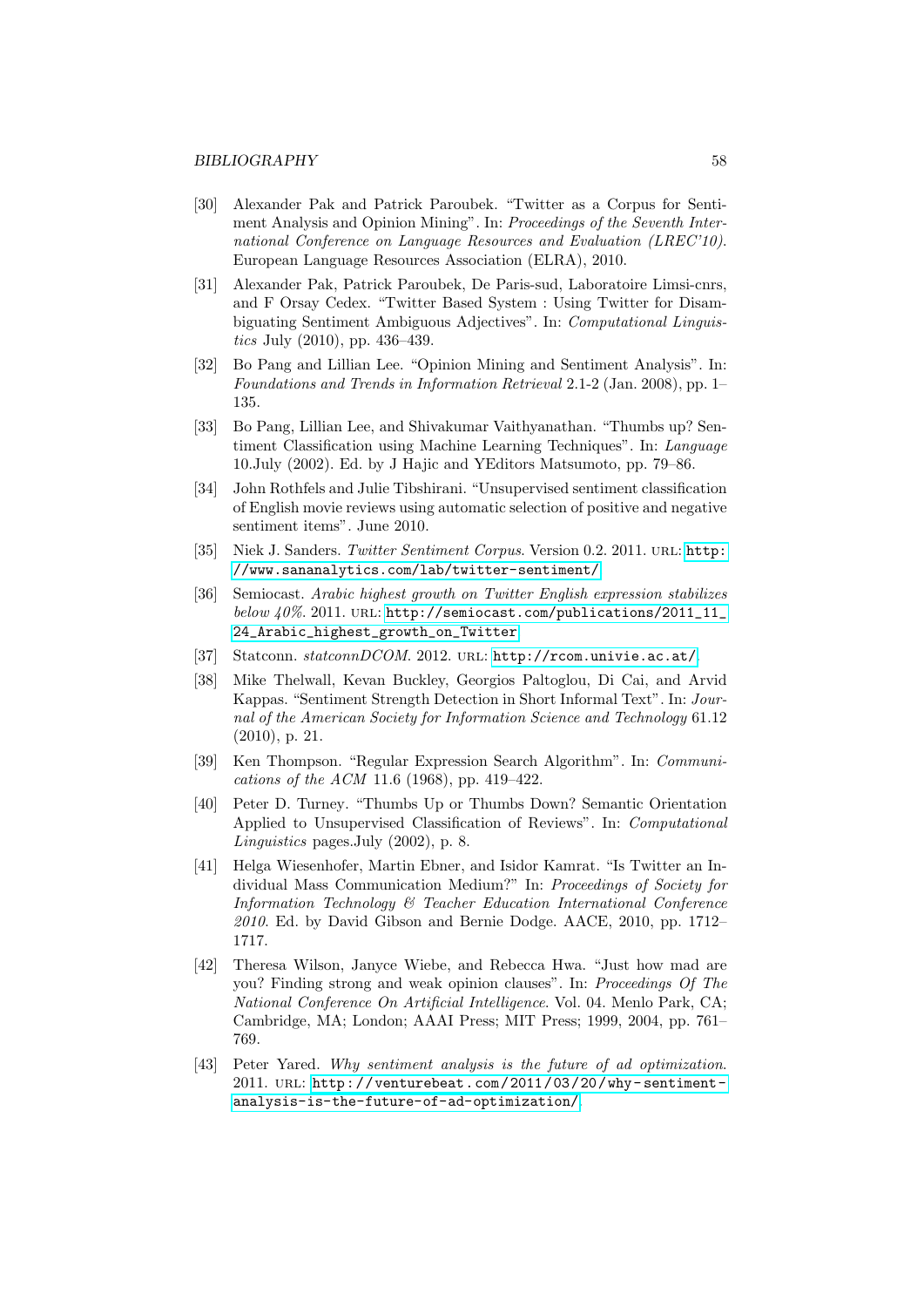[30] Alexander Pak and Patrick Paroubek. "Twitter as a Corpus for Sentiment Analysis and Opinion Mining". In: *Proceedings of the Seventh International Conference on Language Resources and Evaluation (LREC'10)*. European Language Resources Association (ELRA), 2010.

[31] Alexander Pak, Patrick Paroubek, De Paris-sud, Laboratoire Limsi-cnrs, and F Orsay Cedex. "Twitter Based System : Using Twitter for Disambiguating Sentiment Ambiguous Adjectives". In: *Computational Linguistics* July (2010), pp. 436–439.

[32] Bo Pang and Lillian Lee. "Opinion Mining and Sentiment Analysis". In: *Foundations and Trends in Information Retrieval* 2.1-2 (Jan. 2008), pp. 1–135.

[33] Bo Pang, Lillian Lee, and Shivakumar Vaithyanathan. "Thumbs up? Sentiment Classification using Machine Learning Techniques". In: *Language* 10.July (2002). Ed. by J Hajic and YEditors Matsumoto, pp. 79–86.

[34] John Rothfels and Julie Tibshirani. "Unsupervised sentiment classification of English movie reviews using automatic selection of positive and negative sentiment items". June 2010.

[35] Niek J. Sanders. *Twitter Sentiment Corpus*. Version 0.2. 2011. URL: http://www.sananalytics.com/lab/twitter-sentiment/.

[36] Semiocast. *Arabic highest growth on Twitter English expression stabilizes below 40%*. 2011. URL: http://semiocast.com/publications/2011_11_24_Arabic_highest_growth_on_Twitter.

[37] Statconn. *statconnDCOM*. 2012. URL: http://rcom.univie.ac.at/.

[38] Mike Thelwall, Kevan Buckley, Georgios Paltoglou, Di Cai, and Arvid Kappas. "Sentiment Strength Detection in Short Informal Text". In: *Journal of the American Society for Information Science and Technology* 61.12 (2010), p. 21.

[39] Ken Thompson. "Regular Expression Search Algorithm". In: *Communications of the ACM* 11.6 (1968), pp. 419–422.

[40] Peter D. Turney. "Thumbs Up or Thumbs Down? Semantic Orientation Applied to Unsupervised Classification of Reviews". In: *Computational Linguistics* pages.July (2002), p. 8.

[41] Helga Wiesenhofer, Martin Ebner, and Isidor Kamrat. "Is Twitter an Individual Mass Communication Medium?" In: *Proceedings of Society for Information Technology & Teacher Education International Conference 2010*. Ed. by David Gibson and Bernie Dodge. AACE, 2010, pp. 1712–1717.

[42] Theresa Wilson, Janyce Wiebe, and Rebecca Hwa. "Just how mad are you? Finding strong and weak opinion clauses". In: *Proceedings Of The National Conference On Artificial Intelligence*. Vol. 04. Menlo Park, CA; Cambridge, MA; London; AAAI Press; MIT Press; 1999, 2004, pp. 761–769.

[43] Peter Yared. *Why sentiment analysis is the future of ad optimization*. 2011. URL: http://venturebeat.com/2011/03/20/why-sentiment-analysis-is-the-future-of-ad-optimization/.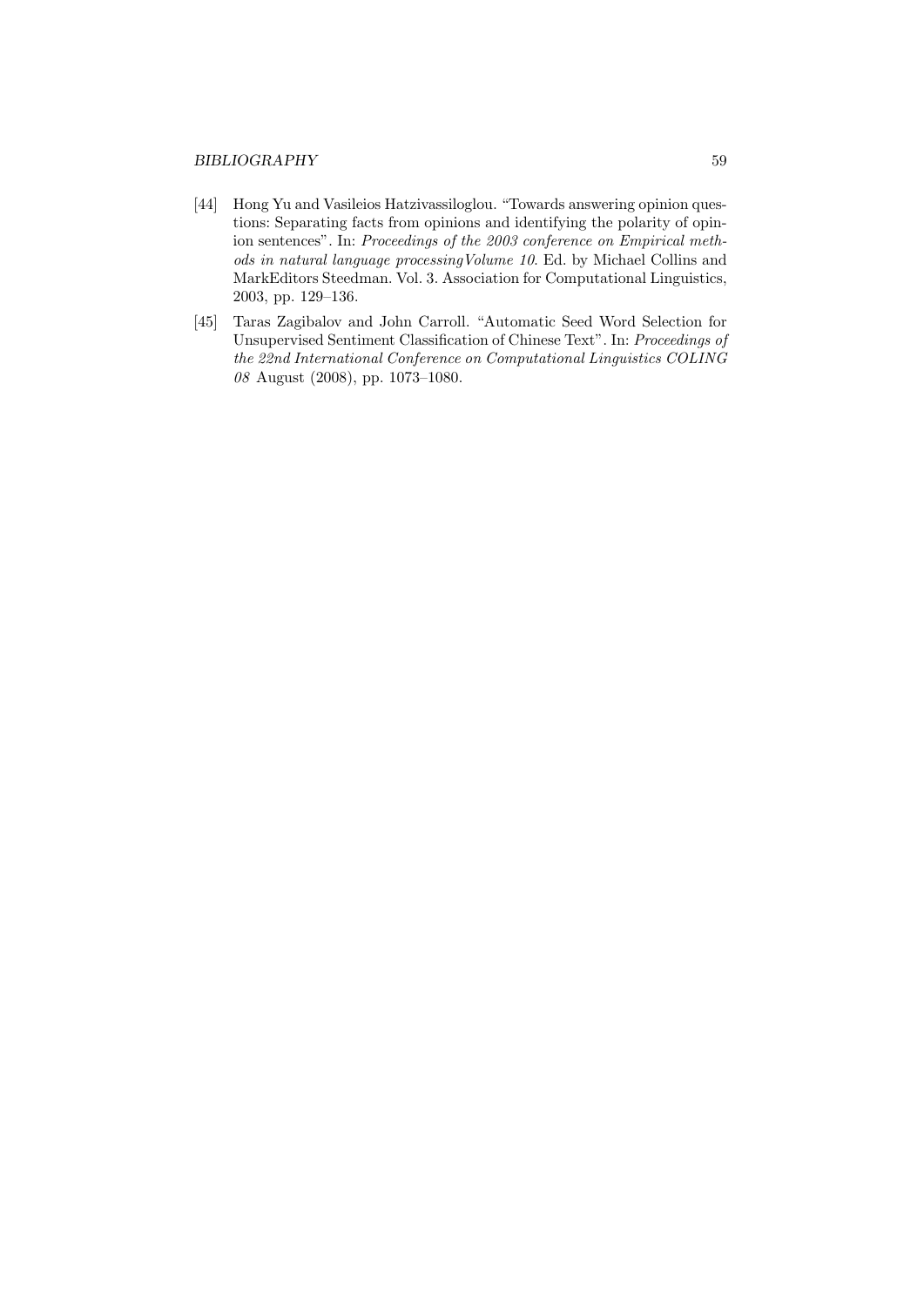[44] Hong Yu and Vasileios Hatzivassiloglou. "Towards answering opinion questions: Separating facts from opinions and identifying the polarity of opinion sentences". In: *Proceedings of the 2003 conference on Empirical methods in natural language processingVolume 10*. Ed. by Michael Collins and MarkEditors Steedman. Vol. 3. Association for Computational Linguistics, 2003, pp. 129–136.

[45] Taras Zagibalov and John Carroll. "Automatic Seed Word Selection for Unsupervised Sentiment Classification of Chinese Text". In: *Proceedings of the 22nd International Conference on Computational Linguistics COLING 08* August (2008), pp. 1073–1080.